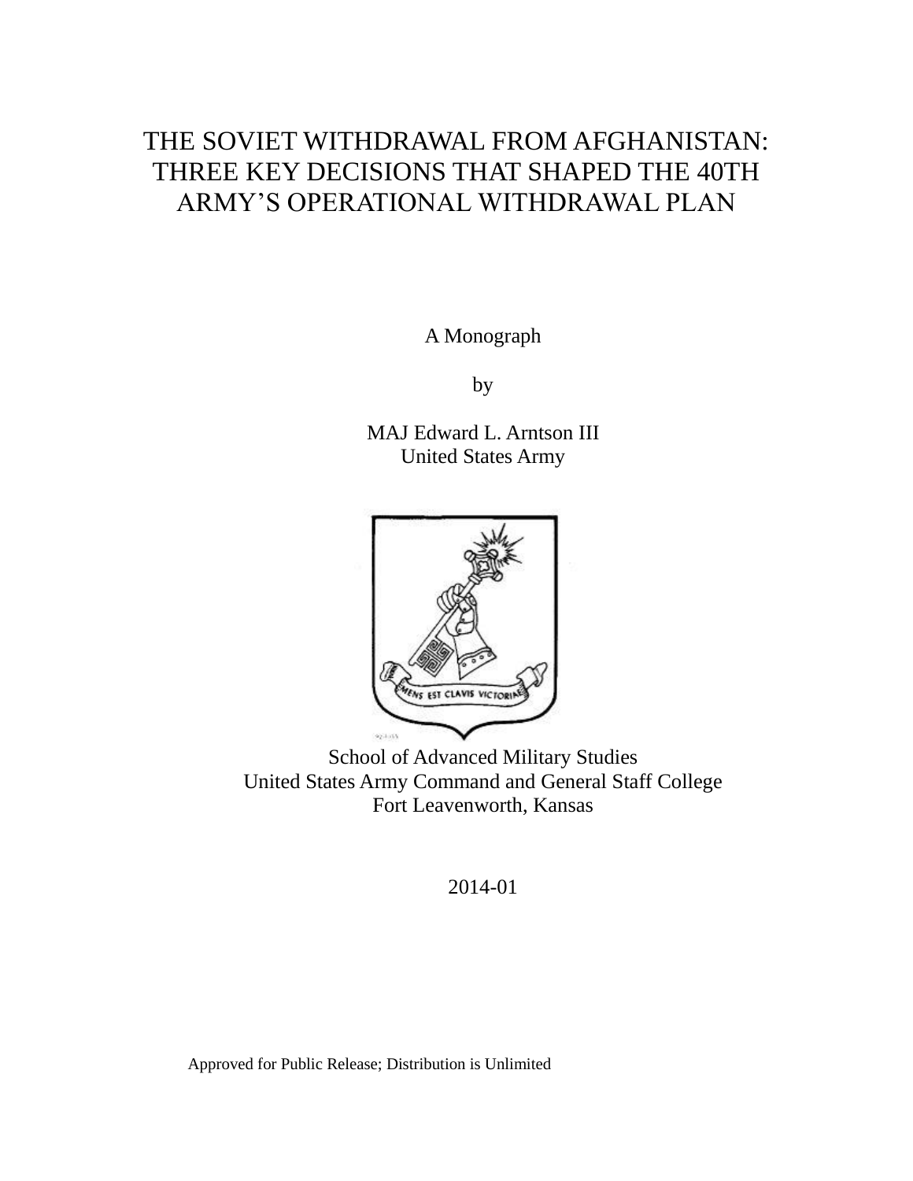# THE SOVIET WITHDRAWAL FROM AFGHANISTAN: THREE KEY DECISIONS THAT SHAPED THE 40TH ARMY'S OPERATIONAL WITHDRAWAL PLAN

A Monograph

by

MAJ Edward L. Arntson III
United States Army

School of Advanced Military Studies
United States Army Command and General Staff College
Fort Leavenworth, Kansas

2014-01

Approved for Public Release; Distribution is Unlimited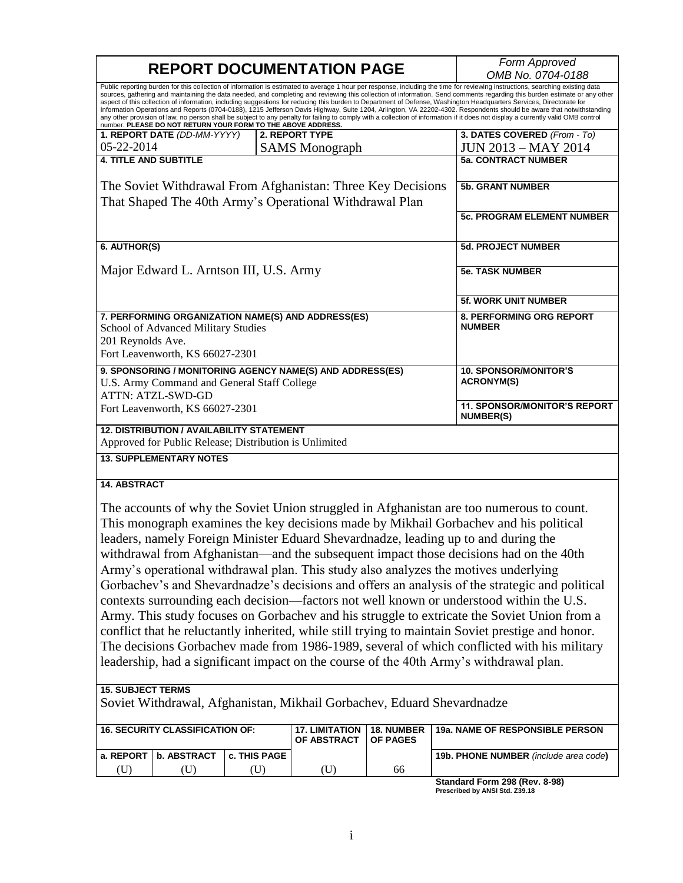# REPORT DOCUMENTATION PAGE

*Form Approved*
*OMB No. 0704-0188*

Public reporting burden for this collection of information is estimated to average 1 hour per response, including the time for reviewing instructions, searching existing data sources, gathering and maintaining the data needed, and completing and reviewing this collection of information. Send comments regarding this burden estimate or any other aspect of this collection of information, including suggestions for reducing this burden to Department of Defense, Washington Headquarters Services, Directorate for Information Operations and Reports (0704-0188), 1215 Jefferson Davis Highway, Suite 1204, Arlington, VA 22202-4302. Respondents should be aware that notwithstanding any other provision of law, no person shall be subject to any penalty for failing to comply with a collection of information if it does not display a currently valid OMB control number. **PLEASE DO NOT RETURN YOUR FORM TO THE ABOVE ADDRESS.**

| 1. REPORT DATE (DD-MM-YYYY) | 2. REPORT TYPE | 3. DATES COVERED (From - To) |
|---|---|---|
| 05-22-2014 | SAMS Monograph | JUN 2013 – MAY 2014 |

**4. TITLE AND SUBTITLE**

The Soviet Withdrawal From Afghanistan: Three Key Decisions That Shaped The 40th Army's Operational Withdrawal Plan

**5a. CONTRACT NUMBER**

**5b. GRANT NUMBER**

**5c. PROGRAM ELEMENT NUMBER**

**6. AUTHOR(S)**

Major Edward L. Arntson III, U.S. Army

**5d. PROJECT NUMBER**

**5e. TASK NUMBER**

**5f. WORK UNIT NUMBER**

**7. PERFORMING ORGANIZATION NAME(S) AND ADDRESS(ES)**
School of Advanced Military Studies
201 Reynolds Ave.
Fort Leavenworth, KS 66027-2301

**8. PERFORMING ORG REPORT NUMBER**

**9. SPONSORING / MONITORING AGENCY NAME(S) AND ADDRESS(ES)**
U.S. Army Command and General Staff College
ATTN: ATZL-SWD-GD
Fort Leavenworth, KS 66027-2301

**10. SPONSOR/MONITOR'S ACRONYM(S)**

**11. SPONSOR/MONITOR'S REPORT NUMBER(S)**

**12. DISTRIBUTION / AVAILABILITY STATEMENT**
Approved for Public Release; Distribution is Unlimited

**13. SUPPLEMENTARY NOTES**

**14. ABSTRACT**

The accounts of why the Soviet Union struggled in Afghanistan are too numerous to count. This monograph examines the key decisions made by Mikhail Gorbachev and his political leaders, namely Foreign Minister Eduard Shevardnadze, leading up to and during the withdrawal from Afghanistan—and the subsequent impact those decisions had on the 40th Army's operational withdrawal plan. This study also analyzes the motives underlying Gorbachev's and Shevardnadze's decisions and offers an analysis of the strategic and political contexts surrounding each decision—factors not well known or understood within the U.S. Army. This study focuses on Gorbachev and his struggle to extricate the Soviet Union from a conflict that he reluctantly inherited, while still trying to maintain Soviet prestige and honor. The decisions Gorbachev made from 1986-1989, several of which conflicted with his military leadership, had a significant impact on the course of the 40th Army's withdrawal plan.

**15. SUBJECT TERMS**
Soviet Withdrawal, Afghanistan, Mikhail Gorbachev, Eduard Shevardnadze

| 16. SECURITY CLASSIFICATION OF: | | | 17. LIMITATION OF ABSTRACT | 18. NUMBER OF PAGES | 19a. NAME OF RESPONSIBLE PERSON |
|---|---|---|---|---|---|
| a. REPORT | b. ABSTRACT | c. THIS PAGE | | | 19b. PHONE NUMBER (include area code) |
| (U) | (U) | (U) | (U) | 66 | |

**Standard Form 298 (Rev. 8-98)**
**Prescribed by ANSI Std. Z39.18**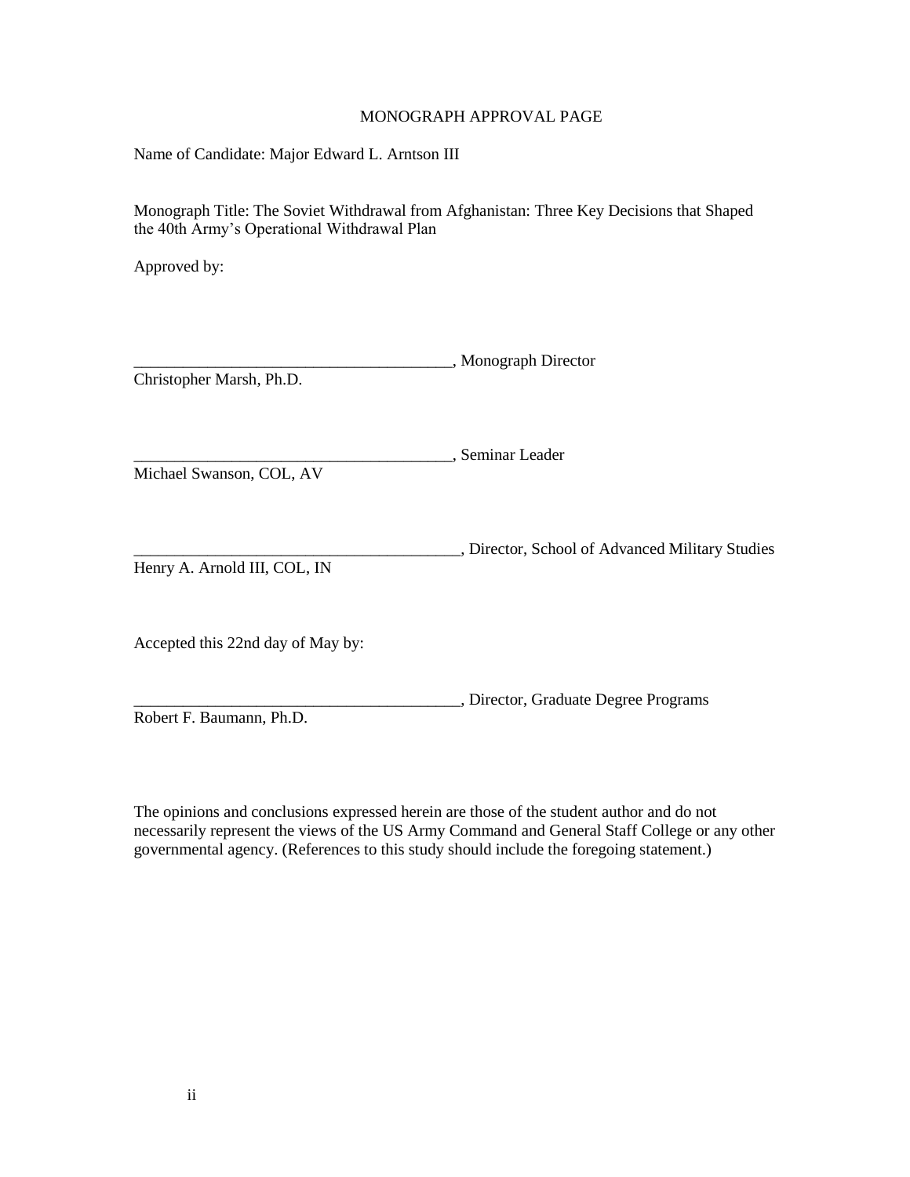# MONOGRAPH APPROVAL PAGE

Name of Candidate: Major Edward L. Arntson III

Monograph Title: The Soviet Withdrawal from Afghanistan: Three Key Decisions that Shaped the 40th Army's Operational Withdrawal Plan

Approved by:

________________________________________, Monograph Director
Christopher Marsh, Ph.D.

________________________________________, Seminar Leader
Michael Swanson, COL, AV

_________________________________________, Director, School of Advanced Military Studies
Henry A. Arnold III, COL, IN

Accepted this 22nd day of May by:

_________________________________________, Director, Graduate Degree Programs
Robert F. Baumann, Ph.D.

The opinions and conclusions expressed herein are those of the student author and do not necessarily represent the views of the US Army Command and General Staff College or any other governmental agency. (References to this study should include the foregoing statement.)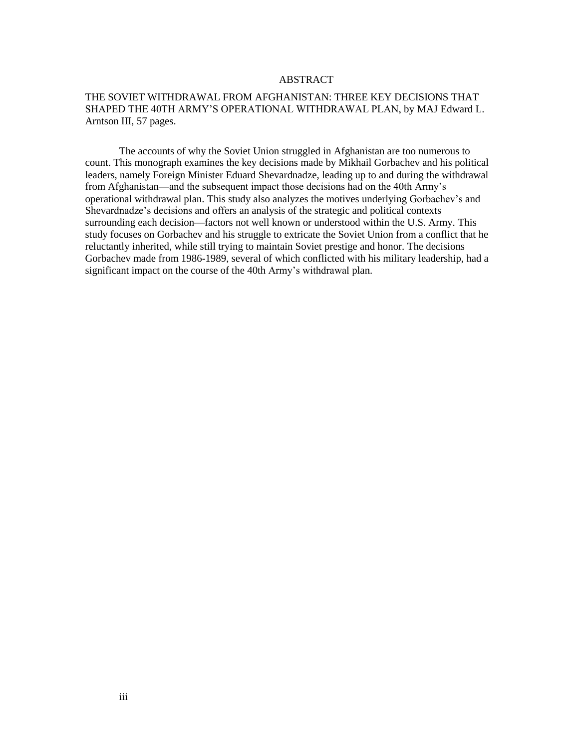# ABSTRACT

THE SOVIET WITHDRAWAL FROM AFGHANISTAN: THREE KEY DECISIONS THAT SHAPED THE 40TH ARMY'S OPERATIONAL WITHDRAWAL PLAN, by MAJ Edward L. Arntson III, 57 pages.

The accounts of why the Soviet Union struggled in Afghanistan are too numerous to count. This monograph examines the key decisions made by Mikhail Gorbachev and his political leaders, namely Foreign Minister Eduard Shevardnadze, leading up to and during the withdrawal from Afghanistan—and the subsequent impact those decisions had on the 40th Army's operational withdrawal plan. This study also analyzes the motives underlying Gorbachev's and Shevardnadze's decisions and offers an analysis of the strategic and political contexts surrounding each decision—factors not well known or understood within the U.S. Army. This study focuses on Gorbachev and his struggle to extricate the Soviet Union from a conflict that he reluctantly inherited, while still trying to maintain Soviet prestige and honor. The decisions Gorbachev made from 1986-1989, several of which conflicted with his military leadership, had a significant impact on the course of the 40th Army's withdrawal plan.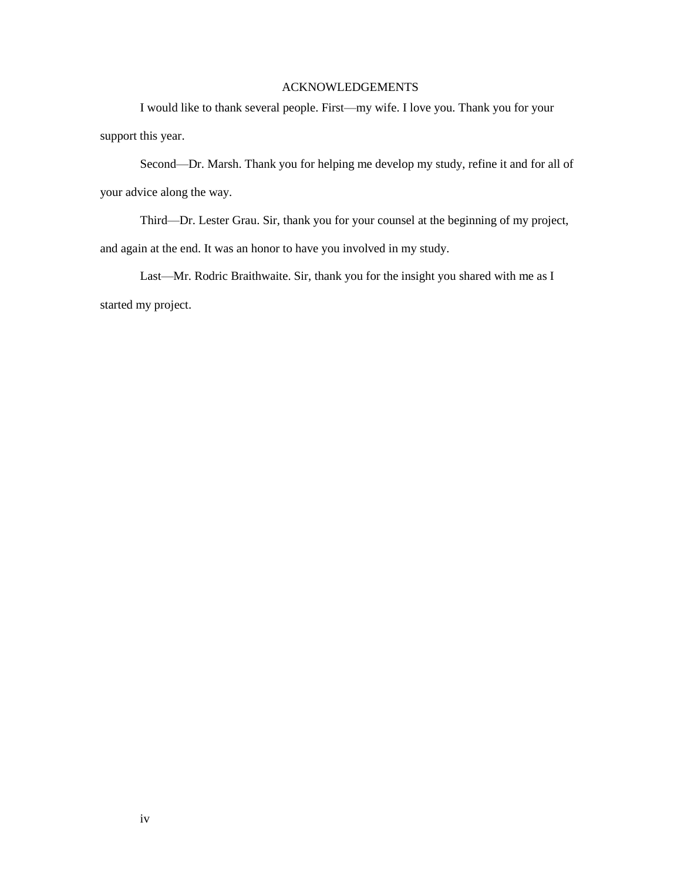## ACKNOWLEDGEMENTS

I would like to thank several people. First—my wife. I love you. Thank you for your support this year.

Second—Dr. Marsh. Thank you for helping me develop my study, refine it and for all of your advice along the way.

Third—Dr. Lester Grau. Sir, thank you for your counsel at the beginning of my project, and again at the end. It was an honor to have you involved in my study.

Last—Mr. Rodric Braithwaite. Sir, thank you for the insight you shared with me as I started my project.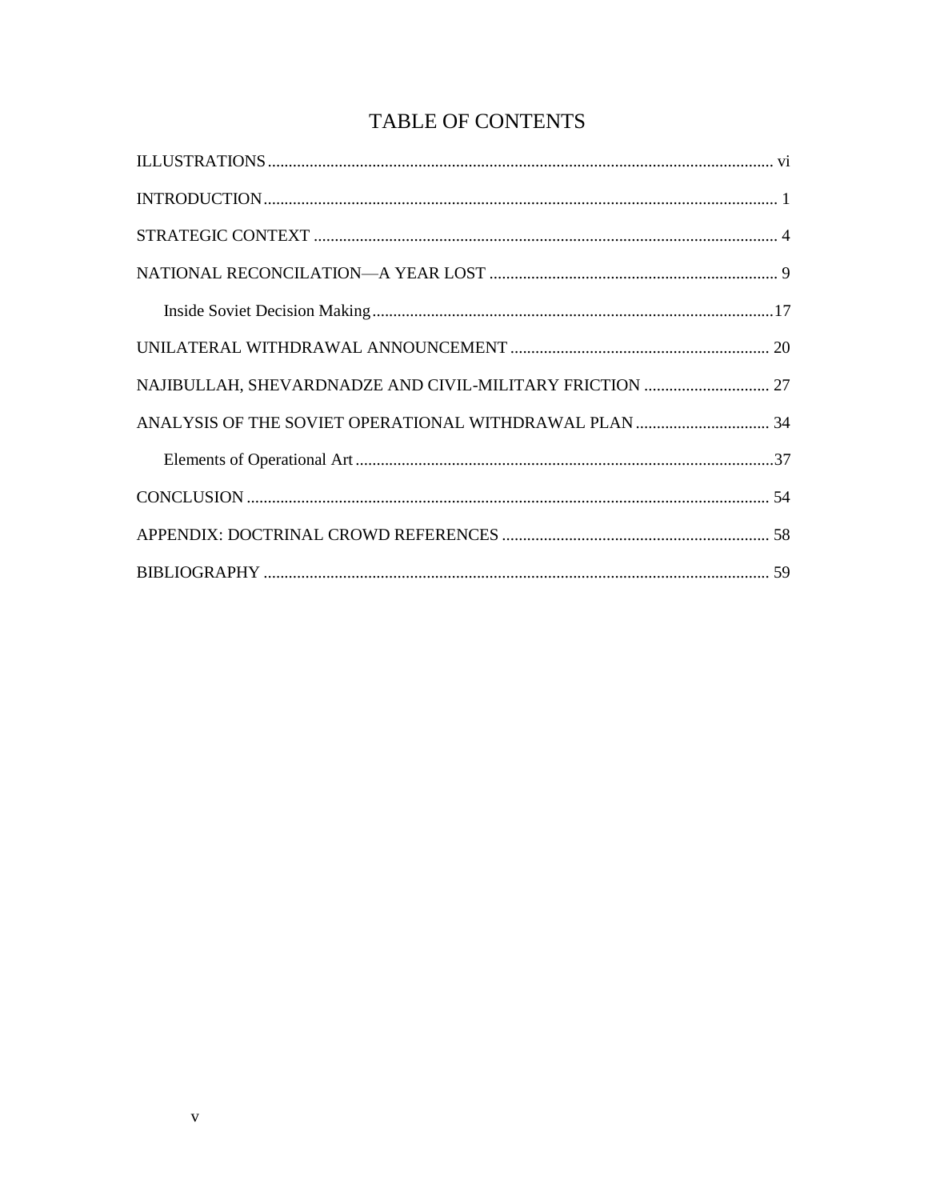# TABLE OF CONTENTS

ILLUSTRATIONS ........ vi

INTRODUCTION ........ 1

STRATEGIC CONTEXT ........ 4

NATIONAL RECONCILATION—A YEAR LOST ........ 9

&nbsp;&nbsp;&nbsp;&nbsp;Inside Soviet Decision Making ........ 17

UNILATERAL WITHDRAWAL ANNOUNCEMENT ........ 20

NAJIBULLAH, SHEVARDNADZE AND CIVIL-MILITARY FRICTION ........ 27

ANALYSIS OF THE SOVIET OPERATIONAL WITHDRAWAL PLAN ........ 34

&nbsp;&nbsp;&nbsp;&nbsp;Elements of Operational Art ........ 37

CONCLUSION ........ 54

APPENDIX: DOCTRINAL CROWD REFERENCES ........ 58

BIBLIOGRAPHY ........ 59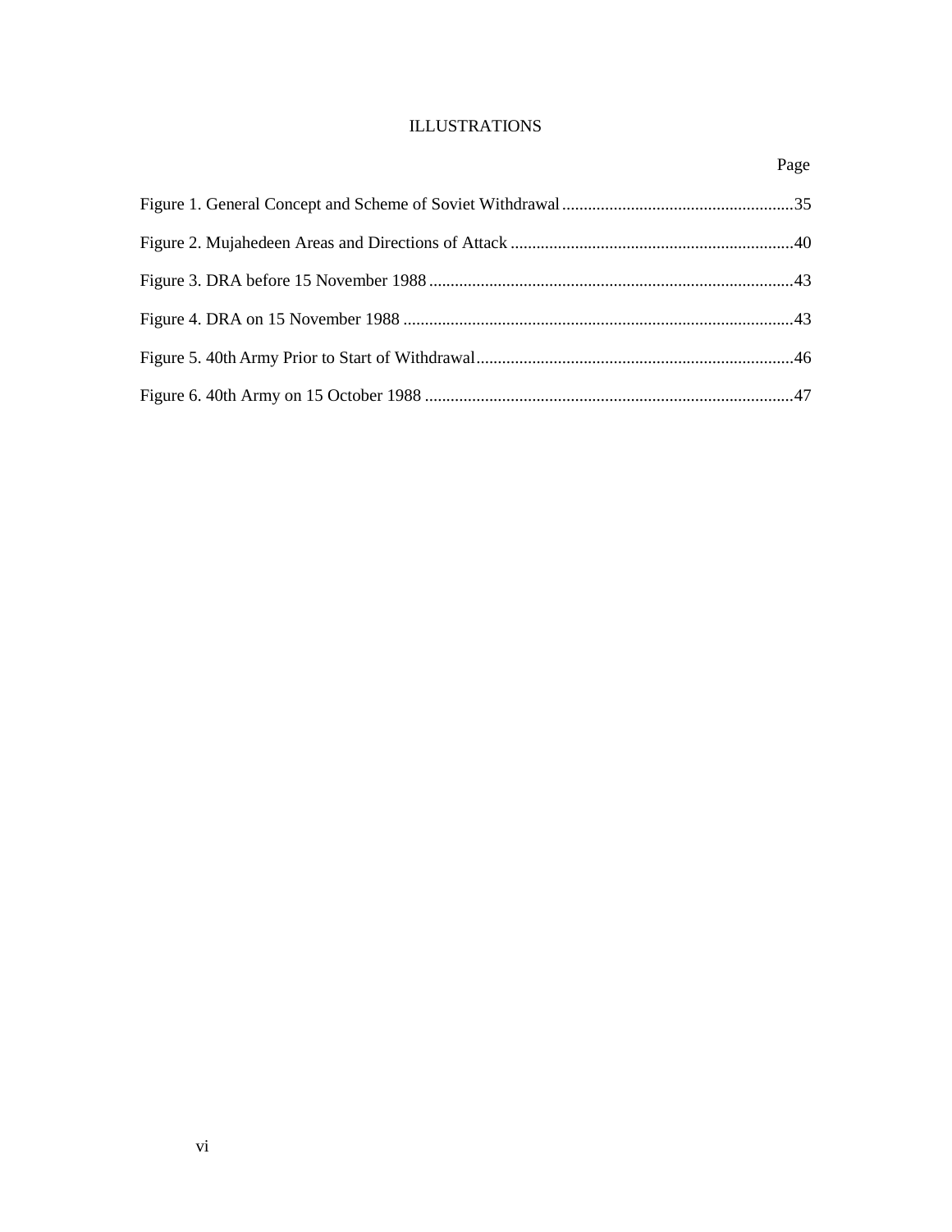# ILLUSTRATIONS

| | Page |
|---|---|
| Figure 1. General Concept and Scheme of Soviet Withdrawal | 35 |
| Figure 2. Mujahedeen Areas and Directions of Attack | 40 |
| Figure 3. DRA before 15 November 1988 | 43 |
| Figure 4. DRA on 15 November 1988 | 43 |
| Figure 5. 40th Army Prior to Start of Withdrawal | 46 |
| Figure 6. 40th Army on 15 October 1988 | 47 |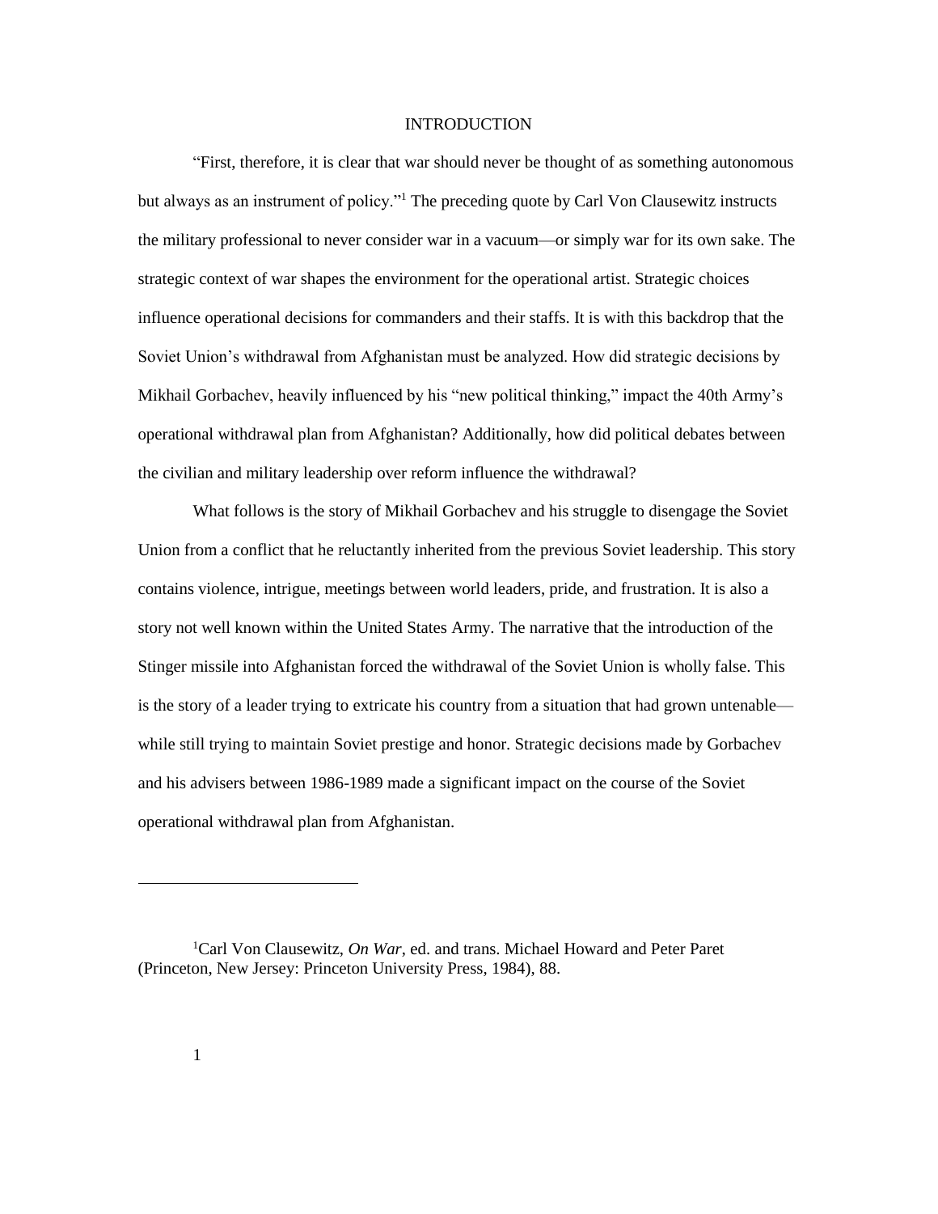# INTRODUCTION

"First, therefore, it is clear that war should never be thought of as something autonomous but always as an instrument of policy."[1] The preceding quote by Carl Von Clausewitz instructs the military professional to never consider war in a vacuum—or simply war for its own sake. The strategic context of war shapes the environment for the operational artist. Strategic choices influence operational decisions for commanders and their staffs. It is with this backdrop that the Soviet Union's withdrawal from Afghanistan must be analyzed. How did strategic decisions by Mikhail Gorbachev, heavily influenced by his "new political thinking," impact the 40th Army's operational withdrawal plan from Afghanistan? Additionally, how did political debates between the civilian and military leadership over reform influence the withdrawal?

What follows is the story of Mikhail Gorbachev and his struggle to disengage the Soviet Union from a conflict that he reluctantly inherited from the previous Soviet leadership. This story contains violence, intrigue, meetings between world leaders, pride, and frustration. It is also a story not well known within the United States Army. The narrative that the introduction of the Stinger missile into Afghanistan forced the withdrawal of the Soviet Union is wholly false. This is the story of a leader trying to extricate his country from a situation that had grown untenable—while still trying to maintain Soviet prestige and honor. Strategic decisions made by Gorbachev and his advisers between 1986-1989 made a significant impact on the course of the Soviet operational withdrawal plan from Afghanistan.

---

[1] Carl Von Clausewitz, *On War*, ed. and trans. Michael Howard and Peter Paret (Princeton, New Jersey: Princeton University Press, 1984), 88.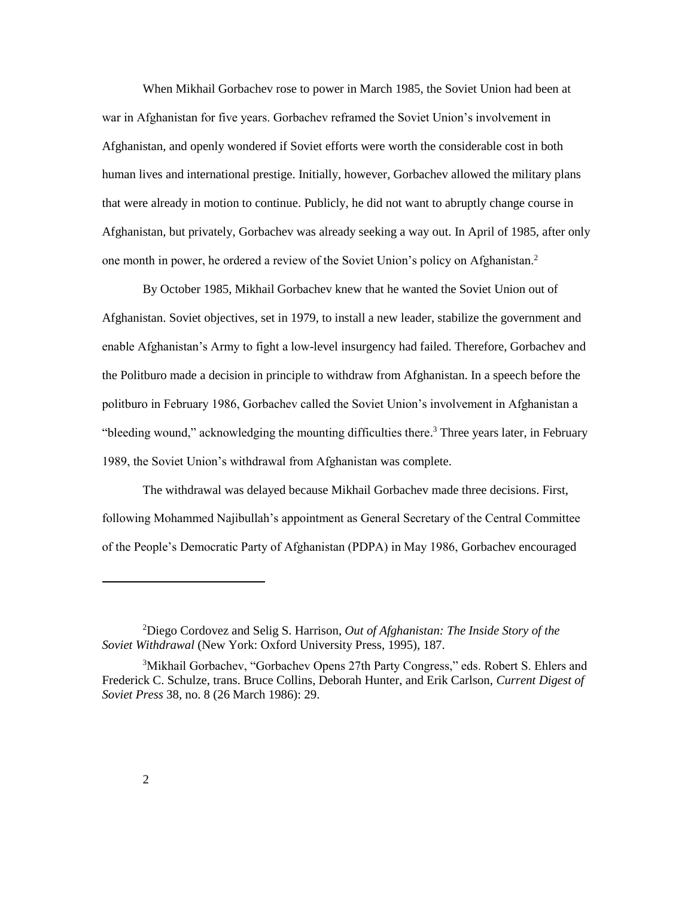When Mikhail Gorbachev rose to power in March 1985, the Soviet Union had been at war in Afghanistan for five years. Gorbachev reframed the Soviet Union's involvement in Afghanistan, and openly wondered if Soviet efforts were worth the considerable cost in both human lives and international prestige. Initially, however, Gorbachev allowed the military plans that were already in motion to continue. Publicly, he did not want to abruptly change course in Afghanistan, but privately, Gorbachev was already seeking a way out. In April of 1985, after only one month in power, he ordered a review of the Soviet Union's policy on Afghanistan.[2]

By October 1985, Mikhail Gorbachev knew that he wanted the Soviet Union out of Afghanistan. Soviet objectives, set in 1979, to install a new leader, stabilize the government and enable Afghanistan's Army to fight a low-level insurgency had failed. Therefore, Gorbachev and the Politburo made a decision in principle to withdraw from Afghanistan. In a speech before the politburo in February 1986, Gorbachev called the Soviet Union's involvement in Afghanistan a "bleeding wound," acknowledging the mounting difficulties there.[3] Three years later, in February 1989, the Soviet Union's withdrawal from Afghanistan was complete.

The withdrawal was delayed because Mikhail Gorbachev made three decisions. First, following Mohammed Najibullah's appointment as General Secretary of the Central Committee of the People's Democratic Party of Afghanistan (PDPA) in May 1986, Gorbachev encouraged

---

[2]Diego Cordovez and Selig S. Harrison, *Out of Afghanistan: The Inside Story of the Soviet Withdrawal* (New York: Oxford University Press, 1995), 187.

[3]Mikhail Gorbachev, "Gorbachev Opens 27th Party Congress," eds. Robert S. Ehlers and Frederick C. Schulze, trans. Bruce Collins, Deborah Hunter, and Erik Carlson, *Current Digest of Soviet Press* 38, no. 8 (26 March 1986): 29.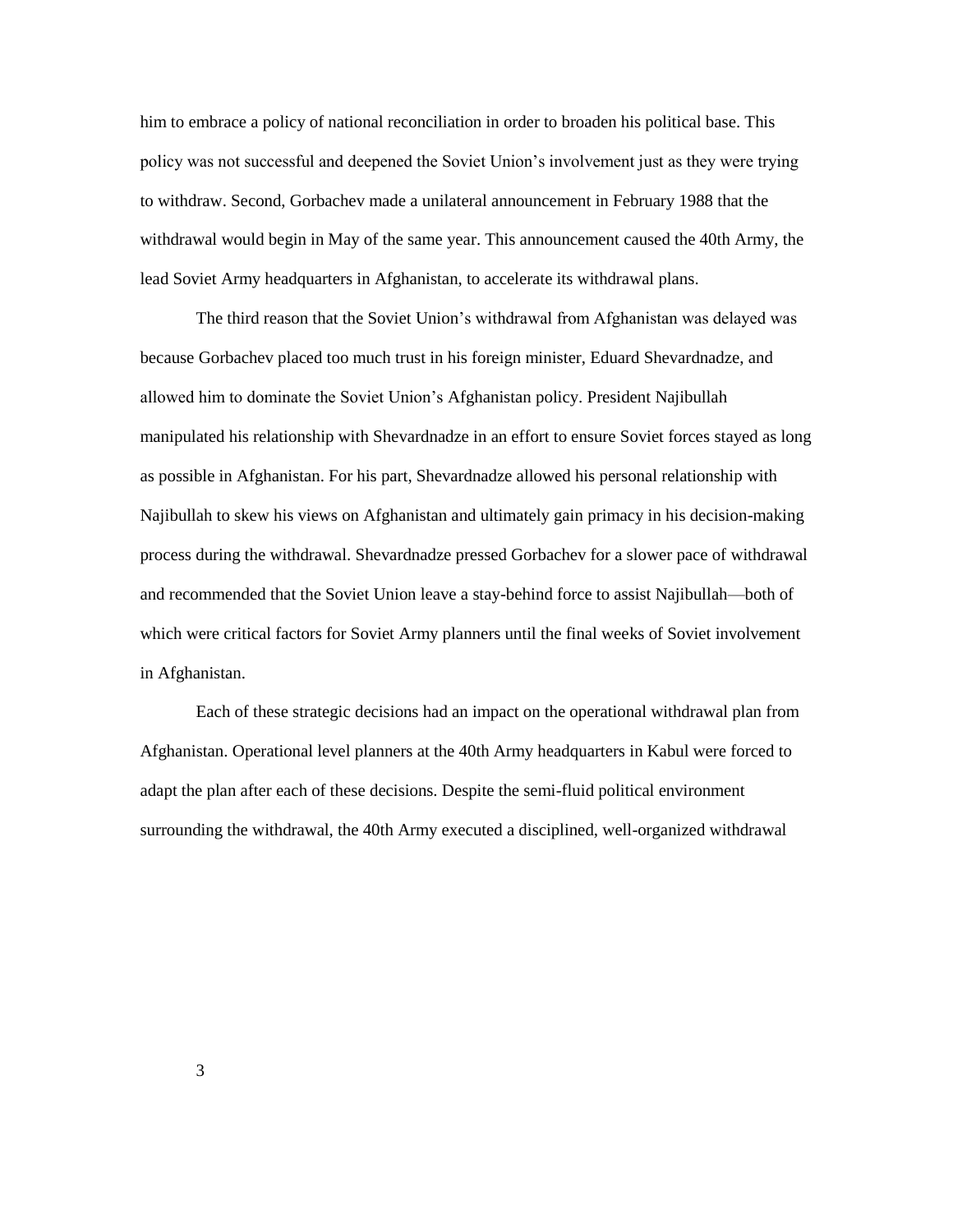him to embrace a policy of national reconciliation in order to broaden his political base. This policy was not successful and deepened the Soviet Union's involvement just as they were trying to withdraw. Second, Gorbachev made a unilateral announcement in February 1988 that the withdrawal would begin in May of the same year. This announcement caused the 40th Army, the lead Soviet Army headquarters in Afghanistan, to accelerate its withdrawal plans.

The third reason that the Soviet Union's withdrawal from Afghanistan was delayed was because Gorbachev placed too much trust in his foreign minister, Eduard Shevardnadze, and allowed him to dominate the Soviet Union's Afghanistan policy. President Najibullah manipulated his relationship with Shevardnadze in an effort to ensure Soviet forces stayed as long as possible in Afghanistan. For his part, Shevardnadze allowed his personal relationship with Najibullah to skew his views on Afghanistan and ultimately gain primacy in his decision-making process during the withdrawal. Shevardnadze pressed Gorbachev for a slower pace of withdrawal and recommended that the Soviet Union leave a stay-behind force to assist Najibullah—both of which were critical factors for Soviet Army planners until the final weeks of Soviet involvement in Afghanistan.

Each of these strategic decisions had an impact on the operational withdrawal plan from Afghanistan. Operational level planners at the 40th Army headquarters in Kabul were forced to adapt the plan after each of these decisions. Despite the semi-fluid political environment surrounding the withdrawal, the 40th Army executed a disciplined, well-organized withdrawal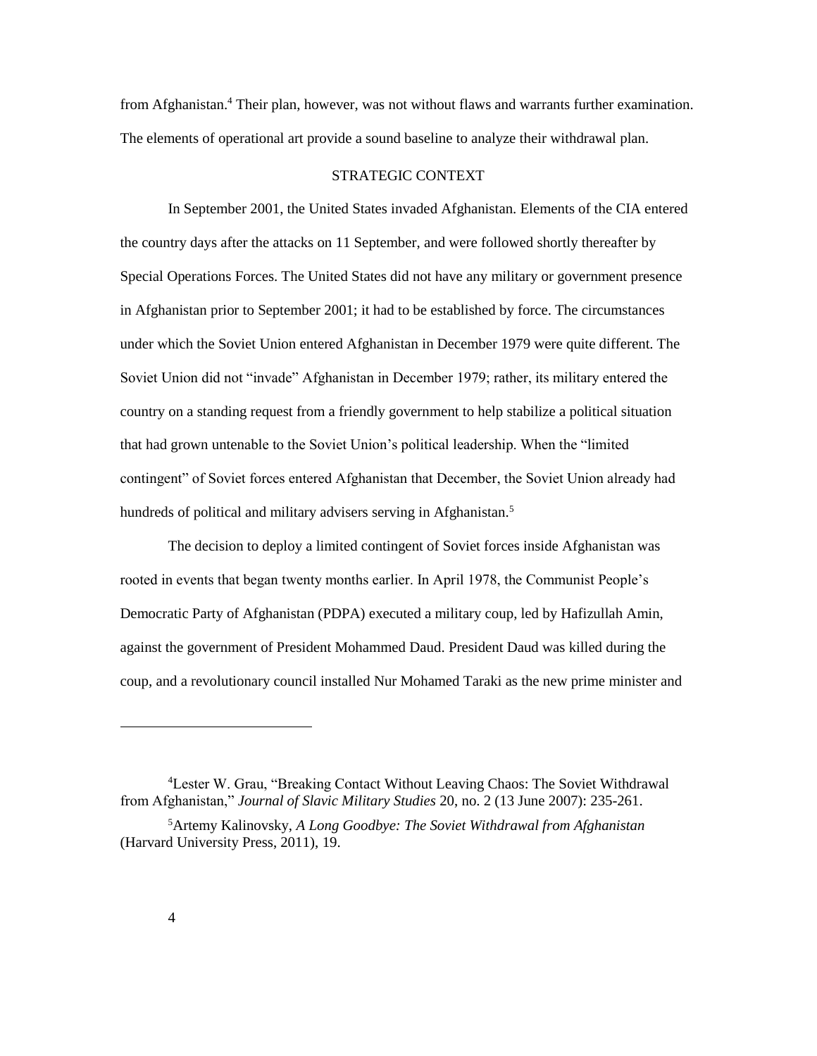from Afghanistan.[4] Their plan, however, was not without flaws and warrants further examination. The elements of operational art provide a sound baseline to analyze their withdrawal plan.

## STRATEGIC CONTEXT

In September 2001, the United States invaded Afghanistan. Elements of the CIA entered the country days after the attacks on 11 September, and were followed shortly thereafter by Special Operations Forces. The United States did not have any military or government presence in Afghanistan prior to September 2001; it had to be established by force. The circumstances under which the Soviet Union entered Afghanistan in December 1979 were quite different. The Soviet Union did not "invade" Afghanistan in December 1979; rather, its military entered the country on a standing request from a friendly government to help stabilize a political situation that had grown untenable to the Soviet Union's political leadership. When the "limited contingent" of Soviet forces entered Afghanistan that December, the Soviet Union already had hundreds of political and military advisers serving in Afghanistan.[5]

The decision to deploy a limited contingent of Soviet forces inside Afghanistan was rooted in events that began twenty months earlier. In April 1978, the Communist People's Democratic Party of Afghanistan (PDPA) executed a military coup, led by Hafizullah Amin, against the government of President Mohammed Daud. President Daud was killed during the coup, and a revolutionary council installed Nur Mohamed Taraki as the new prime minister and

---

[4] Lester W. Grau, "Breaking Contact Without Leaving Chaos: The Soviet Withdrawal from Afghanistan," *Journal of Slavic Military Studies* 20, no. 2 (13 June 2007): 235-261.

[5] Artemy Kalinovsky, *A Long Goodbye: The Soviet Withdrawal from Afghanistan* (Harvard University Press, 2011), 19.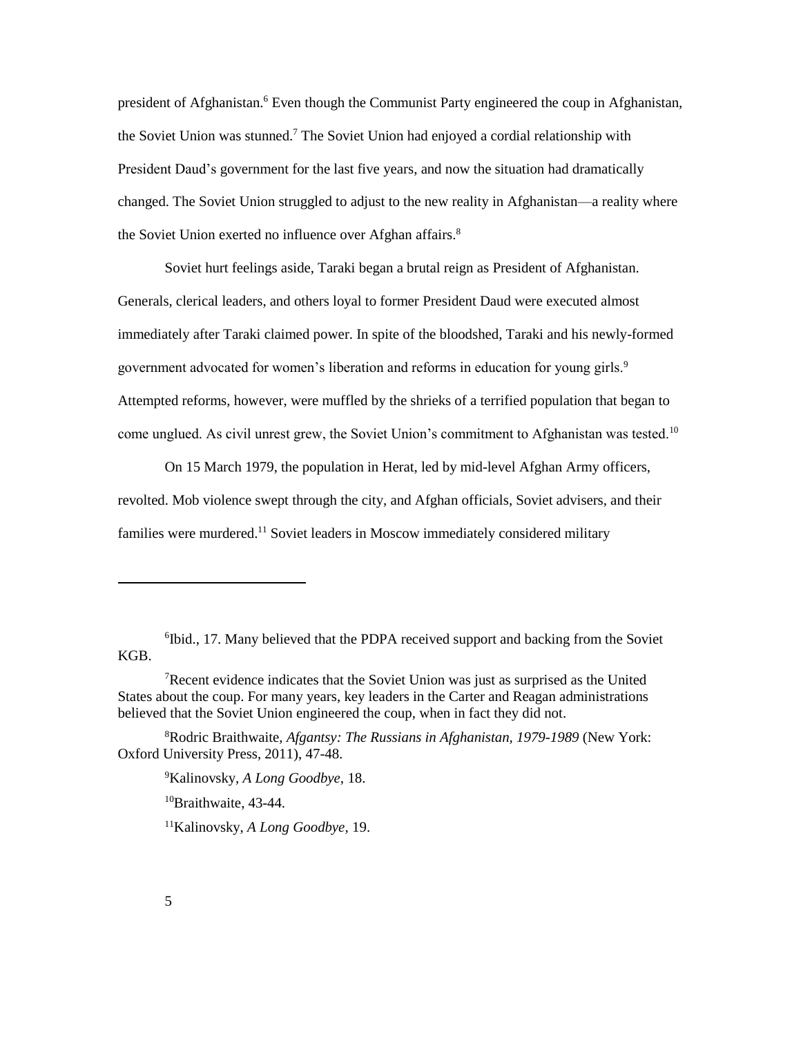president of Afghanistan.[6] Even though the Communist Party engineered the coup in Afghanistan, the Soviet Union was stunned.[7] The Soviet Union had enjoyed a cordial relationship with President Daud's government for the last five years, and now the situation had dramatically changed. The Soviet Union struggled to adjust to the new reality in Afghanistan—a reality where the Soviet Union exerted no influence over Afghan affairs.[8]

Soviet hurt feelings aside, Taraki began a brutal reign as President of Afghanistan. Generals, clerical leaders, and others loyal to former President Daud were executed almost immediately after Taraki claimed power. In spite of the bloodshed, Taraki and his newly-formed government advocated for women's liberation and reforms in education for young girls.[9] Attempted reforms, however, were muffled by the shrieks of a terrified population that began to come unglued. As civil unrest grew, the Soviet Union's commitment to Afghanistan was tested.[10]

On 15 March 1979, the population in Herat, led by mid-level Afghan Army officers, revolted. Mob violence swept through the city, and Afghan officials, Soviet advisers, and their families were murdered.[11] Soviet leaders in Moscow immediately considered military

---

[6]Ibid., 17. Many believed that the PDPA received support and backing from the Soviet KGB.

[7]Recent evidence indicates that the Soviet Union was just as surprised as the United States about the coup. For many years, key leaders in the Carter and Reagan administrations believed that the Soviet Union engineered the coup, when in fact they did not.

[8]Rodric Braithwaite, *Afgantsy: The Russians in Afghanistan, 1979-1989* (New York: Oxford University Press, 2011), 47-48.

[9]Kalinovsky, *A Long Goodbye*, 18.

[10]Braithwaite, 43-44.

[11]Kalinovsky, *A Long Goodbye*, 19.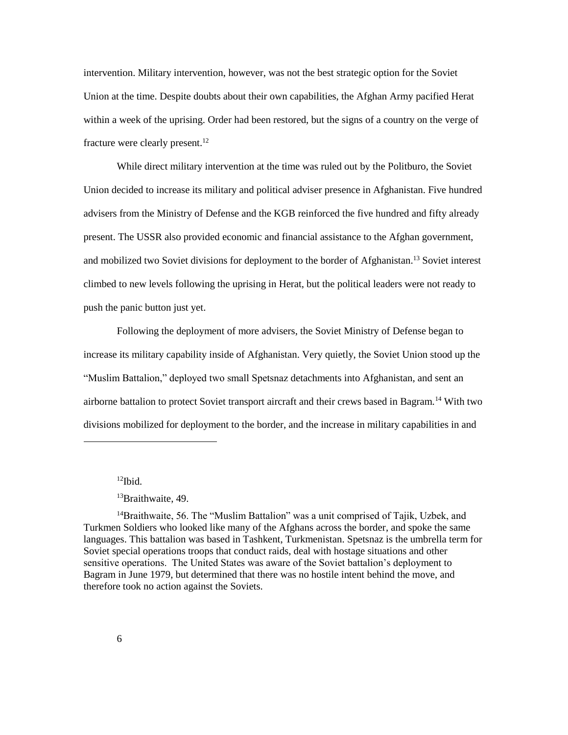intervention. Military intervention, however, was not the best strategic option for the Soviet Union at the time. Despite doubts about their own capabilities, the Afghan Army pacified Herat within a week of the uprising. Order had been restored, but the signs of a country on the verge of fracture were clearly present.[12]

While direct military intervention at the time was ruled out by the Politburo, the Soviet Union decided to increase its military and political adviser presence in Afghanistan. Five hundred advisers from the Ministry of Defense and the KGB reinforced the five hundred and fifty already present. The USSR also provided economic and financial assistance to the Afghan government, and mobilized two Soviet divisions for deployment to the border of Afghanistan.[13] Soviet interest climbed to new levels following the uprising in Herat, but the political leaders were not ready to push the panic button just yet.

Following the deployment of more advisers, the Soviet Ministry of Defense began to increase its military capability inside of Afghanistan. Very quietly, the Soviet Union stood up the "Muslim Battalion," deployed two small Spetsnaz detachments into Afghanistan, and sent an airborne battalion to protect Soviet transport aircraft and their crews based in Bagram.[14] With two divisions mobilized for deployment to the border, and the increase in military capabilities in and

---

[12]Ibid.

[13]Braithwaite, 49.

[14]Braithwaite, 56. The "Muslim Battalion" was a unit comprised of Tajik, Uzbek, and Turkmen Soldiers who looked like many of the Afghans across the border, and spoke the same languages. This battalion was based in Tashkent, Turkmenistan. Spetsnaz is the umbrella term for Soviet special operations troops that conduct raids, deal with hostage situations and other sensitive operations. The United States was aware of the Soviet battalion's deployment to Bagram in June 1979, but determined that there was no hostile intent behind the move, and therefore took no action against the Soviets.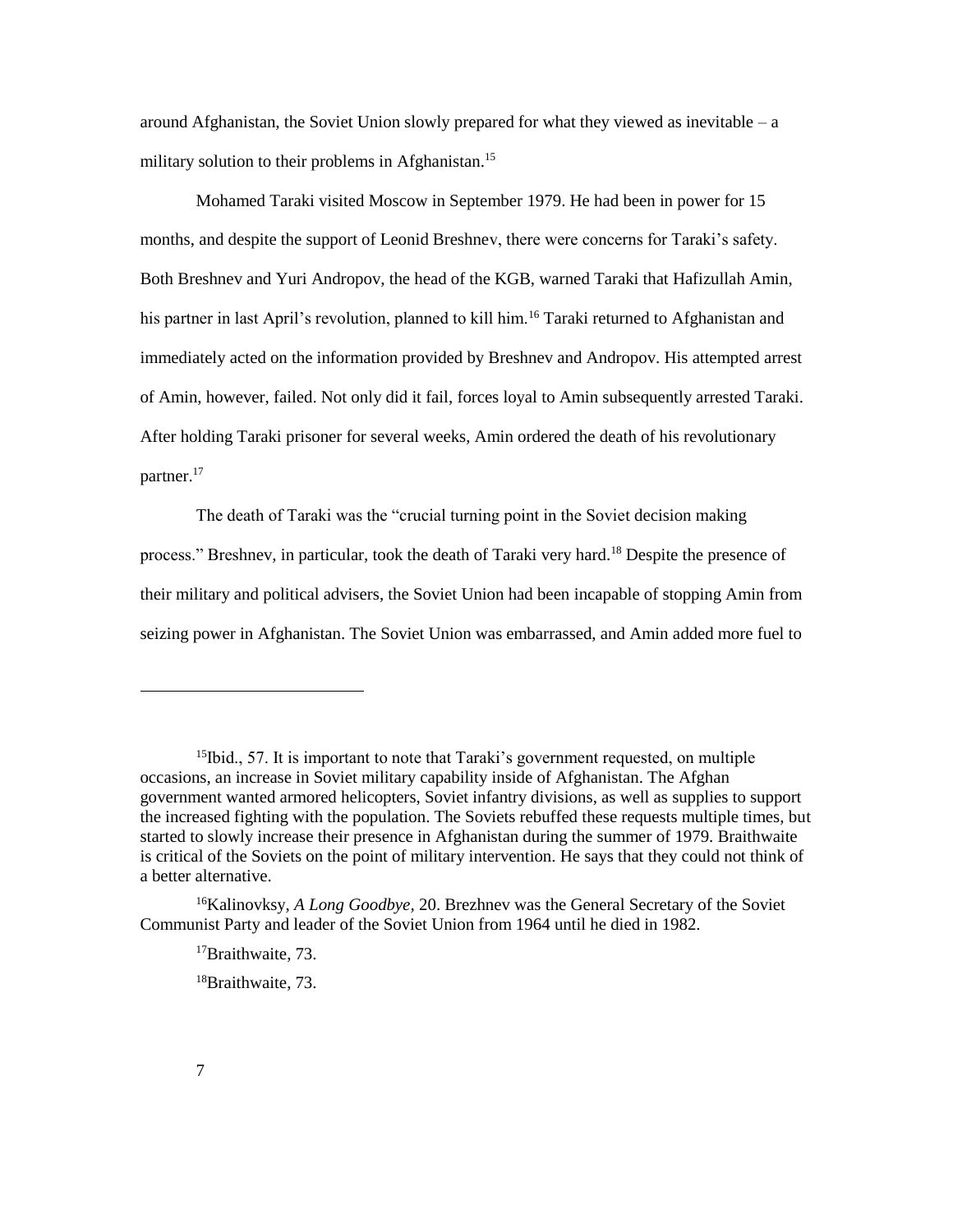around Afghanistan, the Soviet Union slowly prepared for what they viewed as inevitable – a military solution to their problems in Afghanistan.[15]

Mohamed Taraki visited Moscow in September 1979. He had been in power for 15 months, and despite the support of Leonid Breshnev, there were concerns for Taraki's safety. Both Breshnev and Yuri Andropov, the head of the KGB, warned Taraki that Hafizullah Amin, his partner in last April's revolution, planned to kill him.[16] Taraki returned to Afghanistan and immediately acted on the information provided by Breshnev and Andropov. His attempted arrest of Amin, however, failed. Not only did it fail, forces loyal to Amin subsequently arrested Taraki. After holding Taraki prisoner for several weeks, Amin ordered the death of his revolutionary partner.[17]

The death of Taraki was the "crucial turning point in the Soviet decision making process." Breshnev, in particular, took the death of Taraki very hard.[18] Despite the presence of their military and political advisers, the Soviet Union had been incapable of stopping Amin from seizing power in Afghanistan. The Soviet Union was embarrassed, and Amin added more fuel to

---

[15]Ibid., 57. It is important to note that Taraki's government requested, on multiple occasions, an increase in Soviet military capability inside of Afghanistan. The Afghan government wanted armored helicopters, Soviet infantry divisions, as well as supplies to support the increased fighting with the population. The Soviets rebuffed these requests multiple times, but started to slowly increase their presence in Afghanistan during the summer of 1979. Braithwaite is critical of the Soviets on the point of military intervention. He says that they could not think of a better alternative.

[16]Kalinovksy, *A Long Goodbye*, 20. Brezhnev was the General Secretary of the Soviet Communist Party and leader of the Soviet Union from 1964 until he died in 1982.

[17]Braithwaite, 73.

[18]Braithwaite, 73.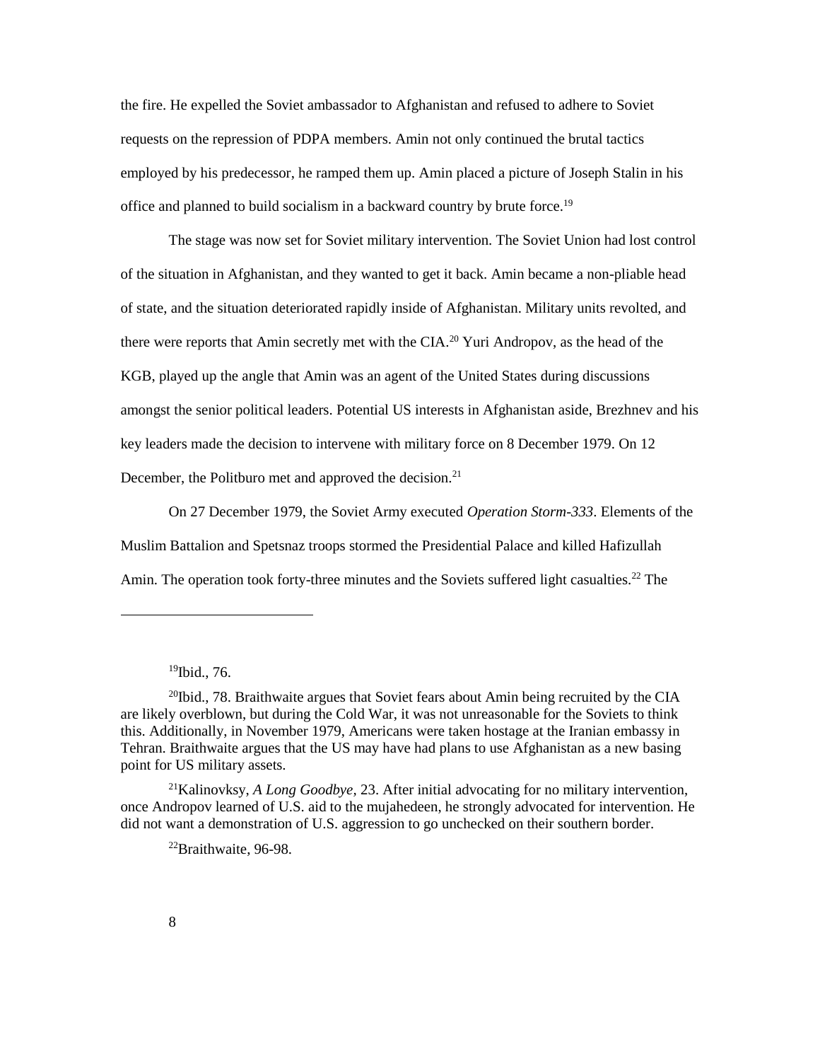the fire. He expelled the Soviet ambassador to Afghanistan and refused to adhere to Soviet requests on the repression of PDPA members. Amin not only continued the brutal tactics employed by his predecessor, he ramped them up. Amin placed a picture of Joseph Stalin in his office and planned to build socialism in a backward country by brute force.[19]

The stage was now set for Soviet military intervention. The Soviet Union had lost control of the situation in Afghanistan, and they wanted to get it back. Amin became a non-pliable head of state, and the situation deteriorated rapidly inside of Afghanistan. Military units revolted, and there were reports that Amin secretly met with the CIA.[20] Yuri Andropov, as the head of the KGB, played up the angle that Amin was an agent of the United States during discussions amongst the senior political leaders. Potential US interests in Afghanistan aside, Brezhnev and his key leaders made the decision to intervene with military force on 8 December 1979. On 12 December, the Politburo met and approved the decision.[21]

On 27 December 1979, the Soviet Army executed *Operation Storm-333*. Elements of the Muslim Battalion and Spetsnaz troops stormed the Presidential Palace and killed Hafizullah Amin. The operation took forty-three minutes and the Soviets suffered light casualties.[22] The

---

[19]Ibid., 76.

[20]Ibid., 78. Braithwaite argues that Soviet fears about Amin being recruited by the CIA are likely overblown, but during the Cold War, it was not unreasonable for the Soviets to think this. Additionally, in November 1979, Americans were taken hostage at the Iranian embassy in Tehran. Braithwaite argues that the US may have had plans to use Afghanistan as a new basing point for US military assets.

[21]Kalinovksy, *A Long Goodbye,* 23. After initial advocating for no military intervention, once Andropov learned of U.S. aid to the mujahedeen, he strongly advocated for intervention. He did not want a demonstration of U.S. aggression to go unchecked on their southern border.

[22]Braithwaite, 96-98.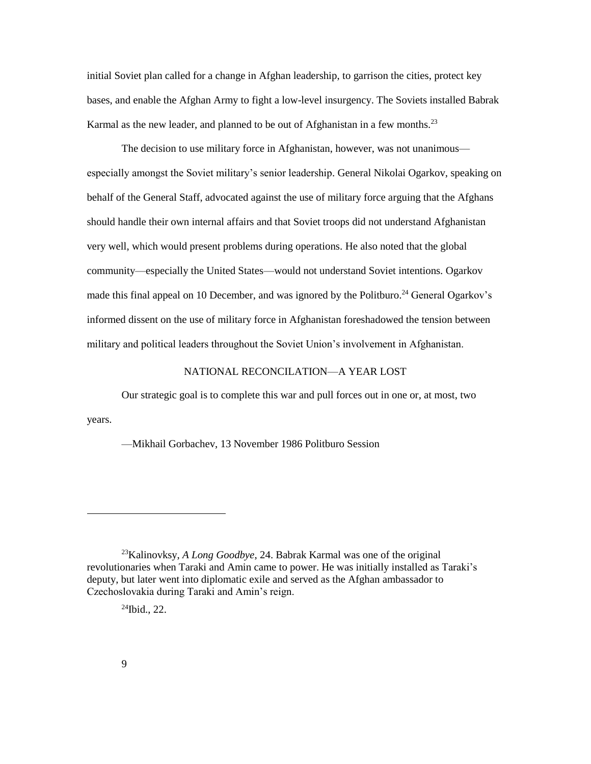initial Soviet plan called for a change in Afghan leadership, to garrison the cities, protect key bases, and enable the Afghan Army to fight a low-level insurgency. The Soviets installed Babrak Karmal as the new leader, and planned to be out of Afghanistan in a few months.[23]

The decision to use military force in Afghanistan, however, was not unanimous—especially amongst the Soviet military's senior leadership. General Nikolai Ogarkov, speaking on behalf of the General Staff, advocated against the use of military force arguing that the Afghans should handle their own internal affairs and that Soviet troops did not understand Afghanistan very well, which would present problems during operations. He also noted that the global community—especially the United States—would not understand Soviet intentions. Ogarkov made this final appeal on 10 December, and was ignored by the Politburo.[24] General Ogarkov's informed dissent on the use of military force in Afghanistan foreshadowed the tension between military and political leaders throughout the Soviet Union's involvement in Afghanistan.

## NATIONAL RECONCILATION—A YEAR LOST

Our strategic goal is to complete this war and pull forces out in one or, at most, two years.

—Mikhail Gorbachev, 13 November 1986 Politburo Session

---

[23]Kalinovksy, *A Long Goodbye*, 24. Babrak Karmal was one of the original revolutionaries when Taraki and Amin came to power. He was initially installed as Taraki's deputy, but later went into diplomatic exile and served as the Afghan ambassador to Czechoslovakia during Taraki and Amin's reign.

[24]Ibid., 22.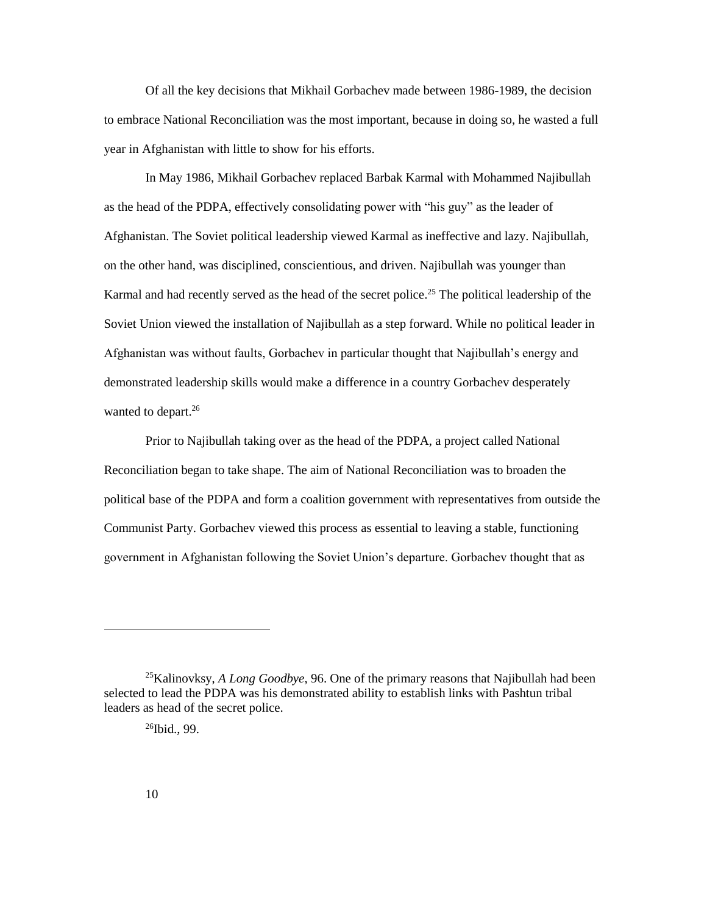Of all the key decisions that Mikhail Gorbachev made between 1986-1989, the decision to embrace National Reconciliation was the most important, because in doing so, he wasted a full year in Afghanistan with little to show for his efforts.

In May 1986, Mikhail Gorbachev replaced Barbak Karmal with Mohammed Najibullah as the head of the PDPA, effectively consolidating power with "his guy" as the leader of Afghanistan. The Soviet political leadership viewed Karmal as ineffective and lazy. Najibullah, on the other hand, was disciplined, conscientious, and driven. Najibullah was younger than Karmal and had recently served as the head of the secret police.[25] The political leadership of the Soviet Union viewed the installation of Najibullah as a step forward. While no political leader in Afghanistan was without faults, Gorbachev in particular thought that Najibullah's energy and demonstrated leadership skills would make a difference in a country Gorbachev desperately wanted to depart.[26]

Prior to Najibullah taking over as the head of the PDPA, a project called National Reconciliation began to take shape. The aim of National Reconciliation was to broaden the political base of the PDPA and form a coalition government with representatives from outside the Communist Party. Gorbachev viewed this process as essential to leaving a stable, functioning government in Afghanistan following the Soviet Union's departure. Gorbachev thought that as

---

[25]Kalinovksy, *A Long Goodbye*, 96. One of the primary reasons that Najibullah had been selected to lead the PDPA was his demonstrated ability to establish links with Pashtun tribal leaders as head of the secret police.

[26]Ibid., 99.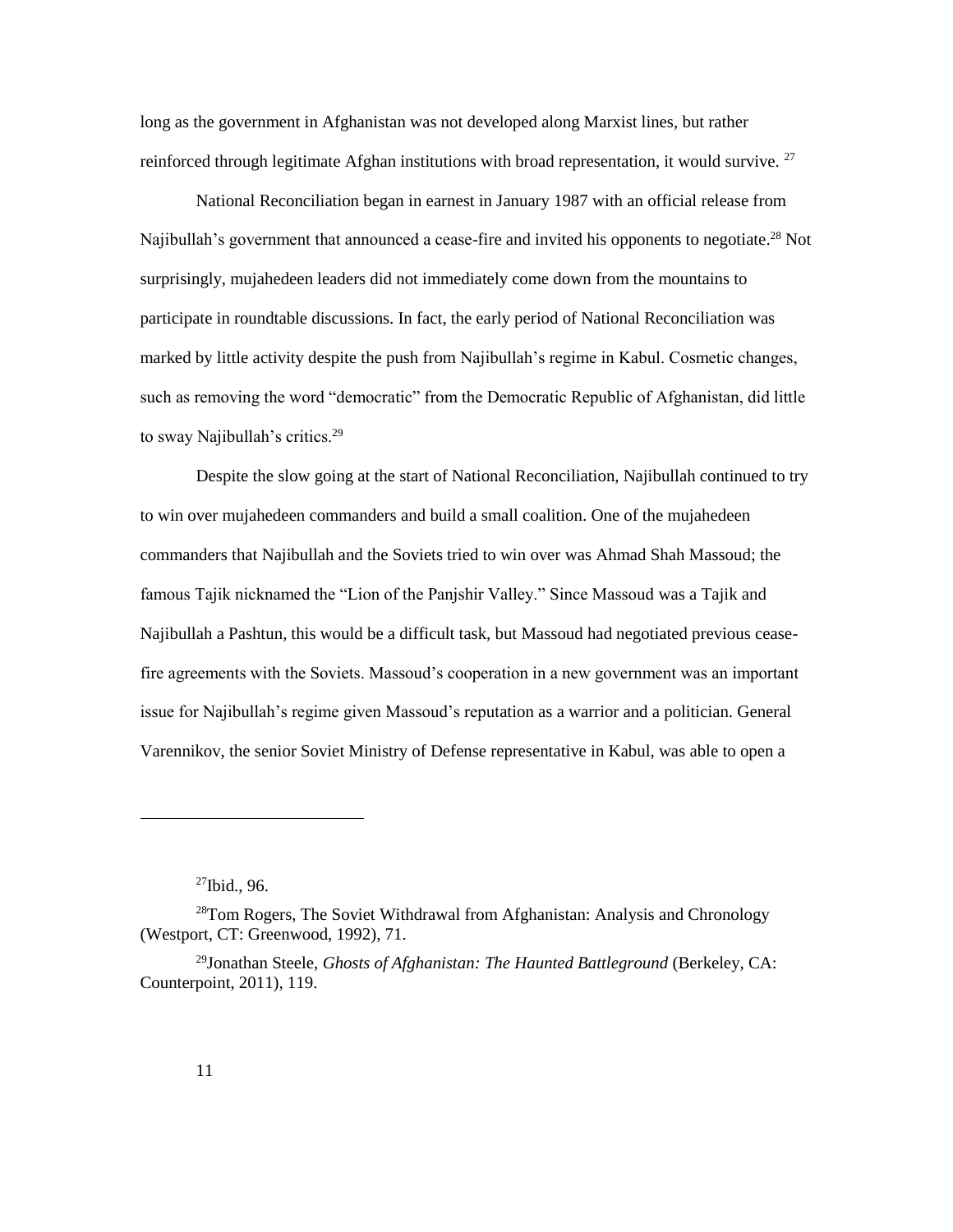long as the government in Afghanistan was not developed along Marxist lines, but rather reinforced through legitimate Afghan institutions with broad representation, it would survive. [27]

National Reconciliation began in earnest in January 1987 with an official release from Najibullah's government that announced a cease-fire and invited his opponents to negotiate.[28] Not surprisingly, mujahedeen leaders did not immediately come down from the mountains to participate in roundtable discussions. In fact, the early period of National Reconciliation was marked by little activity despite the push from Najibullah's regime in Kabul. Cosmetic changes, such as removing the word "democratic" from the Democratic Republic of Afghanistan, did little to sway Najibullah's critics.[29]

Despite the slow going at the start of National Reconciliation, Najibullah continued to try to win over mujahedeen commanders and build a small coalition. One of the mujahedeen commanders that Najibullah and the Soviets tried to win over was Ahmad Shah Massoud; the famous Tajik nicknamed the "Lion of the Panjshir Valley." Since Massoud was a Tajik and Najibullah a Pashtun, this would be a difficult task, but Massoud had negotiated previous cease-fire agreements with the Soviets. Massoud's cooperation in a new government was an important issue for Najibullah's regime given Massoud's reputation as a warrior and a politician. General Varennikov, the senior Soviet Ministry of Defense representative in Kabul, was able to open a

---

[27]Ibid., 96.

[28]Tom Rogers, The Soviet Withdrawal from Afghanistan: Analysis and Chronology (Westport, CT: Greenwood, 1992), 71.

[29]Jonathan Steele, *Ghosts of Afghanistan: The Haunted Battleground* (Berkeley, CA: Counterpoint, 2011), 119.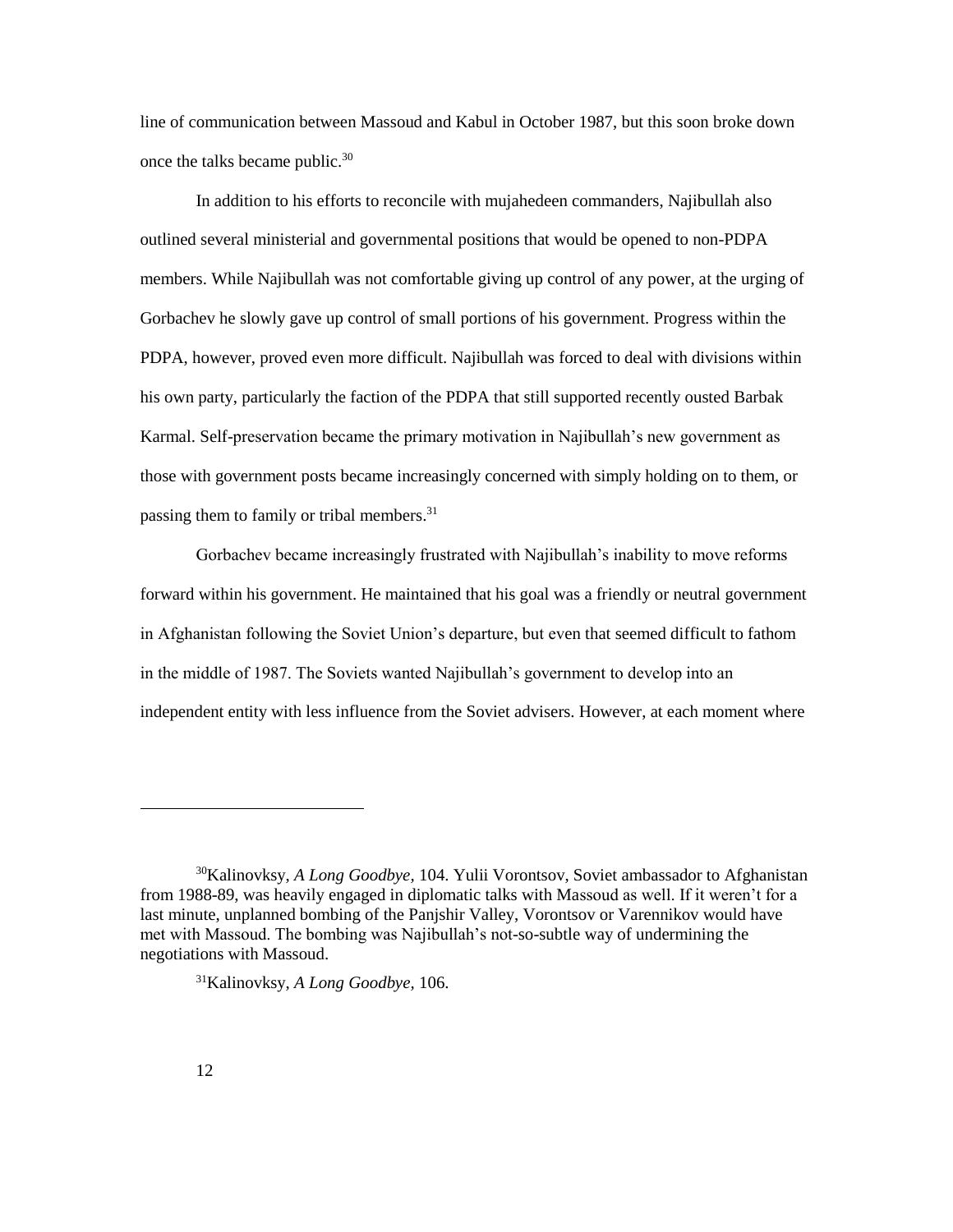line of communication between Massoud and Kabul in October 1987, but this soon broke down once the talks became public.[30]

In addition to his efforts to reconcile with mujahedeen commanders, Najibullah also outlined several ministerial and governmental positions that would be opened to non-PDPA members. While Najibullah was not comfortable giving up control of any power, at the urging of Gorbachev he slowly gave up control of small portions of his government. Progress within the PDPA, however, proved even more difficult. Najibullah was forced to deal with divisions within his own party, particularly the faction of the PDPA that still supported recently ousted Barbak Karmal. Self-preservation became the primary motivation in Najibullah's new government as those with government posts became increasingly concerned with simply holding on to them, or passing them to family or tribal members.[31]

Gorbachev became increasingly frustrated with Najibullah's inability to move reforms forward within his government. He maintained that his goal was a friendly or neutral government in Afghanistan following the Soviet Union's departure, but even that seemed difficult to fathom in the middle of 1987. The Soviets wanted Najibullah's government to develop into an independent entity with less influence from the Soviet advisers. However, at each moment where

---

[30]Kalinovksy, *A Long Goodbye*, 104. Yulii Vorontsov, Soviet ambassador to Afghanistan from 1988-89, was heavily engaged in diplomatic talks with Massoud as well. If it weren't for a last minute, unplanned bombing of the Panjshir Valley, Vorontsov or Varennikov would have met with Massoud. The bombing was Najibullah's not-so-subtle way of undermining the negotiations with Massoud.

[31]Kalinovksy, *A Long Goodbye*, 106.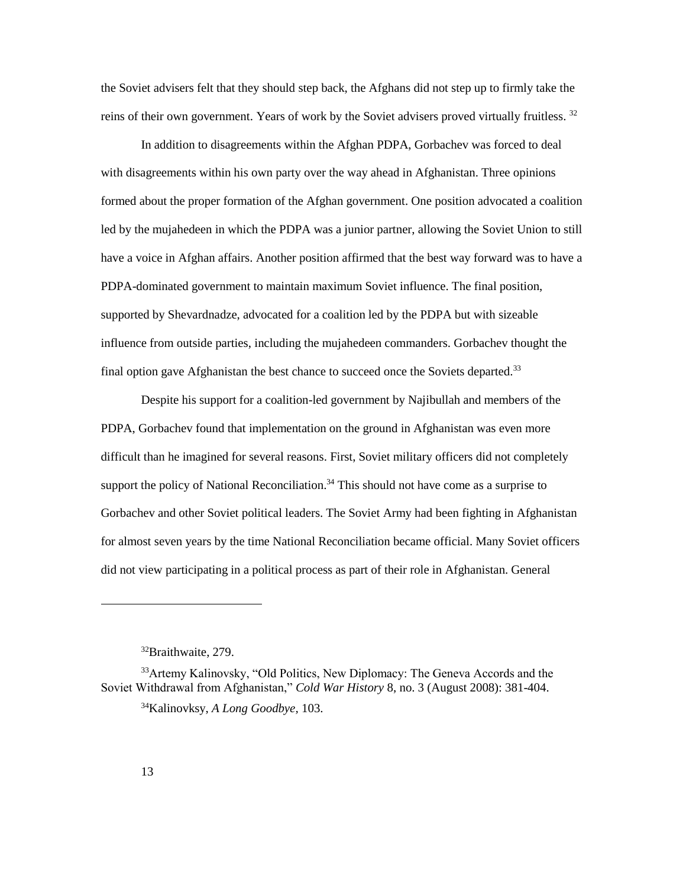the Soviet advisers felt that they should step back, the Afghans did not step up to firmly take the reins of their own government. Years of work by the Soviet advisers proved virtually fruitless. [32]

In addition to disagreements within the Afghan PDPA, Gorbachev was forced to deal with disagreements within his own party over the way ahead in Afghanistan. Three opinions formed about the proper formation of the Afghan government. One position advocated a coalition led by the mujahedeen in which the PDPA was a junior partner, allowing the Soviet Union to still have a voice in Afghan affairs. Another position affirmed that the best way forward was to have a PDPA-dominated government to maintain maximum Soviet influence. The final position, supported by Shevardnadze, advocated for a coalition led by the PDPA but with sizeable influence from outside parties, including the mujahedeen commanders. Gorbachev thought the final option gave Afghanistan the best chance to succeed once the Soviets departed.[33]

Despite his support for a coalition-led government by Najibullah and members of the PDPA, Gorbachev found that implementation on the ground in Afghanistan was even more difficult than he imagined for several reasons. First, Soviet military officers did not completely support the policy of National Reconciliation.[34] This should not have come as a surprise to Gorbachev and other Soviet political leaders. The Soviet Army had been fighting in Afghanistan for almost seven years by the time National Reconciliation became official. Many Soviet officers did not view participating in a political process as part of their role in Afghanistan. General

---

[32]Braithwaite, 279.

[33]Artemy Kalinovsky, "Old Politics, New Diplomacy: The Geneva Accords and the Soviet Withdrawal from Afghanistan," *Cold War History* 8, no. 3 (August 2008): 381-404.

[34]Kalinovksy, *A Long Goodbye*, 103.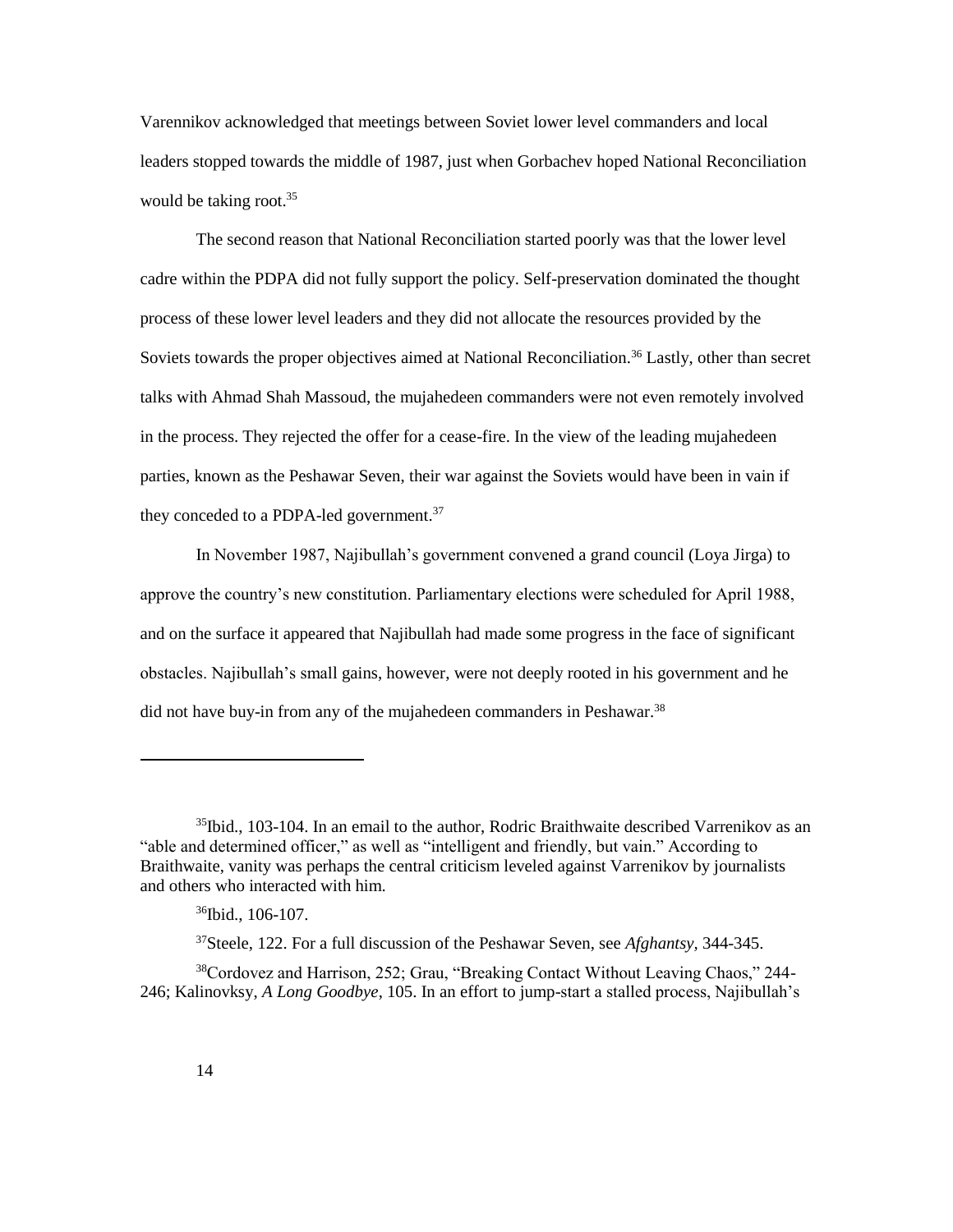Varennikov acknowledged that meetings between Soviet lower level commanders and local leaders stopped towards the middle of 1987, just when Gorbachev hoped National Reconciliation would be taking root.[35]

The second reason that National Reconciliation started poorly was that the lower level cadre within the PDPA did not fully support the policy. Self-preservation dominated the thought process of these lower level leaders and they did not allocate the resources provided by the Soviets towards the proper objectives aimed at National Reconciliation.[36] Lastly, other than secret talks with Ahmad Shah Massoud, the mujahedeen commanders were not even remotely involved in the process. They rejected the offer for a cease-fire. In the view of the leading mujahedeen parties, known as the Peshawar Seven, their war against the Soviets would have been in vain if they conceded to a PDPA-led government.[37]

In November 1987, Najibullah's government convened a grand council (Loya Jirga) to approve the country's new constitution. Parliamentary elections were scheduled for April 1988, and on the surface it appeared that Najibullah had made some progress in the face of significant obstacles. Najibullah's small gains, however, were not deeply rooted in his government and he did not have buy-in from any of the mujahedeen commanders in Peshawar.[38]

---

[35]Ibid., 103-104. In an email to the author, Rodric Braithwaite described Varrenikov as an "able and determined officer," as well as "intelligent and friendly, but vain." According to Braithwaite, vanity was perhaps the central criticism leveled against Varrenikov by journalists and others who interacted with him.

[36]Ibid., 106-107.

[37]Steele, 122. For a full discussion of the Peshawar Seven, see *Afghantsy,* 344-345.

[38]Cordovez and Harrison, 252; Grau, "Breaking Contact Without Leaving Chaos," 244-246; Kalinovksy, *A Long Goodbye*, 105. In an effort to jump-start a stalled process, Najibullah's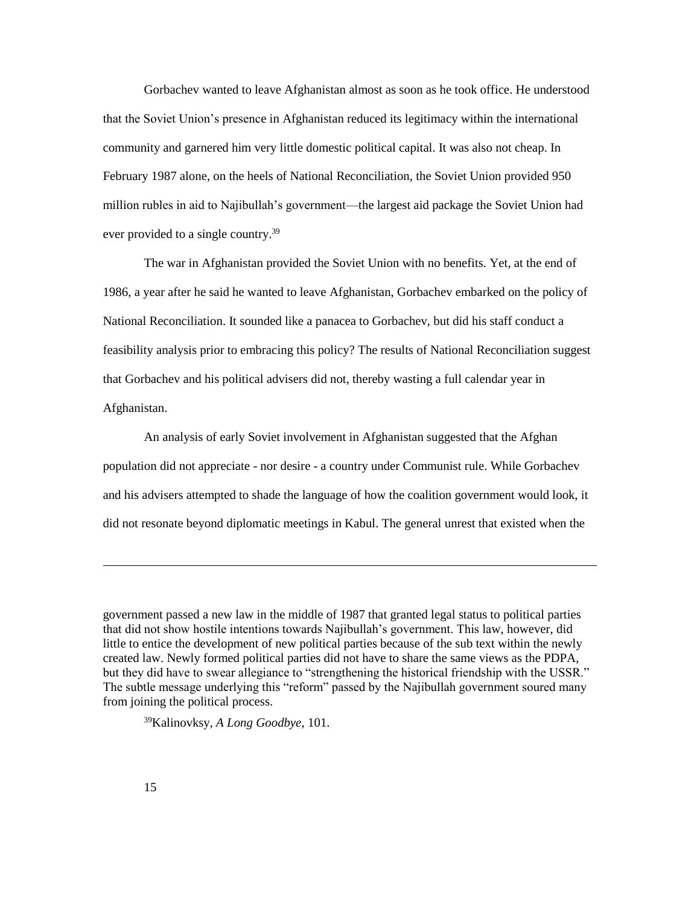Gorbachev wanted to leave Afghanistan almost as soon as he took office. He understood that the Soviet Union's presence in Afghanistan reduced its legitimacy within the international community and garnered him very little domestic political capital. It was also not cheap. In February 1987 alone, on the heels of National Reconciliation, the Soviet Union provided 950 million rubles in aid to Najibullah's government—the largest aid package the Soviet Union had ever provided to a single country.[39]

The war in Afghanistan provided the Soviet Union with no benefits. Yet, at the end of 1986, a year after he said he wanted to leave Afghanistan, Gorbachev embarked on the policy of National Reconciliation. It sounded like a panacea to Gorbachev, but did his staff conduct a feasibility analysis prior to embracing this policy? The results of National Reconciliation suggest that Gorbachev and his political advisers did not, thereby wasting a full calendar year in Afghanistan.

An analysis of early Soviet involvement in Afghanistan suggested that the Afghan population did not appreciate - nor desire - a country under Communist rule. While Gorbachev and his advisers attempted to shade the language of how the coalition government would look, it did not resonate beyond diplomatic meetings in Kabul. The general unrest that existed when the

---

government passed a new law in the middle of 1987 that granted legal status to political parties that did not show hostile intentions towards Najibullah's government. This law, however, did little to entice the development of new political parties because of the sub text within the newly created law. Newly formed political parties did not have to share the same views as the PDPA, but they did have to swear allegiance to "strengthening the historical friendship with the USSR." The subtle message underlying this "reform" passed by the Najibullah government soured many from joining the political process.

[39] Kalinovksy, *A Long Goodbye*, 101.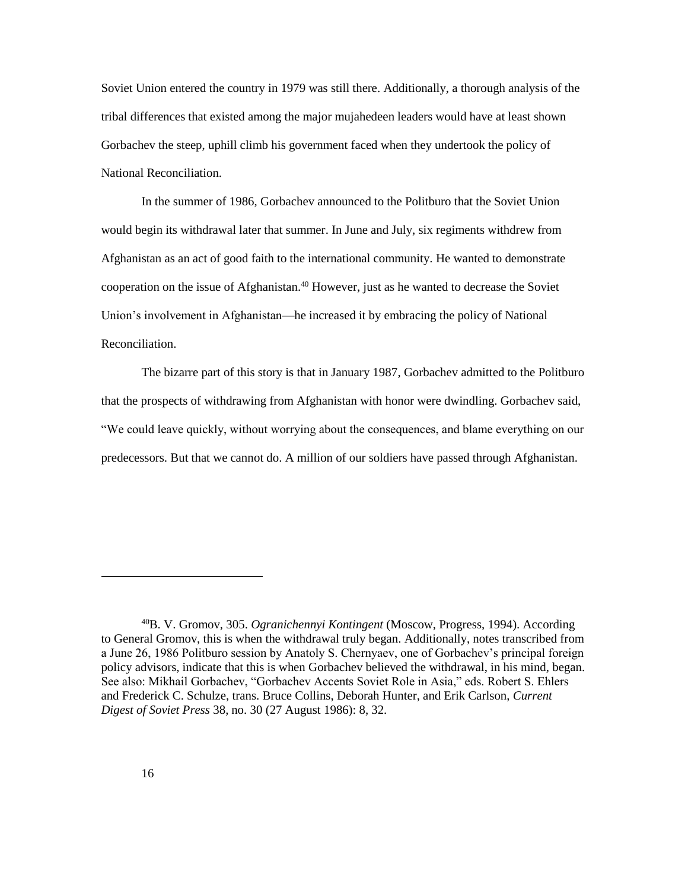Soviet Union entered the country in 1979 was still there. Additionally, a thorough analysis of the tribal differences that existed among the major mujahedeen leaders would have at least shown Gorbachev the steep, uphill climb his government faced when they undertook the policy of National Reconciliation.

In the summer of 1986, Gorbachev announced to the Politburo that the Soviet Union would begin its withdrawal later that summer. In June and July, six regiments withdrew from Afghanistan as an act of good faith to the international community. He wanted to demonstrate cooperation on the issue of Afghanistan.[40] However, just as he wanted to decrease the Soviet Union's involvement in Afghanistan—he increased it by embracing the policy of National Reconciliation.

The bizarre part of this story is that in January 1987, Gorbachev admitted to the Politburo that the prospects of withdrawing from Afghanistan with honor were dwindling. Gorbachev said, "We could leave quickly, without worrying about the consequences, and blame everything on our predecessors. But that we cannot do. A million of our soldiers have passed through Afghanistan.

---

[40]B. V. Gromov, 305. *Ogranichennyi Kontingent* (Moscow, Progress, 1994). According to General Gromov, this is when the withdrawal truly began. Additionally, notes transcribed from a June 26, 1986 Politburo session by Anatoly S. Chernyaev, one of Gorbachev's principal foreign policy advisors, indicate that this is when Gorbachev believed the withdrawal, in his mind, began. See also: Mikhail Gorbachev, "Gorbachev Accents Soviet Role in Asia," eds. Robert S. Ehlers and Frederick C. Schulze, trans. Bruce Collins, Deborah Hunter, and Erik Carlson, *Current Digest of Soviet Press* 38, no. 30 (27 August 1986): 8, 32.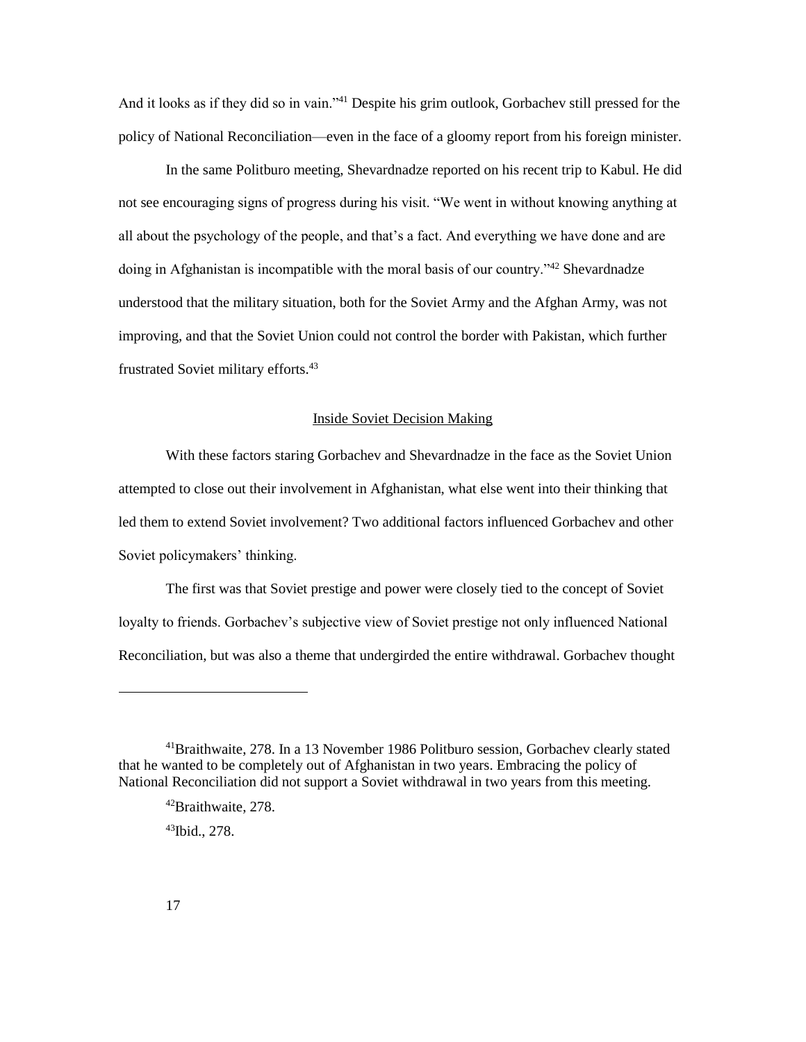And it looks as if they did so in vain."[41] Despite his grim outlook, Gorbachev still pressed for the policy of National Reconciliation—even in the face of a gloomy report from his foreign minister.

In the same Politburo meeting, Shevardnadze reported on his recent trip to Kabul. He did not see encouraging signs of progress during his visit. "We went in without knowing anything at all about the psychology of the people, and that's a fact. And everything we have done and are doing in Afghanistan is incompatible with the moral basis of our country."[42] Shevardnadze understood that the military situation, both for the Soviet Army and the Afghan Army, was not improving, and that the Soviet Union could not control the border with Pakistan, which further frustrated Soviet military efforts.[43]

## Inside Soviet Decision Making

With these factors staring Gorbachev and Shevardnadze in the face as the Soviet Union attempted to close out their involvement in Afghanistan, what else went into their thinking that led them to extend Soviet involvement? Two additional factors influenced Gorbachev and other Soviet policymakers' thinking.

The first was that Soviet prestige and power were closely tied to the concept of Soviet loyalty to friends. Gorbachev's subjective view of Soviet prestige not only influenced National Reconciliation, but was also a theme that undergirded the entire withdrawal. Gorbachev thought

---

[41]Braithwaite, 278. In a 13 November 1986 Politburo session, Gorbachev clearly stated that he wanted to be completely out of Afghanistan in two years. Embracing the policy of National Reconciliation did not support a Soviet withdrawal in two years from this meeting.

[42]Braithwaite, 278.

[43]Ibid., 278.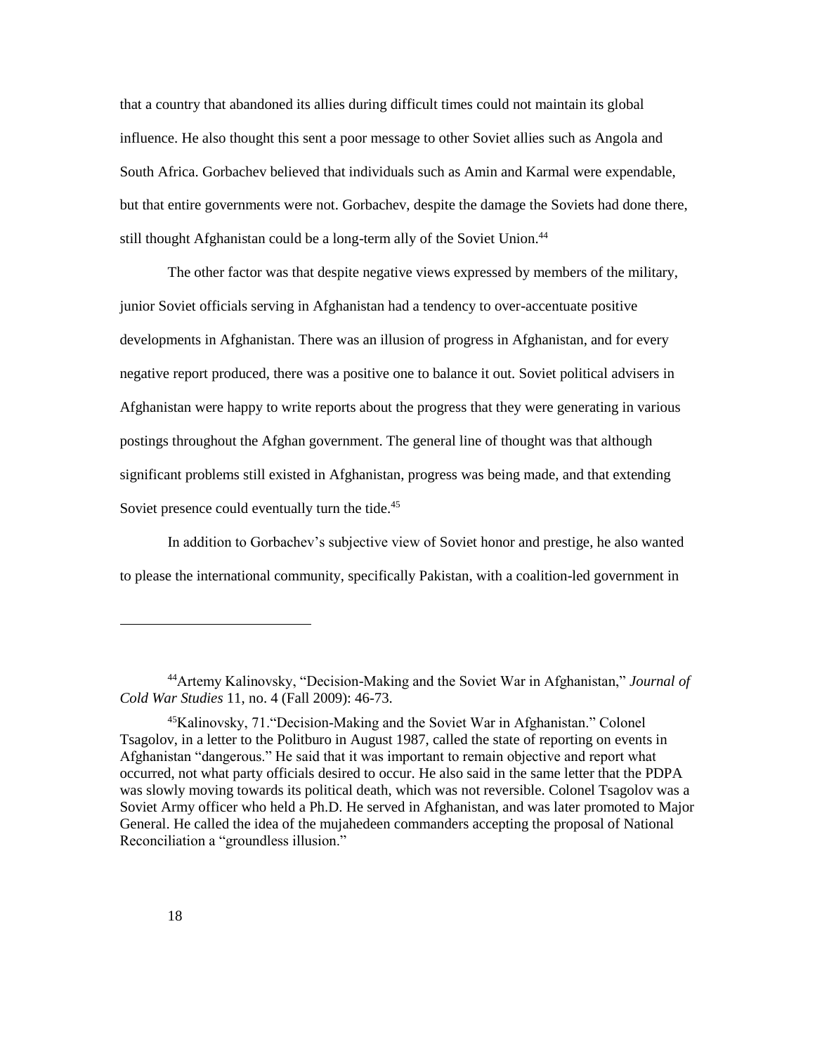that a country that abandoned its allies during difficult times could not maintain its global influence. He also thought this sent a poor message to other Soviet allies such as Angola and South Africa. Gorbachev believed that individuals such as Amin and Karmal were expendable, but that entire governments were not. Gorbachev, despite the damage the Soviets had done there, still thought Afghanistan could be a long-term ally of the Soviet Union.[44]

The other factor was that despite negative views expressed by members of the military, junior Soviet officials serving in Afghanistan had a tendency to over-accentuate positive developments in Afghanistan. There was an illusion of progress in Afghanistan, and for every negative report produced, there was a positive one to balance it out. Soviet political advisers in Afghanistan were happy to write reports about the progress that they were generating in various postings throughout the Afghan government. The general line of thought was that although significant problems still existed in Afghanistan, progress was being made, and that extending Soviet presence could eventually turn the tide.[45]

In addition to Gorbachev's subjective view of Soviet honor and prestige, he also wanted to please the international community, specifically Pakistan, with a coalition-led government in

---

[44]Artemy Kalinovsky, "Decision-Making and the Soviet War in Afghanistan," *Journal of Cold War Studies* 11, no. 4 (Fall 2009): 46-73.

[45]Kalinovsky, 71."Decision-Making and the Soviet War in Afghanistan." Colonel Tsagolov, in a letter to the Politburo in August 1987, called the state of reporting on events in Afghanistan "dangerous." He said that it was important to remain objective and report what occurred, not what party officials desired to occur. He also said in the same letter that the PDPA was slowly moving towards its political death, which was not reversible. Colonel Tsagolov was a Soviet Army officer who held a Ph.D. He served in Afghanistan, and was later promoted to Major General. He called the idea of the mujahedeen commanders accepting the proposal of National Reconciliation a "groundless illusion."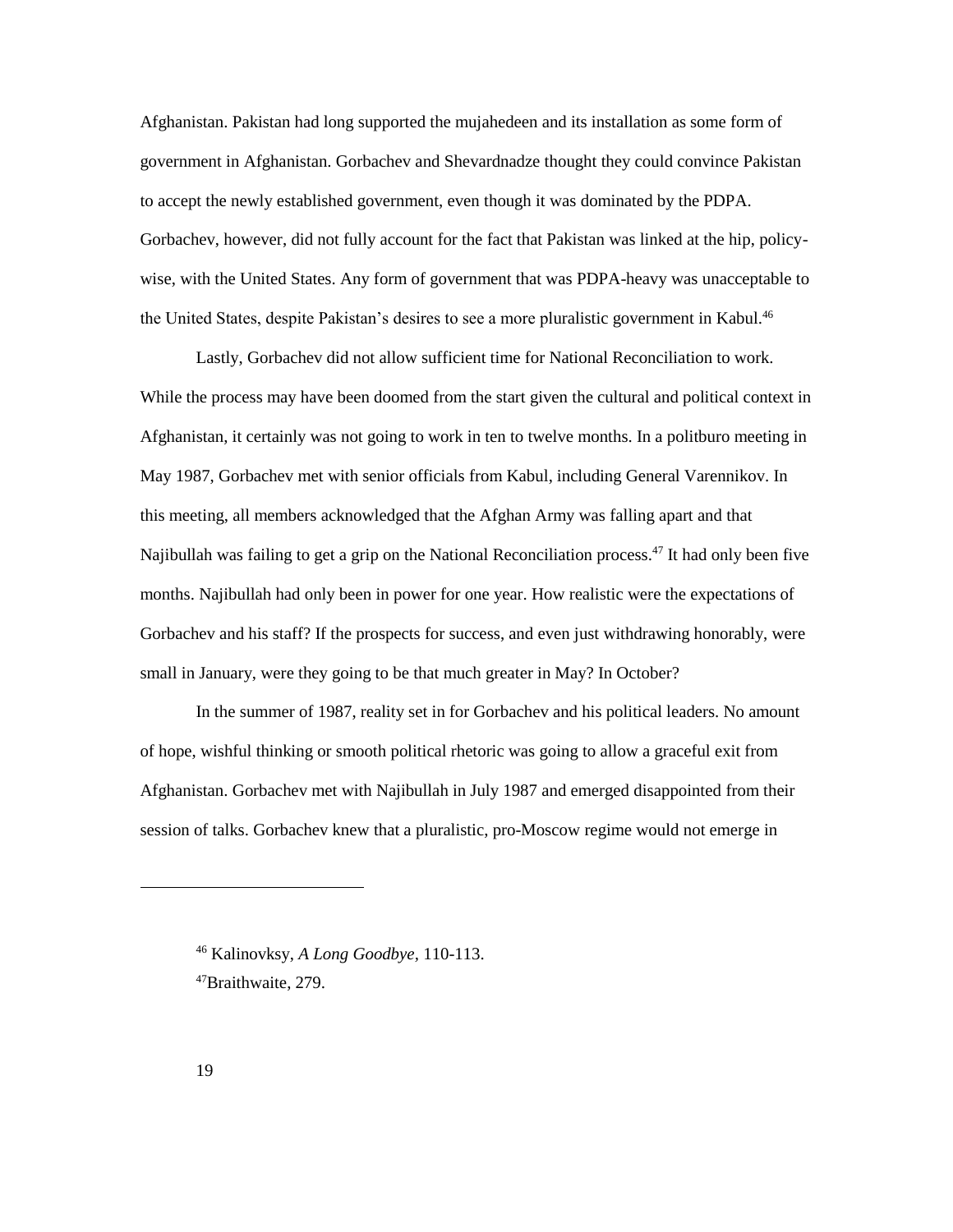Afghanistan. Pakistan had long supported the mujahedeen and its installation as some form of government in Afghanistan. Gorbachev and Shevardnadze thought they could convince Pakistan to accept the newly established government, even though it was dominated by the PDPA. Gorbachev, however, did not fully account for the fact that Pakistan was linked at the hip, policy-wise, with the United States. Any form of government that was PDPA-heavy was unacceptable to the United States, despite Pakistan's desires to see a more pluralistic government in Kabul.[46]

Lastly, Gorbachev did not allow sufficient time for National Reconciliation to work. While the process may have been doomed from the start given the cultural and political context in Afghanistan, it certainly was not going to work in ten to twelve months. In a politburo meeting in May 1987, Gorbachev met with senior officials from Kabul, including General Varennikov. In this meeting, all members acknowledged that the Afghan Army was falling apart and that Najibullah was failing to get a grip on the National Reconciliation process.[47] It had only been five months. Najibullah had only been in power for one year. How realistic were the expectations of Gorbachev and his staff? If the prospects for success, and even just withdrawing honorably, were small in January, were they going to be that much greater in May? In October?

In the summer of 1987, reality set in for Gorbachev and his political leaders. No amount of hope, wishful thinking or smooth political rhetoric was going to allow a graceful exit from Afghanistan. Gorbachev met with Najibullah in July 1987 and emerged disappointed from their session of talks. Gorbachev knew that a pluralistic, pro-Moscow regime would not emerge in

---

[46] Kalinovksy, *A Long Goodbye*, 110-113.

[47] Braithwaite, 279.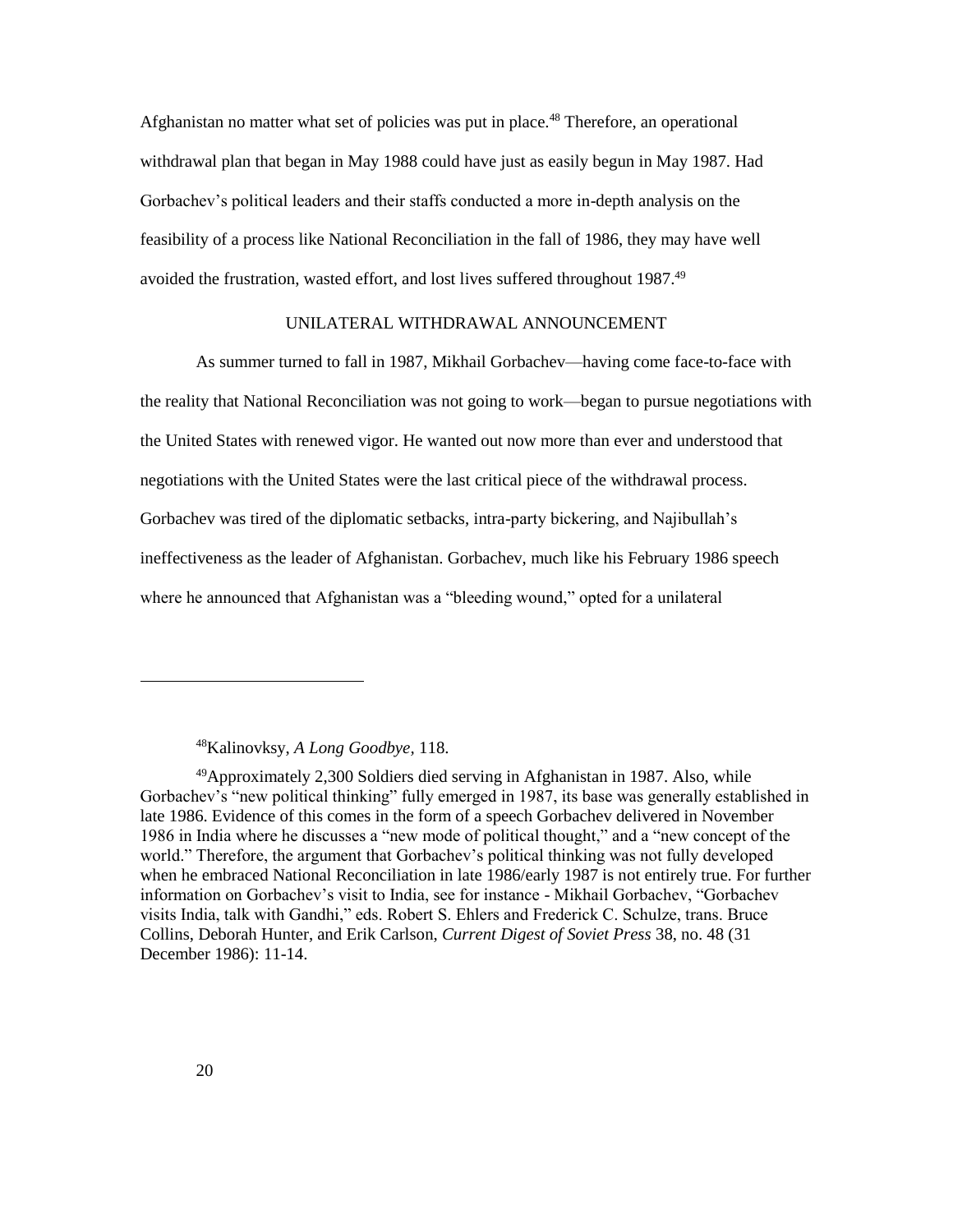Afghanistan no matter what set of policies was put in place.[48] Therefore, an operational withdrawal plan that began in May 1988 could have just as easily begun in May 1987. Had Gorbachev's political leaders and their staffs conducted a more in-depth analysis on the feasibility of a process like National Reconciliation in the fall of 1986, they may have well avoided the frustration, wasted effort, and lost lives suffered throughout 1987.[49]

## UNILATERAL WITHDRAWAL ANNOUNCEMENT

As summer turned to fall in 1987, Mikhail Gorbachev—having come face-to-face with the reality that National Reconciliation was not going to work—began to pursue negotiations with the United States with renewed vigor. He wanted out now more than ever and understood that negotiations with the United States were the last critical piece of the withdrawal process. Gorbachev was tired of the diplomatic setbacks, intra-party bickering, and Najibullah's ineffectiveness as the leader of Afghanistan. Gorbachev, much like his February 1986 speech where he announced that Afghanistan was a "bleeding wound," opted for a unilateral

---

[48]Kalinovksy, *A Long Goodbye*, 118.

[49]Approximately 2,300 Soldiers died serving in Afghanistan in 1987. Also, while Gorbachev's "new political thinking" fully emerged in 1987, its base was generally established in late 1986. Evidence of this comes in the form of a speech Gorbachev delivered in November 1986 in India where he discusses a "new mode of political thought," and a "new concept of the world." Therefore, the argument that Gorbachev's political thinking was not fully developed when he embraced National Reconciliation in late 1986/early 1987 is not entirely true. For further information on Gorbachev's visit to India, see for instance - Mikhail Gorbachev, "Gorbachev visits India, talk with Gandhi," eds. Robert S. Ehlers and Frederick C. Schulze, trans. Bruce Collins, Deborah Hunter, and Erik Carlson, *Current Digest of Soviet Press* 38, no. 48 (31 December 1986): 11-14.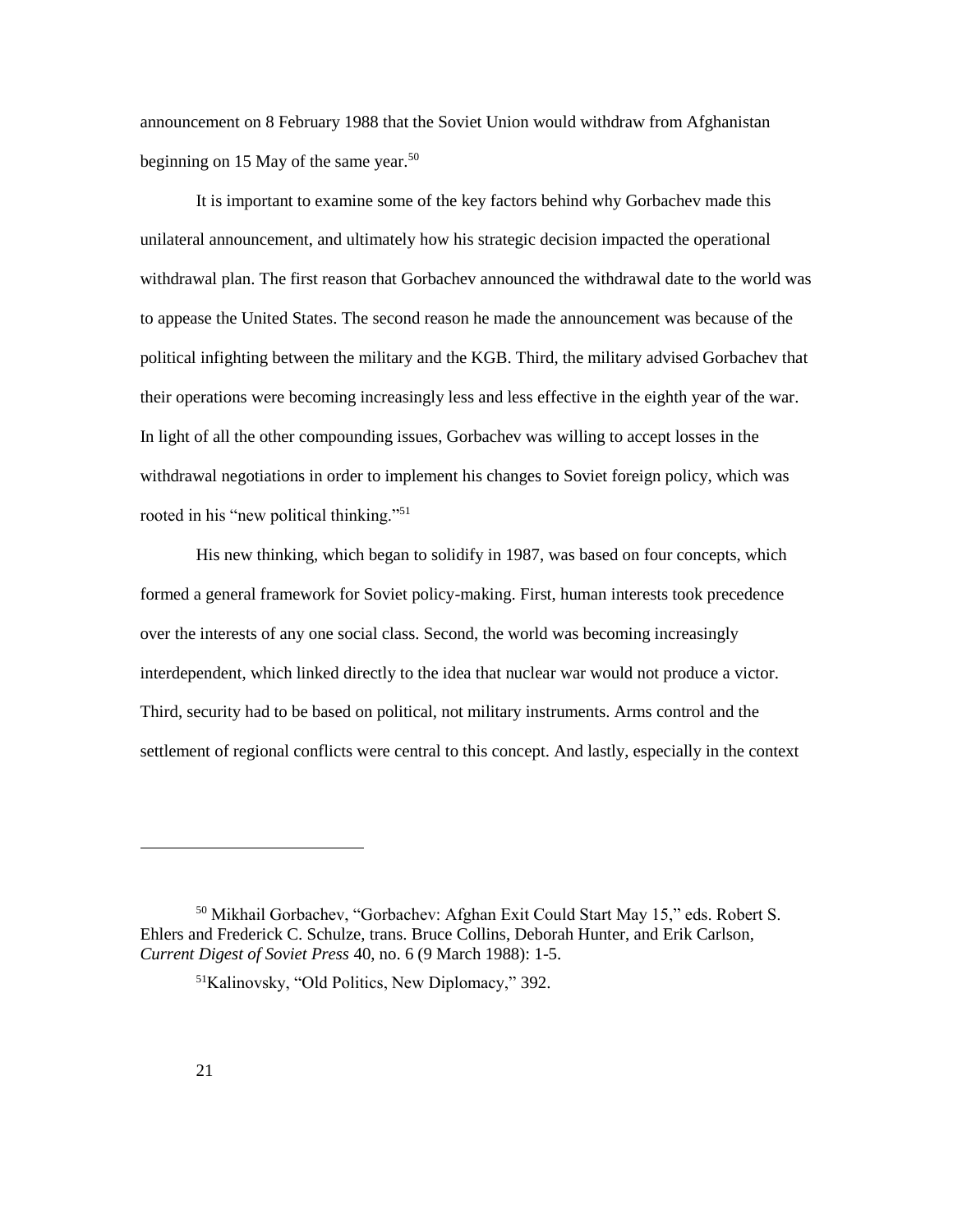announcement on 8 February 1988 that the Soviet Union would withdraw from Afghanistan beginning on 15 May of the same year.[50]

It is important to examine some of the key factors behind why Gorbachev made this unilateral announcement, and ultimately how his strategic decision impacted the operational withdrawal plan. The first reason that Gorbachev announced the withdrawal date to the world was to appease the United States. The second reason he made the announcement was because of the political infighting between the military and the KGB. Third, the military advised Gorbachev that their operations were becoming increasingly less and less effective in the eighth year of the war. In light of all the other compounding issues, Gorbachev was willing to accept losses in the withdrawal negotiations in order to implement his changes to Soviet foreign policy, which was rooted in his "new political thinking."[51]

His new thinking, which began to solidify in 1987, was based on four concepts, which formed a general framework for Soviet policy-making. First, human interests took precedence over the interests of any one social class. Second, the world was becoming increasingly interdependent, which linked directly to the idea that nuclear war would not produce a victor. Third, security had to be based on political, not military instruments. Arms control and the settlement of regional conflicts were central to this concept. And lastly, especially in the context

---

[50] Mikhail Gorbachev, "Gorbachev: Afghan Exit Could Start May 15," eds. Robert S. Ehlers and Frederick C. Schulze, trans. Bruce Collins, Deborah Hunter, and Erik Carlson, *Current Digest of Soviet Press* 40, no. 6 (9 March 1988): 1-5.

[51] Kalinovsky, "Old Politics, New Diplomacy," 392.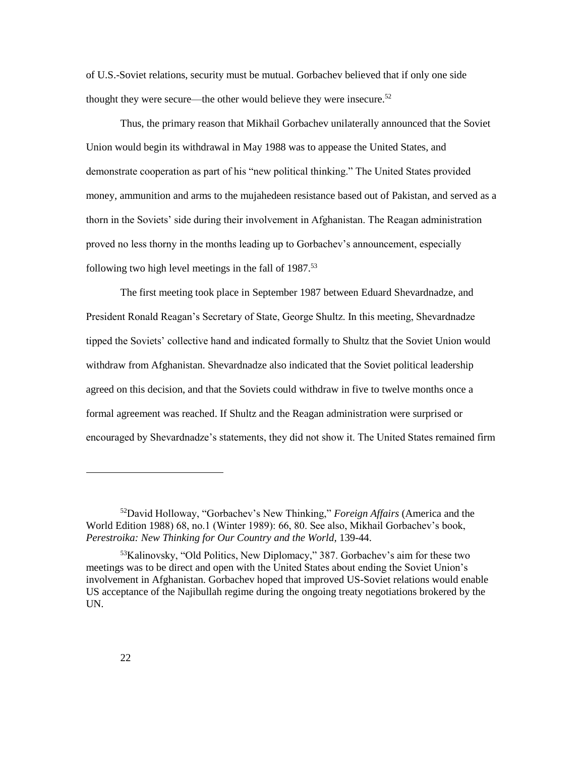of U.S.-Soviet relations, security must be mutual. Gorbachev believed that if only one side thought they were secure—the other would believe they were insecure.[52]

Thus, the primary reason that Mikhail Gorbachev unilaterally announced that the Soviet Union would begin its withdrawal in May 1988 was to appease the United States, and demonstrate cooperation as part of his "new political thinking." The United States provided money, ammunition and arms to the mujahedeen resistance based out of Pakistan, and served as a thorn in the Soviets' side during their involvement in Afghanistan. The Reagan administration proved no less thorny in the months leading up to Gorbachev's announcement, especially following two high level meetings in the fall of 1987.[53]

The first meeting took place in September 1987 between Eduard Shevardnadze, and President Ronald Reagan's Secretary of State, George Shultz. In this meeting, Shevardnadze tipped the Soviets' collective hand and indicated formally to Shultz that the Soviet Union would withdraw from Afghanistan. Shevardnadze also indicated that the Soviet political leadership agreed on this decision, and that the Soviets could withdraw in five to twelve months once a formal agreement was reached. If Shultz and the Reagan administration were surprised or encouraged by Shevardnadze's statements, they did not show it. The United States remained firm

---

[52] David Holloway, "Gorbachev's New Thinking," *Foreign Affairs* (America and the World Edition 1988) 68, no.1 (Winter 1989): 66, 80. See also, Mikhail Gorbachev's book, *Perestroika: New Thinking for Our Country and the World,* 139-44.

[53] Kalinovsky, "Old Politics, New Diplomacy," 387. Gorbachev's aim for these two meetings was to be direct and open with the United States about ending the Soviet Union's involvement in Afghanistan. Gorbachev hoped that improved US-Soviet relations would enable US acceptance of the Najibullah regime during the ongoing treaty negotiations brokered by the UN.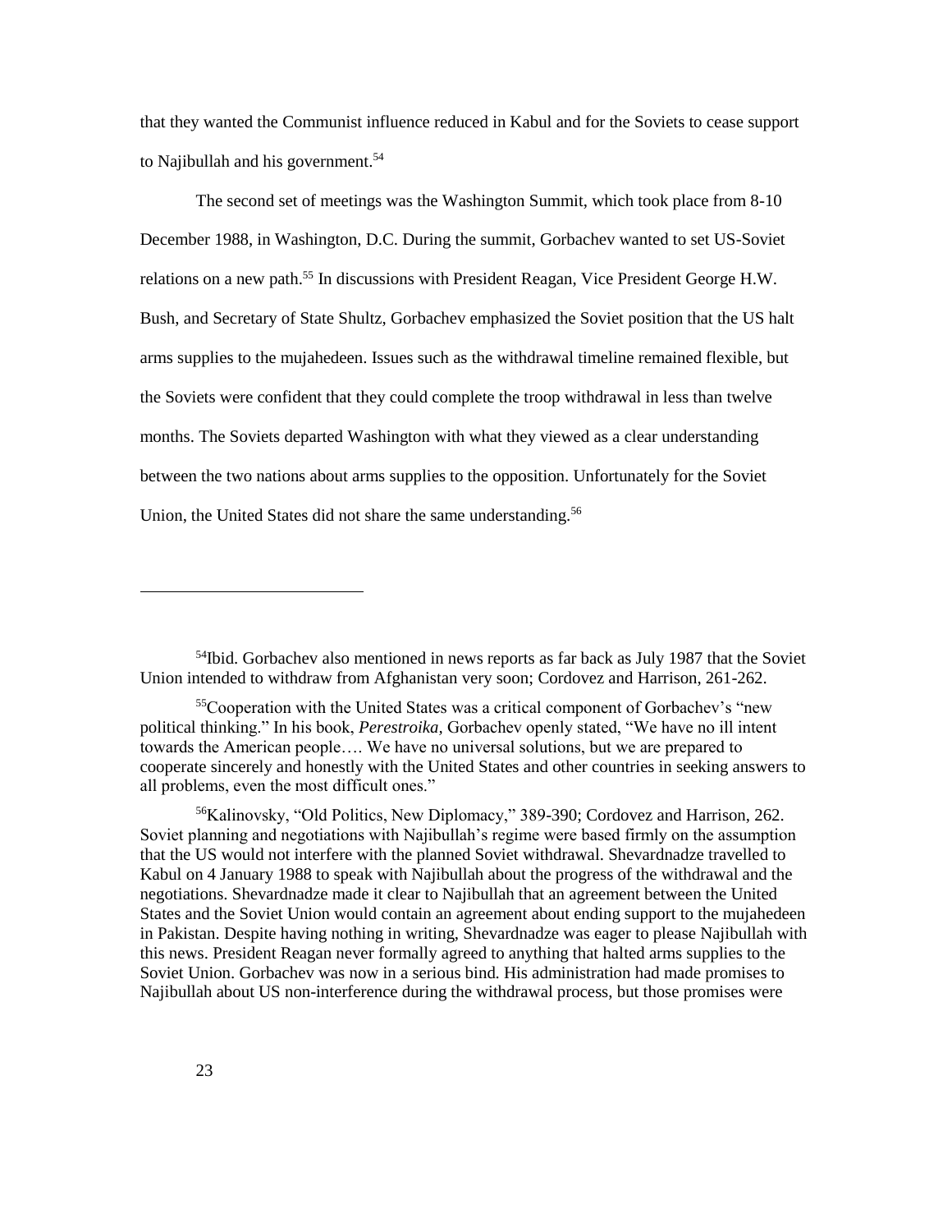that they wanted the Communist influence reduced in Kabul and for the Soviets to cease support to Najibullah and his government.[54]

The second set of meetings was the Washington Summit, which took place from 8-10 December 1988, in Washington, D.C. During the summit, Gorbachev wanted to set US-Soviet relations on a new path.[55] In discussions with President Reagan, Vice President George H.W. Bush, and Secretary of State Shultz, Gorbachev emphasized the Soviet position that the US halt arms supplies to the mujahedeen. Issues such as the withdrawal timeline remained flexible, but the Soviets were confident that they could complete the troop withdrawal in less than twelve months. The Soviets departed Washington with what they viewed as a clear understanding between the two nations about arms supplies to the opposition. Unfortunately for the Soviet Union, the United States did not share the same understanding.[56]

---

[54]Ibid. Gorbachev also mentioned in news reports as far back as July 1987 that the Soviet Union intended to withdraw from Afghanistan very soon; Cordovez and Harrison, 261-262.

[55]Cooperation with the United States was a critical component of Gorbachev's "new political thinking." In his book, *Perestroika,* Gorbachev openly stated, "We have no ill intent towards the American people…. We have no universal solutions, but we are prepared to cooperate sincerely and honestly with the United States and other countries in seeking answers to all problems, even the most difficult ones."

[56]Kalinovsky, "Old Politics, New Diplomacy," 389-390; Cordovez and Harrison, 262. Soviet planning and negotiations with Najibullah's regime were based firmly on the assumption that the US would not interfere with the planned Soviet withdrawal. Shevardnadze travelled to Kabul on 4 January 1988 to speak with Najibullah about the progress of the withdrawal and the negotiations. Shevardnadze made it clear to Najibullah that an agreement between the United States and the Soviet Union would contain an agreement about ending support to the mujahedeen in Pakistan. Despite having nothing in writing, Shevardnadze was eager to please Najibullah with this news. President Reagan never formally agreed to anything that halted arms supplies to the Soviet Union. Gorbachev was now in a serious bind. His administration had made promises to Najibullah about US non-interference during the withdrawal process, but those promises were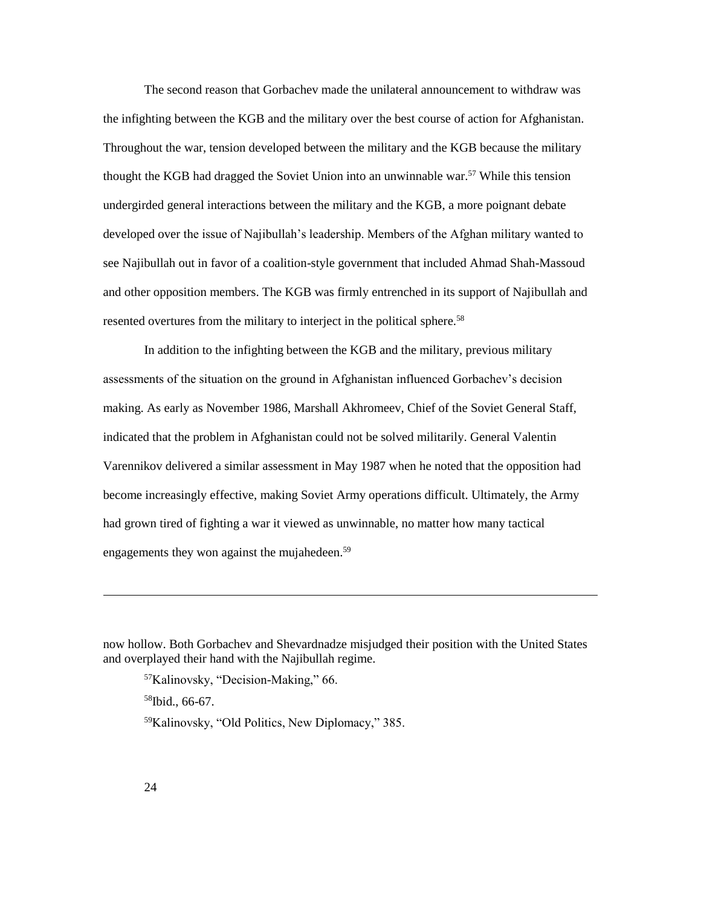The second reason that Gorbachev made the unilateral announcement to withdraw was the infighting between the KGB and the military over the best course of action for Afghanistan. Throughout the war, tension developed between the military and the KGB because the military thought the KGB had dragged the Soviet Union into an unwinnable war.[57] While this tension undergirded general interactions between the military and the KGB, a more poignant debate developed over the issue of Najibullah's leadership. Members of the Afghan military wanted to see Najibullah out in favor of a coalition-style government that included Ahmad Shah-Massoud and other opposition members. The KGB was firmly entrenched in its support of Najibullah and resented overtures from the military to interject in the political sphere.[58]

In addition to the infighting between the KGB and the military, previous military assessments of the situation on the ground in Afghanistan influenced Gorbachev's decision making. As early as November 1986, Marshall Akhromeev, Chief of the Soviet General Staff, indicated that the problem in Afghanistan could not be solved militarily. General Valentin Varennikov delivered a similar assessment in May 1987 when he noted that the opposition had become increasingly effective, making Soviet Army operations difficult. Ultimately, the Army had grown tired of fighting a war it viewed as unwinnable, no matter how many tactical engagements they won against the mujahedeen.[59]

---

now hollow. Both Gorbachev and Shevardnadze misjudged their position with the United States and overplayed their hand with the Najibullah regime.

[57]Kalinovsky, "Decision-Making," 66.

[58]Ibid., 66-67.

[59]Kalinovsky, "Old Politics, New Diplomacy," 385.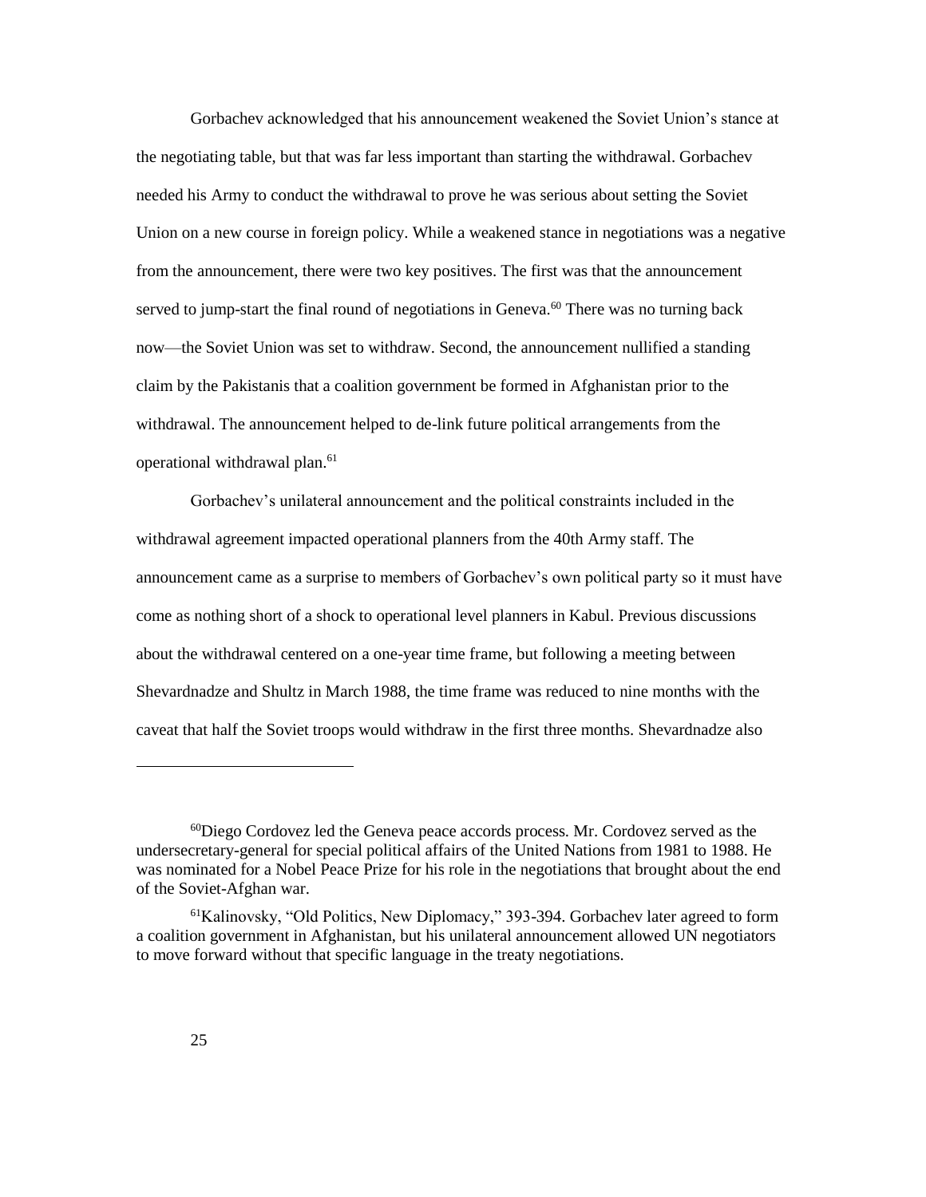Gorbachev acknowledged that his announcement weakened the Soviet Union's stance at the negotiating table, but that was far less important than starting the withdrawal. Gorbachev needed his Army to conduct the withdrawal to prove he was serious about setting the Soviet Union on a new course in foreign policy. While a weakened stance in negotiations was a negative from the announcement, there were two key positives. The first was that the announcement served to jump-start the final round of negotiations in Geneva.[60] There was no turning back now—the Soviet Union was set to withdraw. Second, the announcement nullified a standing claim by the Pakistanis that a coalition government be formed in Afghanistan prior to the withdrawal. The announcement helped to de-link future political arrangements from the operational withdrawal plan.[61]

Gorbachev's unilateral announcement and the political constraints included in the withdrawal agreement impacted operational planners from the 40th Army staff. The announcement came as a surprise to members of Gorbachev's own political party so it must have come as nothing short of a shock to operational level planners in Kabul. Previous discussions about the withdrawal centered on a one-year time frame, but following a meeting between Shevardnadze and Shultz in March 1988, the time frame was reduced to nine months with the caveat that half the Soviet troops would withdraw in the first three months. Shevardnadze also

---

[60]Diego Cordovez led the Geneva peace accords process. Mr. Cordovez served as the undersecretary-general for special political affairs of the United Nations from 1981 to 1988. He was nominated for a Nobel Peace Prize for his role in the negotiations that brought about the end of the Soviet-Afghan war.

[61]Kalinovsky, "Old Politics, New Diplomacy," 393-394. Gorbachev later agreed to form a coalition government in Afghanistan, but his unilateral announcement allowed UN negotiators to move forward without that specific language in the treaty negotiations.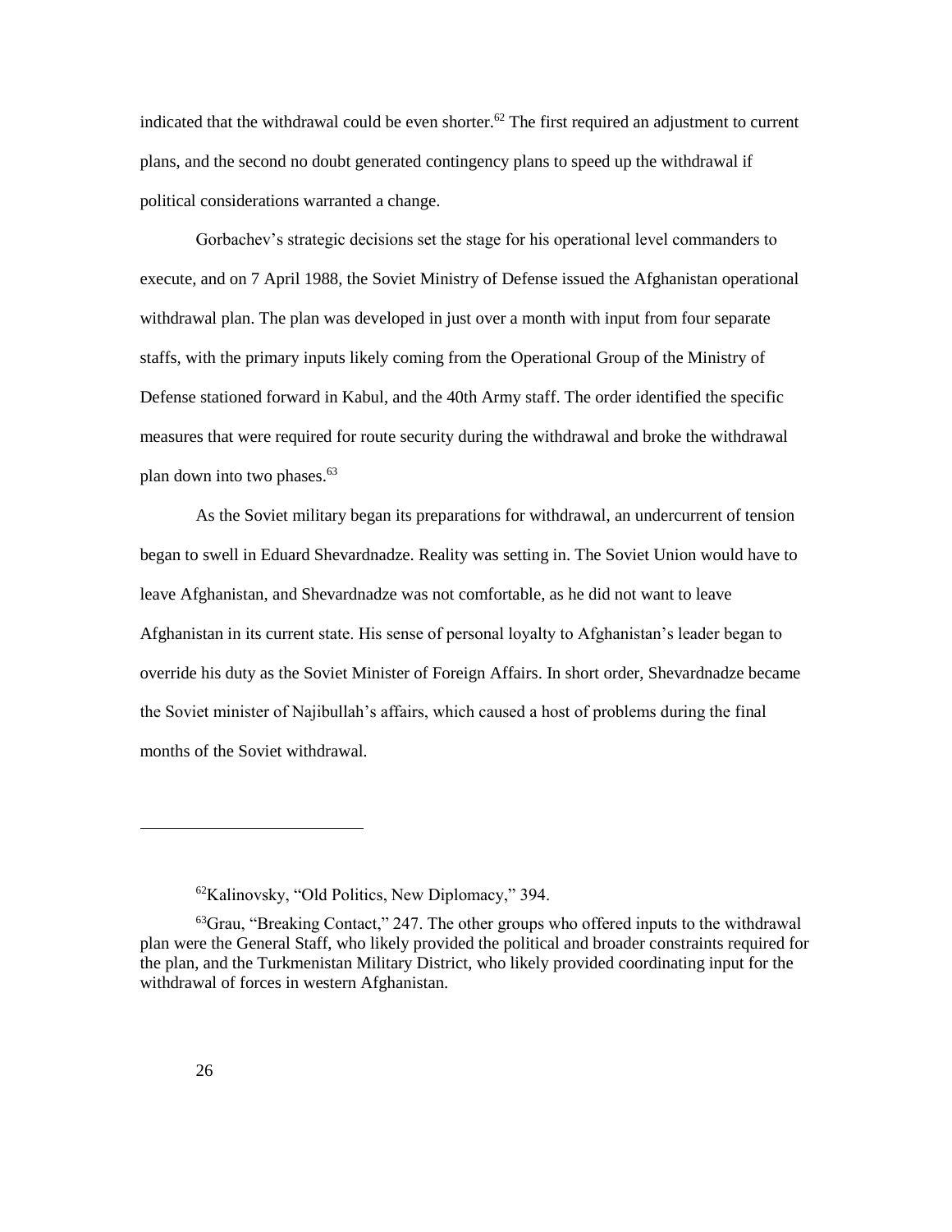indicated that the withdrawal could be even shorter.[62] The first required an adjustment to current plans, and the second no doubt generated contingency plans to speed up the withdrawal if political considerations warranted a change.

Gorbachev's strategic decisions set the stage for his operational level commanders to execute, and on 7 April 1988, the Soviet Ministry of Defense issued the Afghanistan operational withdrawal plan. The plan was developed in just over a month with input from four separate staffs, with the primary inputs likely coming from the Operational Group of the Ministry of Defense stationed forward in Kabul, and the 40th Army staff. The order identified the specific measures that were required for route security during the withdrawal and broke the withdrawal plan down into two phases.[63]

As the Soviet military began its preparations for withdrawal, an undercurrent of tension began to swell in Eduard Shevardnadze. Reality was setting in. The Soviet Union would have to leave Afghanistan, and Shevardnadze was not comfortable, as he did not want to leave Afghanistan in its current state. His sense of personal loyalty to Afghanistan's leader began to override his duty as the Soviet Minister of Foreign Affairs. In short order, Shevardnadze became the Soviet minister of Najibullah's affairs, which caused a host of problems during the final months of the Soviet withdrawal.

---

[62]Kalinovsky, "Old Politics, New Diplomacy," 394.

[63]Grau, "Breaking Contact," 247. The other groups who offered inputs to the withdrawal plan were the General Staff, who likely provided the political and broader constraints required for the plan, and the Turkmenistan Military District, who likely provided coordinating input for the withdrawal of forces in western Afghanistan.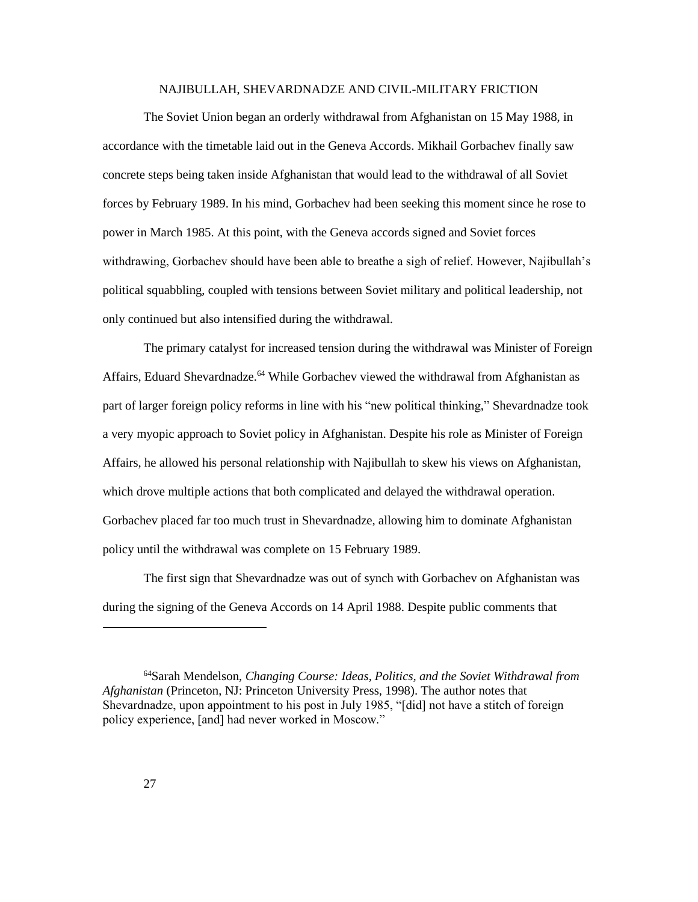## NAJIBULLAH, SHEVARDNADZE AND CIVIL-MILITARY FRICTION

The Soviet Union began an orderly withdrawal from Afghanistan on 15 May 1988, in accordance with the timetable laid out in the Geneva Accords. Mikhail Gorbachev finally saw concrete steps being taken inside Afghanistan that would lead to the withdrawal of all Soviet forces by February 1989. In his mind, Gorbachev had been seeking this moment since he rose to power in March 1985. At this point, with the Geneva accords signed and Soviet forces withdrawing, Gorbachev should have been able to breathe a sigh of relief. However, Najibullah's political squabbling, coupled with tensions between Soviet military and political leadership, not only continued but also intensified during the withdrawal.

The primary catalyst for increased tension during the withdrawal was Minister of Foreign Affairs, Eduard Shevardnadze.[64] While Gorbachev viewed the withdrawal from Afghanistan as part of larger foreign policy reforms in line with his "new political thinking," Shevardnadze took a very myopic approach to Soviet policy in Afghanistan. Despite his role as Minister of Foreign Affairs, he allowed his personal relationship with Najibullah to skew his views on Afghanistan, which drove multiple actions that both complicated and delayed the withdrawal operation. Gorbachev placed far too much trust in Shevardnadze, allowing him to dominate Afghanistan policy until the withdrawal was complete on 15 February 1989.

The first sign that Shevardnadze was out of synch with Gorbachev on Afghanistan was during the signing of the Geneva Accords on 14 April 1988. Despite public comments that

---

[64]Sarah Mendelson, *Changing Course: Ideas, Politics, and the Soviet Withdrawal from Afghanistan* (Princeton, NJ: Princeton University Press, 1998). The author notes that Shevardnadze, upon appointment to his post in July 1985, "[did] not have a stitch of foreign policy experience, [and] had never worked in Moscow."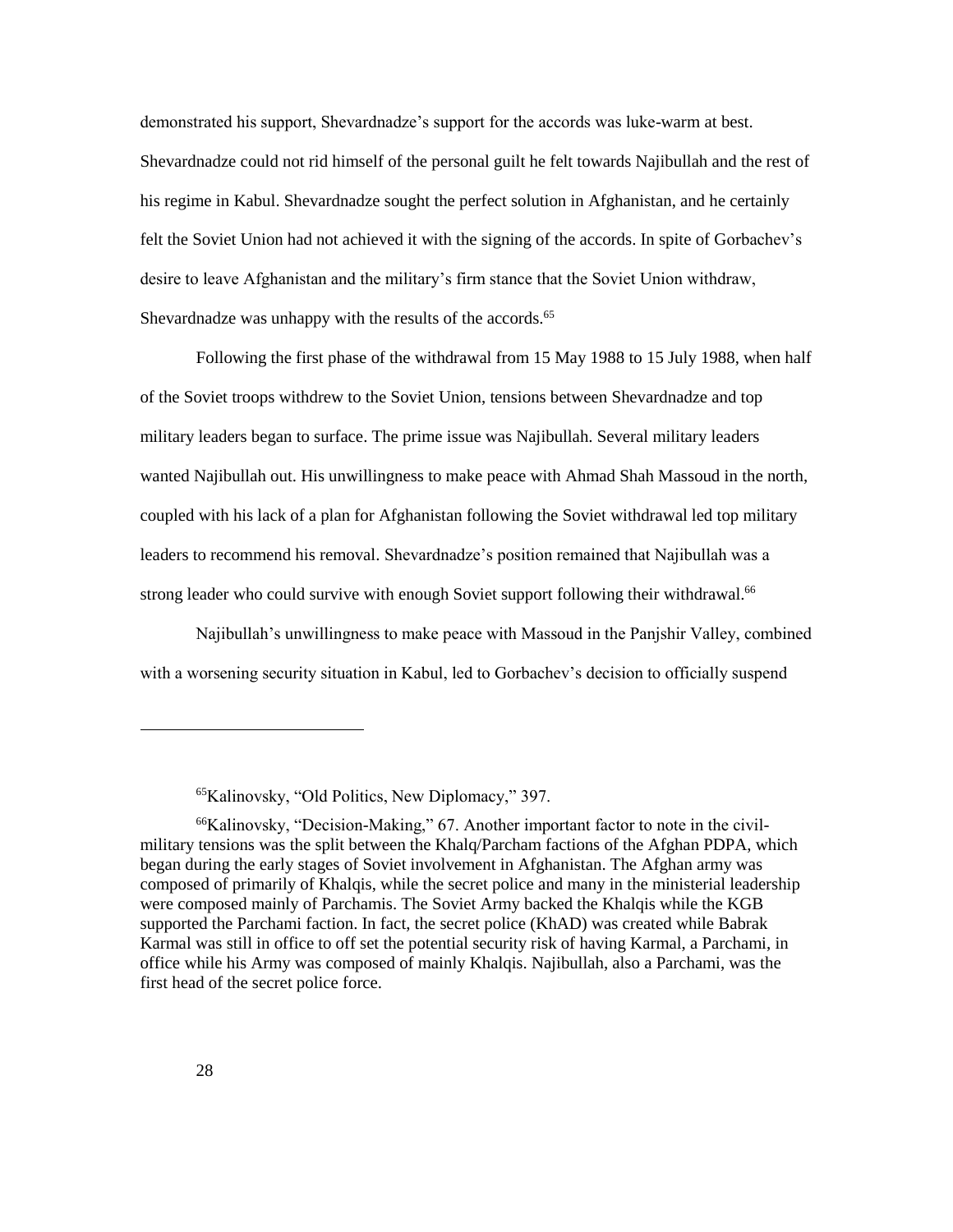demonstrated his support, Shevardnadze's support for the accords was luke-warm at best. Shevardnadze could not rid himself of the personal guilt he felt towards Najibullah and the rest of his regime in Kabul. Shevardnadze sought the perfect solution in Afghanistan, and he certainly felt the Soviet Union had not achieved it with the signing of the accords. In spite of Gorbachev's desire to leave Afghanistan and the military's firm stance that the Soviet Union withdraw, Shevardnadze was unhappy with the results of the accords.[65]

Following the first phase of the withdrawal from 15 May 1988 to 15 July 1988, when half of the Soviet troops withdrew to the Soviet Union, tensions between Shevardnadze and top military leaders began to surface. The prime issue was Najibullah. Several military leaders wanted Najibullah out. His unwillingness to make peace with Ahmad Shah Massoud in the north, coupled with his lack of a plan for Afghanistan following the Soviet withdrawal led top military leaders to recommend his removal. Shevardnadze's position remained that Najibullah was a strong leader who could survive with enough Soviet support following their withdrawal.[66]

Najibullah's unwillingness to make peace with Massoud in the Panjshir Valley, combined with a worsening security situation in Kabul, led to Gorbachev's decision to officially suspend

---

[65]Kalinovsky, "Old Politics, New Diplomacy," 397.

[66]Kalinovsky, "Decision-Making," 67. Another important factor to note in the civil-military tensions was the split between the Khalq/Parcham factions of the Afghan PDPA, which began during the early stages of Soviet involvement in Afghanistan. The Afghan army was composed of primarily of Khalqis, while the secret police and many in the ministerial leadership were composed mainly of Parchamis. The Soviet Army backed the Khalqis while the KGB supported the Parchami faction. In fact, the secret police (KhAD) was created while Babrak Karmal was still in office to off set the potential security risk of having Karmal, a Parchami, in office while his Army was composed of mainly Khalqis. Najibullah, also a Parchami, was the first head of the secret police force.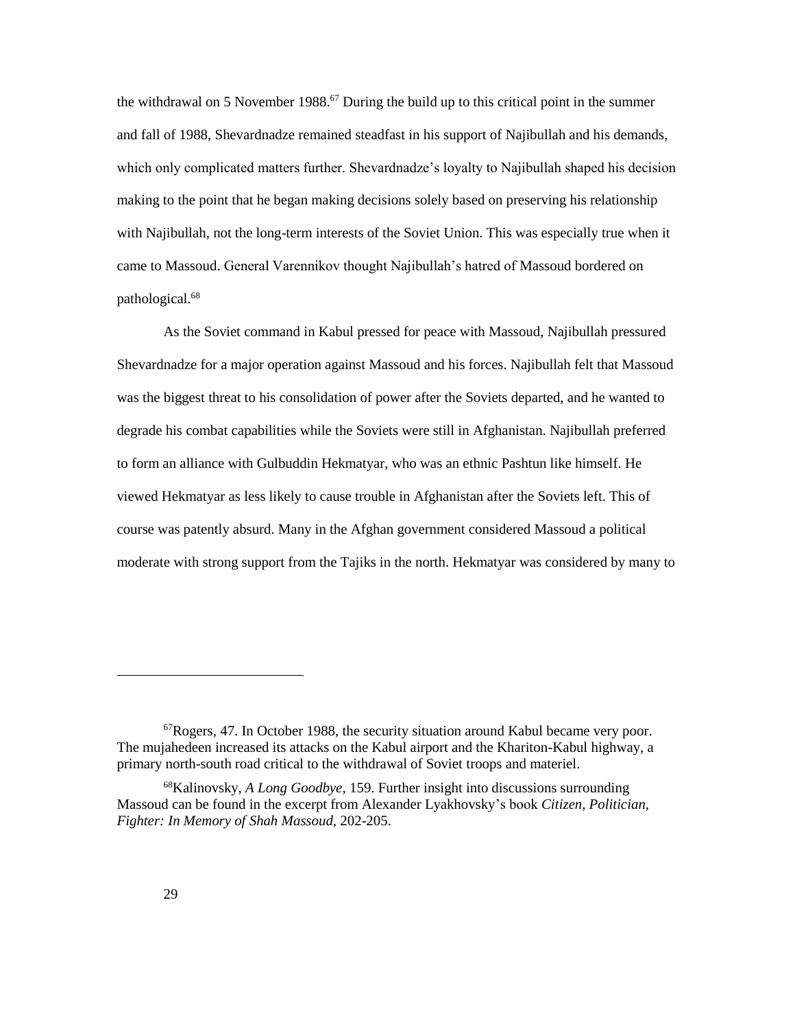the withdrawal on 5 November 1988.[67] During the build up to this critical point in the summer and fall of 1988, Shevardnadze remained steadfast in his support of Najibullah and his demands, which only complicated matters further. Shevardnadze's loyalty to Najibullah shaped his decision making to the point that he began making decisions solely based on preserving his relationship with Najibullah, not the long-term interests of the Soviet Union. This was especially true when it came to Massoud. General Varennikov thought Najibullah's hatred of Massoud bordered on pathological.[68]

As the Soviet command in Kabul pressed for peace with Massoud, Najibullah pressured Shevardnadze for a major operation against Massoud and his forces. Najibullah felt that Massoud was the biggest threat to his consolidation of power after the Soviets departed, and he wanted to degrade his combat capabilities while the Soviets were still in Afghanistan. Najibullah preferred to form an alliance with Gulbuddin Hekmatyar, who was an ethnic Pashtun like himself. He viewed Hekmatyar as less likely to cause trouble in Afghanistan after the Soviets left. This of course was patently absurd. Many in the Afghan government considered Massoud a political moderate with strong support from the Tajiks in the north. Hekmatyar was considered by many to

---

[67] Rogers, 47. In October 1988, the security situation around Kabul became very poor. The mujahedeen increased its attacks on the Kabul airport and the Khariton-Kabul highway, a primary north-south road critical to the withdrawal of Soviet troops and materiel.

[68] Kalinovsky, *A Long Goodbye*, 159. Further insight into discussions surrounding Massoud can be found in the excerpt from Alexander Lyakhovsky's book *Citizen, Politician, Fighter: In Memory of Shah Massoud*, 202-205.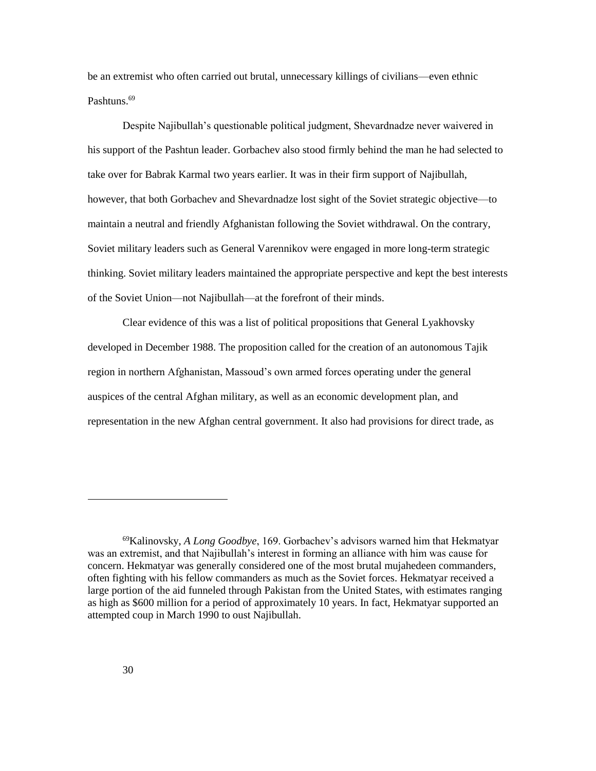be an extremist who often carried out brutal, unnecessary killings of civilians—even ethnic Pashtuns.[69]

Despite Najibullah's questionable political judgment, Shevardnadze never waivered in his support of the Pashtun leader. Gorbachev also stood firmly behind the man he had selected to take over for Babrak Karmal two years earlier. It was in their firm support of Najibullah, however, that both Gorbachev and Shevardnadze lost sight of the Soviet strategic objective—to maintain a neutral and friendly Afghanistan following the Soviet withdrawal. On the contrary, Soviet military leaders such as General Varennikov were engaged in more long-term strategic thinking. Soviet military leaders maintained the appropriate perspective and kept the best interests of the Soviet Union—not Najibullah—at the forefront of their minds.

Clear evidence of this was a list of political propositions that General Lyakhovsky developed in December 1988. The proposition called for the creation of an autonomous Tajik region in northern Afghanistan, Massoud's own armed forces operating under the general auspices of the central Afghan military, as well as an economic development plan, and representation in the new Afghan central government. It also had provisions for direct trade, as

---

[69]Kalinovsky, *A Long Goodbye*, 169. Gorbachev's advisors warned him that Hekmatyar was an extremist, and that Najibullah's interest in forming an alliance with him was cause for concern. Hekmatyar was generally considered one of the most brutal mujahedeen commanders, often fighting with his fellow commanders as much as the Soviet forces. Hekmatyar received a large portion of the aid funneled through Pakistan from the United States, with estimates ranging as high as $600 million for a period of approximately 10 years. In fact, Hekmatyar supported an attempted coup in March 1990 to oust Najibullah.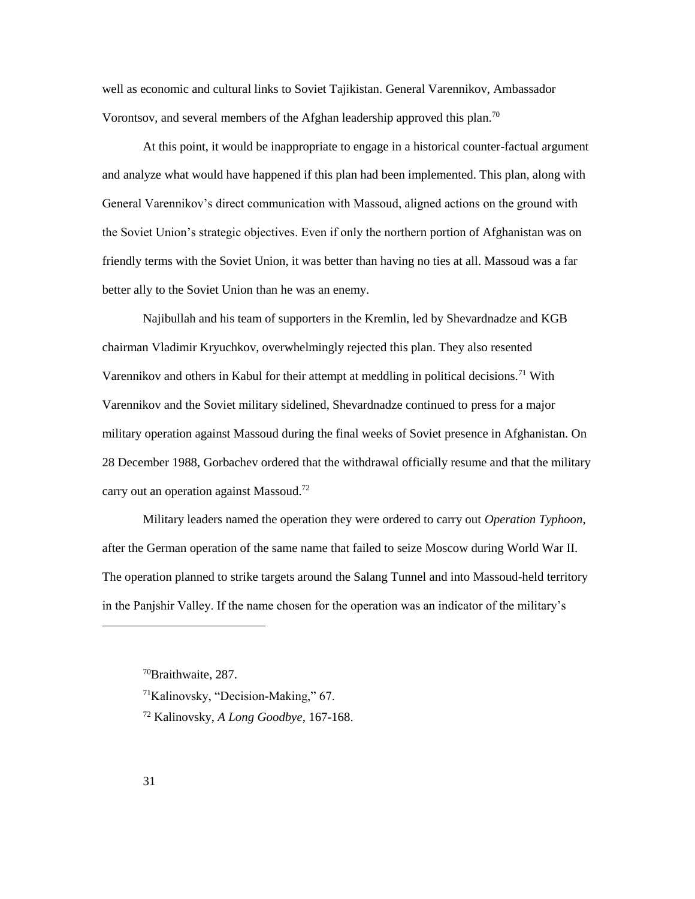well as economic and cultural links to Soviet Tajikistan. General Varennikov, Ambassador Vorontsov, and several members of the Afghan leadership approved this plan.[70]

At this point, it would be inappropriate to engage in a historical counter-factual argument and analyze what would have happened if this plan had been implemented. This plan, along with General Varennikov's direct communication with Massoud, aligned actions on the ground with the Soviet Union's strategic objectives. Even if only the northern portion of Afghanistan was on friendly terms with the Soviet Union, it was better than having no ties at all. Massoud was a far better ally to the Soviet Union than he was an enemy.

Najibullah and his team of supporters in the Kremlin, led by Shevardnadze and KGB chairman Vladimir Kryuchkov, overwhelmingly rejected this plan. They also resented Varennikov and others in Kabul for their attempt at meddling in political decisions.[71] With Varennikov and the Soviet military sidelined, Shevardnadze continued to press for a major military operation against Massoud during the final weeks of Soviet presence in Afghanistan. On 28 December 1988, Gorbachev ordered that the withdrawal officially resume and that the military carry out an operation against Massoud.[72]

Military leaders named the operation they were ordered to carry out *Operation Typhoon*, after the German operation of the same name that failed to seize Moscow during World War II. The operation planned to strike targets around the Salang Tunnel and into Massoud-held territory in the Panjshir Valley. If the name chosen for the operation was an indicator of the military's

---

[70]Braithwaite, 287.

[71]Kalinovsky, "Decision-Making," 67.

[72] Kalinovsky, *A Long Goodbye*, 167-168.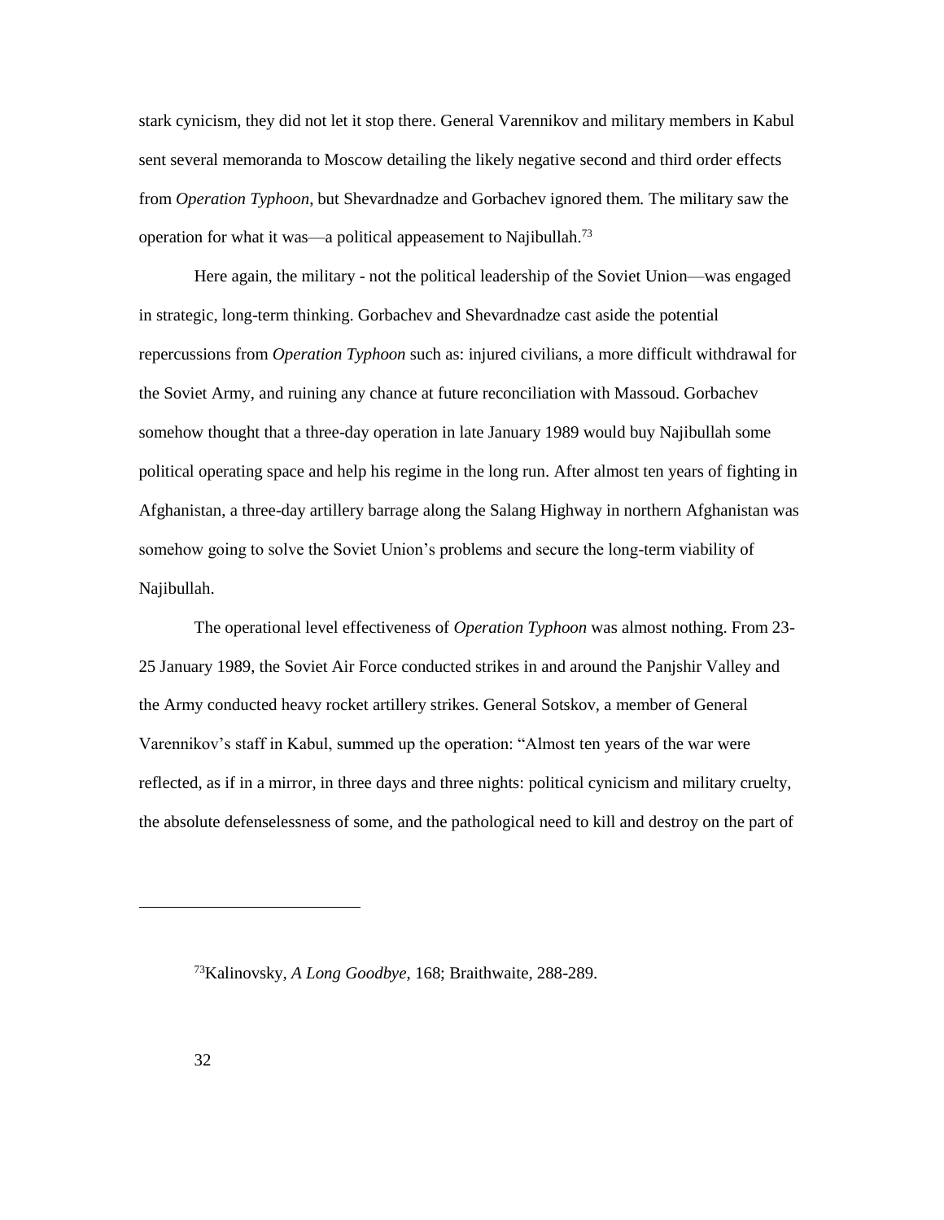stark cynicism, they did not let it stop there. General Varennikov and military members in Kabul sent several memoranda to Moscow detailing the likely negative second and third order effects from *Operation Typhoon*, but Shevardnadze and Gorbachev ignored them. The military saw the operation for what it was—a political appeasement to Najibullah.[73]

Here again, the military - not the political leadership of the Soviet Union—was engaged in strategic, long-term thinking. Gorbachev and Shevardnadze cast aside the potential repercussions from *Operation Typhoon* such as: injured civilians, a more difficult withdrawal for the Soviet Army, and ruining any chance at future reconciliation with Massoud. Gorbachev somehow thought that a three-day operation in late January 1989 would buy Najibullah some political operating space and help his regime in the long run. After almost ten years of fighting in Afghanistan, a three-day artillery barrage along the Salang Highway in northern Afghanistan was somehow going to solve the Soviet Union's problems and secure the long-term viability of Najibullah.

The operational level effectiveness of *Operation Typhoon* was almost nothing. From 23-25 January 1989, the Soviet Air Force conducted strikes in and around the Panjshir Valley and the Army conducted heavy rocket artillery strikes. General Sotskov, a member of General Varennikov's staff in Kabul, summed up the operation: "Almost ten years of the war were reflected, as if in a mirror, in three days and three nights: political cynicism and military cruelty, the absolute defenselessness of some, and the pathological need to kill and destroy on the part of

---

[73] Kalinovsky, *A Long Goodbye*, 168; Braithwaite, 288-289.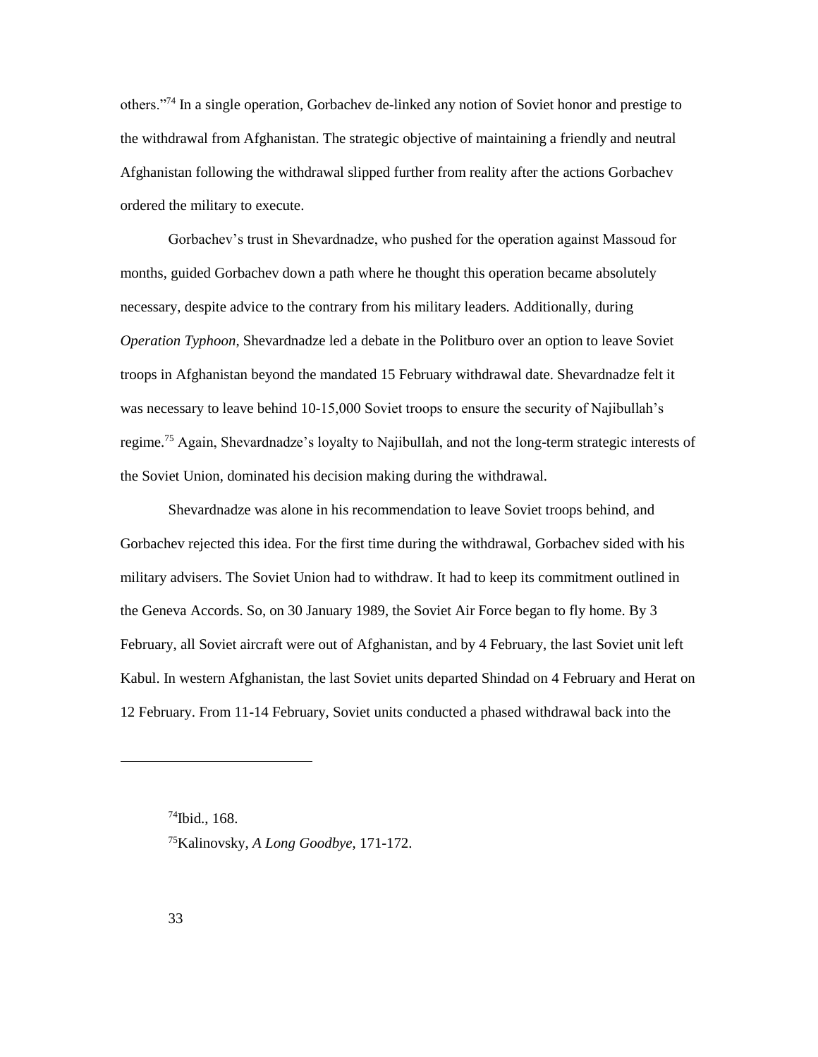others."[74] In a single operation, Gorbachev de-linked any notion of Soviet honor and prestige to the withdrawal from Afghanistan. The strategic objective of maintaining a friendly and neutral Afghanistan following the withdrawal slipped further from reality after the actions Gorbachev ordered the military to execute.

Gorbachev's trust in Shevardnadze, who pushed for the operation against Massoud for months, guided Gorbachev down a path where he thought this operation became absolutely necessary, despite advice to the contrary from his military leaders. Additionally, during *Operation Typhoon*, Shevardnadze led a debate in the Politburo over an option to leave Soviet troops in Afghanistan beyond the mandated 15 February withdrawal date. Shevardnadze felt it was necessary to leave behind 10-15,000 Soviet troops to ensure the security of Najibullah's regime.[75] Again, Shevardnadze's loyalty to Najibullah, and not the long-term strategic interests of the Soviet Union, dominated his decision making during the withdrawal.

Shevardnadze was alone in his recommendation to leave Soviet troops behind, and Gorbachev rejected this idea. For the first time during the withdrawal, Gorbachev sided with his military advisers. The Soviet Union had to withdraw. It had to keep its commitment outlined in the Geneva Accords. So, on 30 January 1989, the Soviet Air Force began to fly home. By 3 February, all Soviet aircraft were out of Afghanistan, and by 4 February, the last Soviet unit left Kabul. In western Afghanistan, the last Soviet units departed Shindad on 4 February and Herat on 12 February. From 11-14 February, Soviet units conducted a phased withdrawal back into the

---

[74] Ibid., 168.

[75] Kalinovsky, *A Long Goodbye*, 171-172.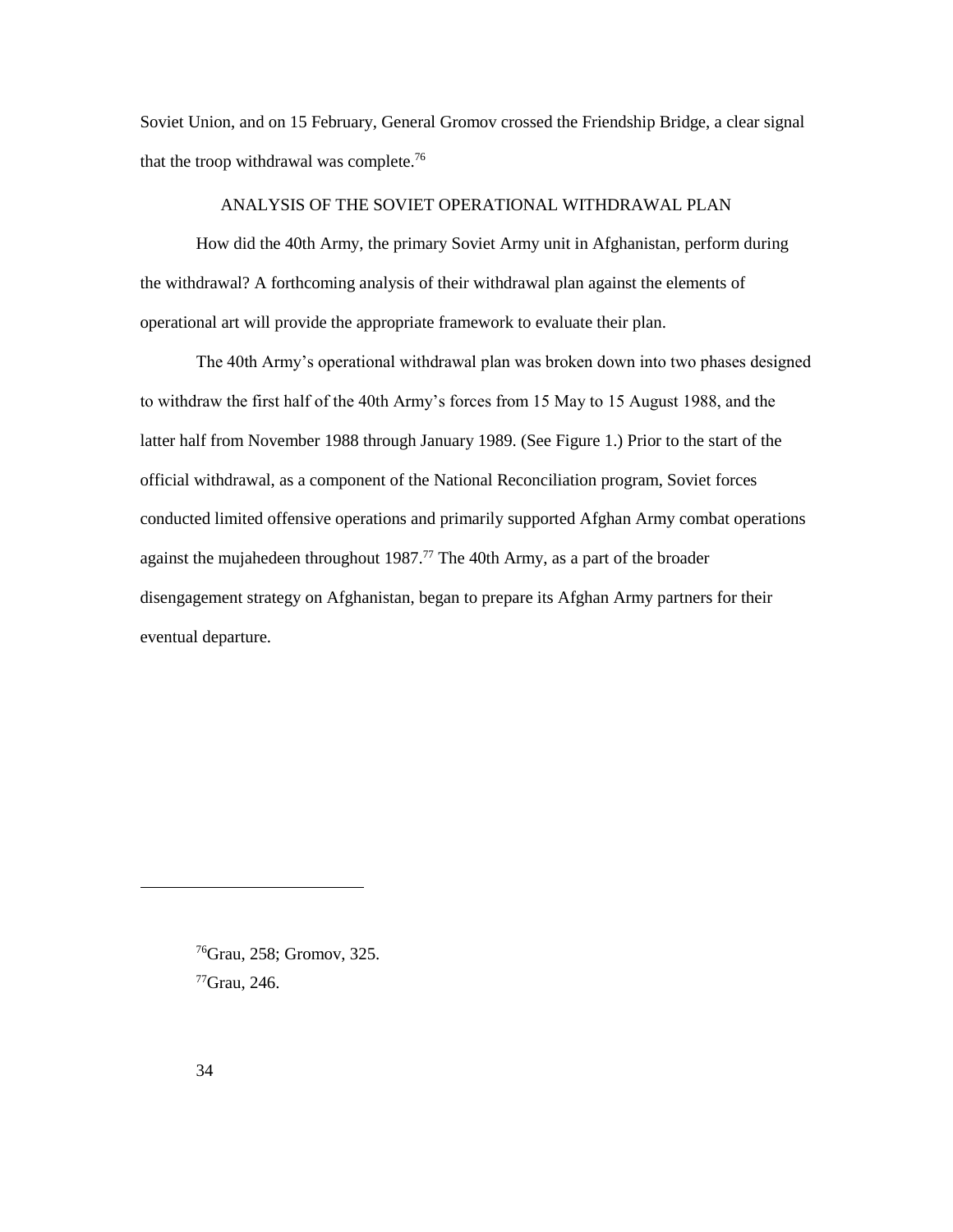Soviet Union, and on 15 February, General Gromov crossed the Friendship Bridge, a clear signal that the troop withdrawal was complete.[76]

## ANALYSIS OF THE SOVIET OPERATIONAL WITHDRAWAL PLAN

How did the 40th Army, the primary Soviet Army unit in Afghanistan, perform during the withdrawal? A forthcoming analysis of their withdrawal plan against the elements of operational art will provide the appropriate framework to evaluate their plan.

The 40th Army's operational withdrawal plan was broken down into two phases designed to withdraw the first half of the 40th Army's forces from 15 May to 15 August 1988, and the latter half from November 1988 through January 1989. (See Figure 1.) Prior to the start of the official withdrawal, as a component of the National Reconciliation program, Soviet forces conducted limited offensive operations and primarily supported Afghan Army combat operations against the mujahedeen throughout 1987.[77] The 40th Army, as a part of the broader disengagement strategy on Afghanistan, began to prepare its Afghan Army partners for their eventual departure.

---

[76]Grau, 258; Gromov, 325.

[77]Grau, 246.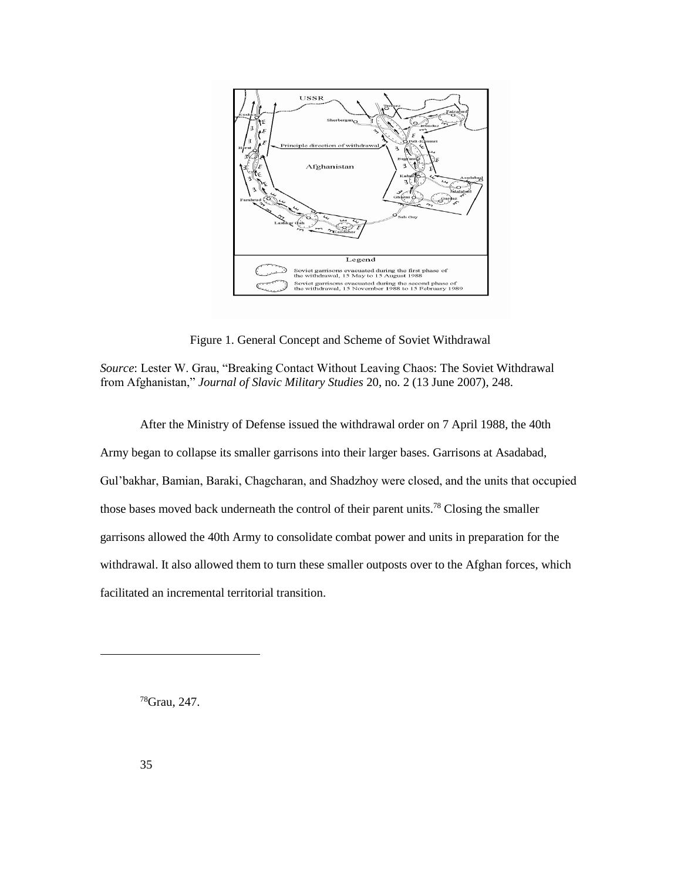Figure 1. General Concept and Scheme of Soviet Withdrawal

*Source*: Lester W. Grau, “Breaking Contact Without Leaving Chaos: The Soviet Withdrawal from Afghanistan,” *Journal of Slavic Military Studies* 20, no. 2 (13 June 2007), 248.

After the Ministry of Defense issued the withdrawal order on 7 April 1988, the 40th Army began to collapse its smaller garrisons into their larger bases. Garrisons at Asadabad, Gul’bakhar, Bamian, Baraki, Chagcharan, and Shadzhoy were closed, and the units that occupied those bases moved back underneath the control of their parent units.[78] Closing the smaller garrisons allowed the 40th Army to consolidate combat power and units in preparation for the withdrawal. It also allowed them to turn these smaller outposts over to the Afghan forces, which facilitated an incremental territorial transition.

[78]Grau, 247.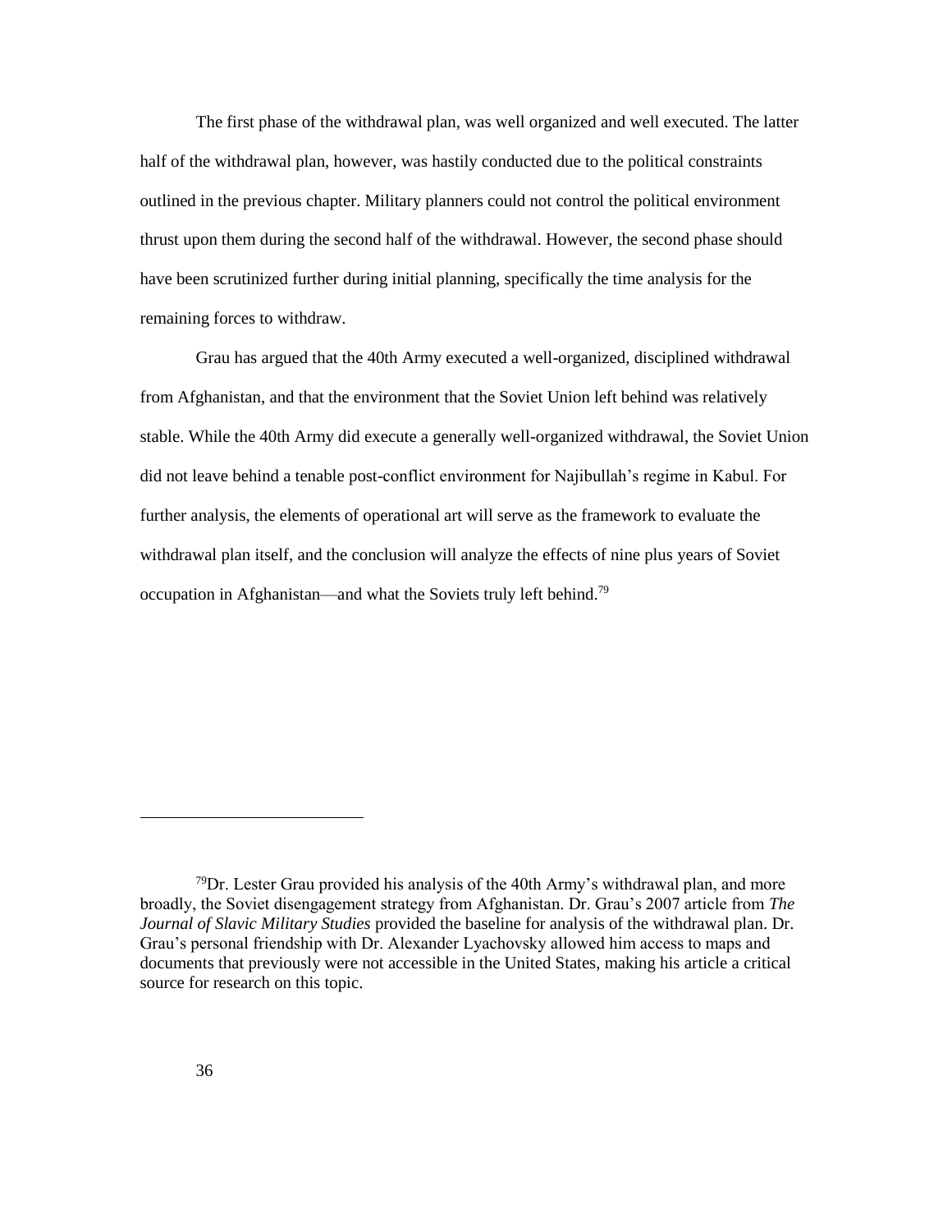The first phase of the withdrawal plan, was well organized and well executed. The latter half of the withdrawal plan, however, was hastily conducted due to the political constraints outlined in the previous chapter. Military planners could not control the political environment thrust upon them during the second half of the withdrawal. However, the second phase should have been scrutinized further during initial planning, specifically the time analysis for the remaining forces to withdraw.

Grau has argued that the 40th Army executed a well-organized, disciplined withdrawal from Afghanistan, and that the environment that the Soviet Union left behind was relatively stable. While the 40th Army did execute a generally well-organized withdrawal, the Soviet Union did not leave behind a tenable post-conflict environment for Najibullah's regime in Kabul. For further analysis, the elements of operational art will serve as the framework to evaluate the withdrawal plan itself, and the conclusion will analyze the effects of nine plus years of Soviet occupation in Afghanistan—and what the Soviets truly left behind.[79]

---

[79]Dr. Lester Grau provided his analysis of the 40th Army's withdrawal plan, and more broadly, the Soviet disengagement strategy from Afghanistan. Dr. Grau's 2007 article from *The Journal of Slavic Military Studies* provided the baseline for analysis of the withdrawal plan. Dr. Grau's personal friendship with Dr. Alexander Lyachovsky allowed him access to maps and documents that previously were not accessible in the United States, making his article a critical source for research on this topic.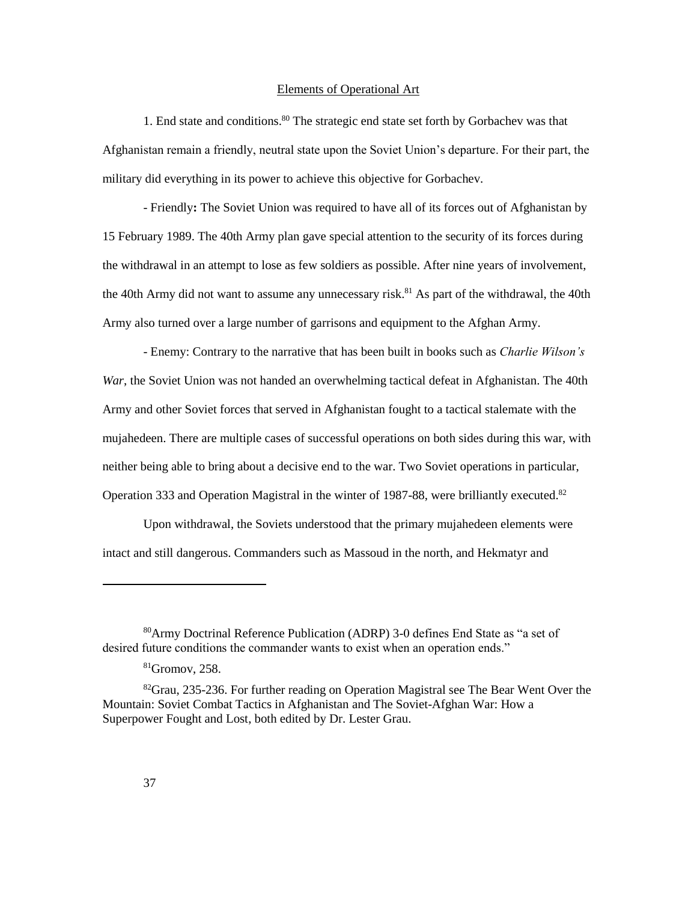Elements of Operational Art

1. End state and conditions.[80] The strategic end state set forth by Gorbachev was that Afghanistan remain a friendly, neutral state upon the Soviet Union's departure. For their part, the military did everything in its power to achieve this objective for Gorbachev.

- Friendly**:** The Soviet Union was required to have all of its forces out of Afghanistan by 15 February 1989. The 40th Army plan gave special attention to the security of its forces during the withdrawal in an attempt to lose as few soldiers as possible. After nine years of involvement, the 40th Army did not want to assume any unnecessary risk.[81] As part of the withdrawal, the 40th Army also turned over a large number of garrisons and equipment to the Afghan Army.

- Enemy: Contrary to the narrative that has been built in books such as *Charlie Wilson's War*, the Soviet Union was not handed an overwhelming tactical defeat in Afghanistan. The 40th Army and other Soviet forces that served in Afghanistan fought to a tactical stalemate with the mujahedeen. There are multiple cases of successful operations on both sides during this war, with neither being able to bring about a decisive end to the war. Two Soviet operations in particular, Operation 333 and Operation Magistral in the winter of 1987-88, were brilliantly executed.[82]

Upon withdrawal, the Soviets understood that the primary mujahedeen elements were intact and still dangerous. Commanders such as Massoud in the north, and Hekmatyr and

---

[80] Army Doctrinal Reference Publication (ADRP) 3-0 defines End State as "a set of desired future conditions the commander wants to exist when an operation ends."

[81] Gromov, 258.

[82] Grau, 235-236. For further reading on Operation Magistral see The Bear Went Over the Mountain: Soviet Combat Tactics in Afghanistan and The Soviet-Afghan War: How a Superpower Fought and Lost, both edited by Dr. Lester Grau.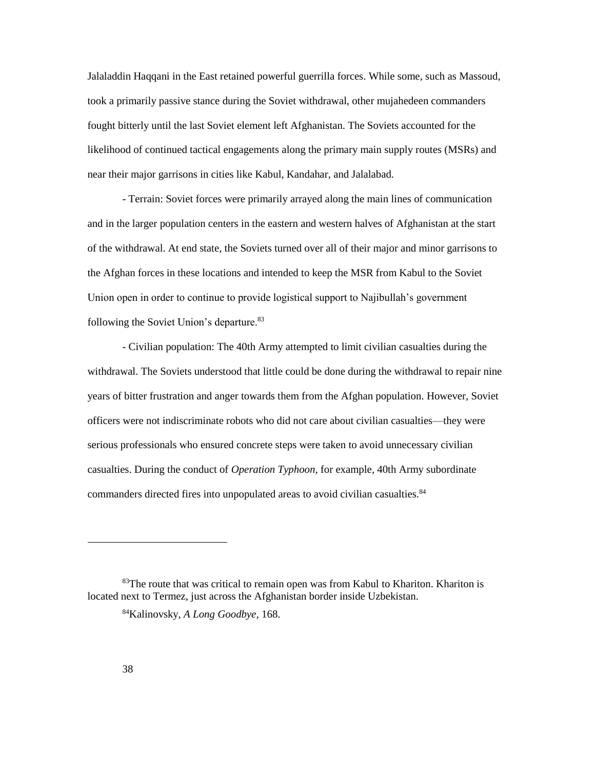Jalaladdin Haqqani in the East retained powerful guerrilla forces. While some, such as Massoud, took a primarily passive stance during the Soviet withdrawal, other mujahedeen commanders fought bitterly until the last Soviet element left Afghanistan. The Soviets accounted for the likelihood of continued tactical engagements along the primary main supply routes (MSRs) and near their major garrisons in cities like Kabul, Kandahar, and Jalalabad.

- Terrain: Soviet forces were primarily arrayed along the main lines of communication and in the larger population centers in the eastern and western halves of Afghanistan at the start of the withdrawal. At end state, the Soviets turned over all of their major and minor garrisons to the Afghan forces in these locations and intended to keep the MSR from Kabul to the Soviet Union open in order to continue to provide logistical support to Najibullah's government following the Soviet Union's departure.[83]

- Civilian population: The 40th Army attempted to limit civilian casualties during the withdrawal. The Soviets understood that little could be done during the withdrawal to repair nine years of bitter frustration and anger towards them from the Afghan population. However, Soviet officers were not indiscriminate robots who did not care about civilian casualties—they were serious professionals who ensured concrete steps were taken to avoid unnecessary civilian casualties. During the conduct of *Operation Typhoon*, for example, 40th Army subordinate commanders directed fires into unpopulated areas to avoid civilian casualties.[84]

---

[83]The route that was critical to remain open was from Kabul to Khariton. Khariton is located next to Termez, just across the Afghanistan border inside Uzbekistan.

[84]Kalinovsky, *A Long Goodbye*, 168.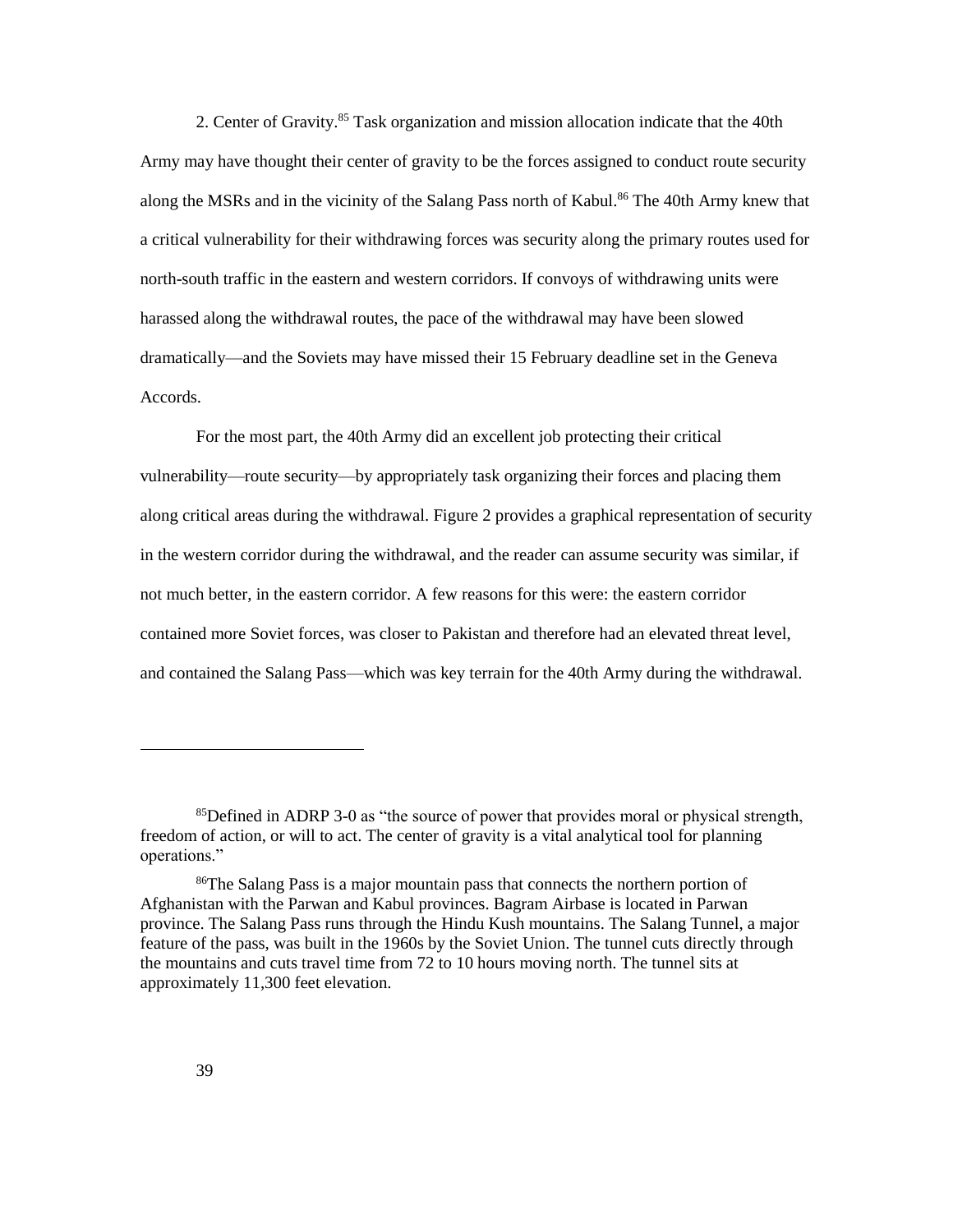2. Center of Gravity.[85] Task organization and mission allocation indicate that the 40th Army may have thought their center of gravity to be the forces assigned to conduct route security along the MSRs and in the vicinity of the Salang Pass north of Kabul.[86] The 40th Army knew that a critical vulnerability for their withdrawing forces was security along the primary routes used for north-south traffic in the eastern and western corridors. If convoys of withdrawing units were harassed along the withdrawal routes, the pace of the withdrawal may have been slowed dramatically—and the Soviets may have missed their 15 February deadline set in the Geneva Accords.

For the most part, the 40th Army did an excellent job protecting their critical vulnerability—route security—by appropriately task organizing their forces and placing them along critical areas during the withdrawal. Figure 2 provides a graphical representation of security in the western corridor during the withdrawal, and the reader can assume security was similar, if not much better, in the eastern corridor. A few reasons for this were: the eastern corridor contained more Soviet forces, was closer to Pakistan and therefore had an elevated threat level, and contained the Salang Pass—which was key terrain for the 40th Army during the withdrawal.

---

[85] Defined in ADRP 3-0 as "the source of power that provides moral or physical strength, freedom of action, or will to act. The center of gravity is a vital analytical tool for planning operations."

[86] The Salang Pass is a major mountain pass that connects the northern portion of Afghanistan with the Parwan and Kabul provinces. Bagram Airbase is located in Parwan province. The Salang Pass runs through the Hindu Kush mountains. The Salang Tunnel, a major feature of the pass, was built in the 1960s by the Soviet Union. The tunnel cuts directly through the mountains and cuts travel time from 72 to 10 hours moving north. The tunnel sits at approximately 11,300 feet elevation.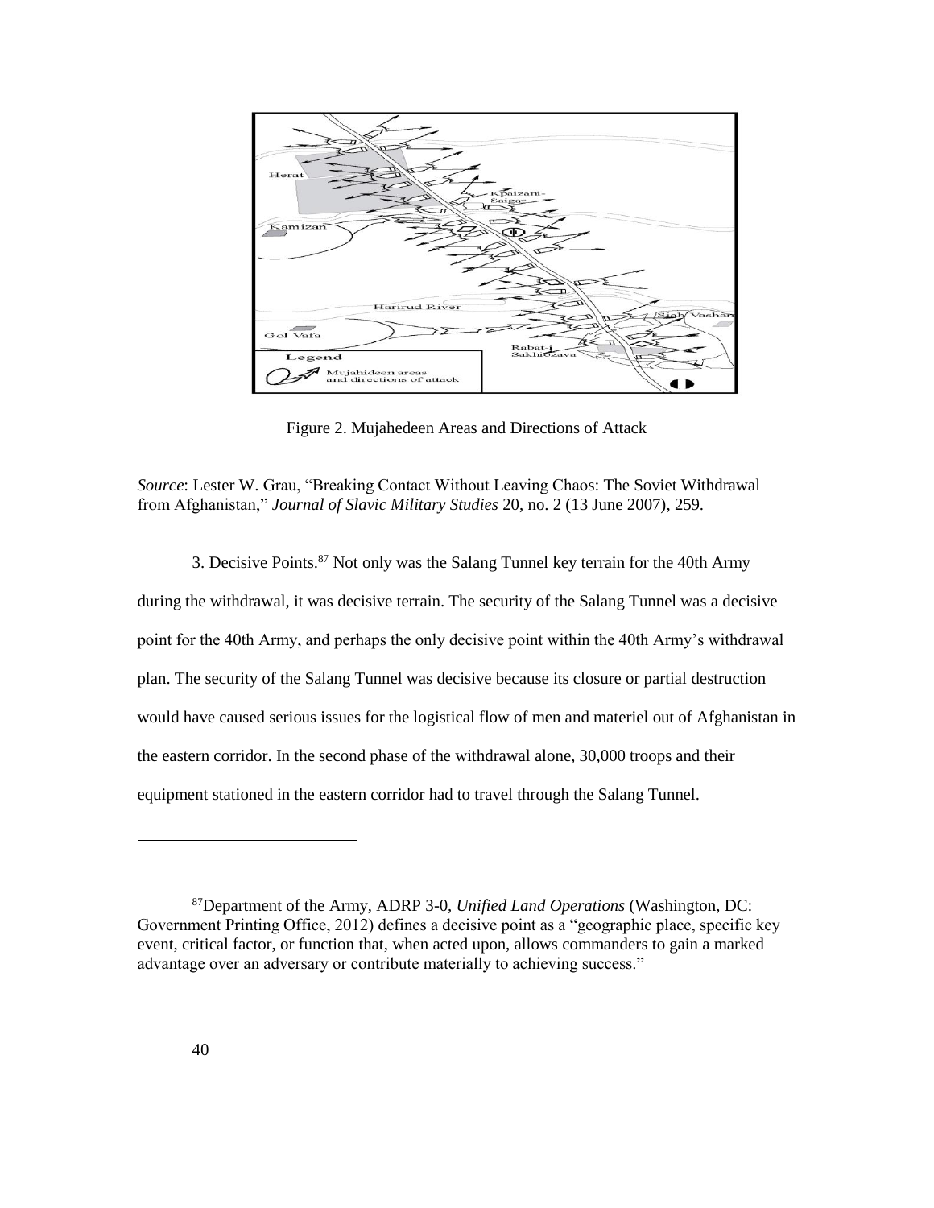Figure 2. Mujahedeen Areas and Directions of Attack

*Source*: Lester W. Grau, "Breaking Contact Without Leaving Chaos: The Soviet Withdrawal from Afghanistan," *Journal of Slavic Military Studies* 20, no. 2 (13 June 2007), 259.

3. Decisive Points.[87] Not only was the Salang Tunnel key terrain for the 40th Army during the withdrawal, it was decisive terrain. The security of the Salang Tunnel was a decisive point for the 40th Army, and perhaps the only decisive point within the 40th Army's withdrawal plan. The security of the Salang Tunnel was decisive because its closure or partial destruction would have caused serious issues for the logistical flow of men and materiel out of Afghanistan in the eastern corridor. In the second phase of the withdrawal alone, 30,000 troops and their equipment stationed in the eastern corridor had to travel through the Salang Tunnel.

---

[87]Department of the Army, ADRP 3-0, *Unified Land Operations* (Washington, DC: Government Printing Office, 2012) defines a decisive point as a "geographic place, specific key event, critical factor, or function that, when acted upon, allows commanders to gain a marked advantage over an adversary or contribute materially to achieving success."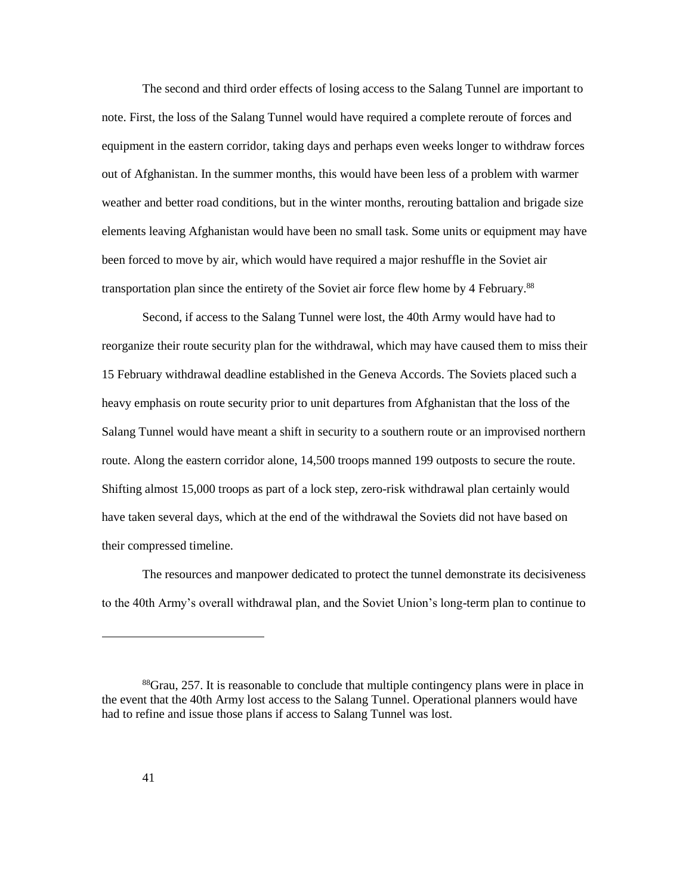The second and third order effects of losing access to the Salang Tunnel are important to note. First, the loss of the Salang Tunnel would have required a complete reroute of forces and equipment in the eastern corridor, taking days and perhaps even weeks longer to withdraw forces out of Afghanistan. In the summer months, this would have been less of a problem with warmer weather and better road conditions, but in the winter months, rerouting battalion and brigade size elements leaving Afghanistan would have been no small task. Some units or equipment may have been forced to move by air, which would have required a major reshuffle in the Soviet air transportation plan since the entirety of the Soviet air force flew home by 4 February.[88]

Second, if access to the Salang Tunnel were lost, the 40th Army would have had to reorganize their route security plan for the withdrawal, which may have caused them to miss their 15 February withdrawal deadline established in the Geneva Accords. The Soviets placed such a heavy emphasis on route security prior to unit departures from Afghanistan that the loss of the Salang Tunnel would have meant a shift in security to a southern route or an improvised northern route. Along the eastern corridor alone, 14,500 troops manned 199 outposts to secure the route. Shifting almost 15,000 troops as part of a lock step, zero-risk withdrawal plan certainly would have taken several days, which at the end of the withdrawal the Soviets did not have based on their compressed timeline.

The resources and manpower dedicated to protect the tunnel demonstrate its decisiveness to the 40th Army's overall withdrawal plan, and the Soviet Union's long-term plan to continue to

---

[88]Grau, 257. It is reasonable to conclude that multiple contingency plans were in place in the event that the 40th Army lost access to the Salang Tunnel. Operational planners would have had to refine and issue those plans if access to Salang Tunnel was lost.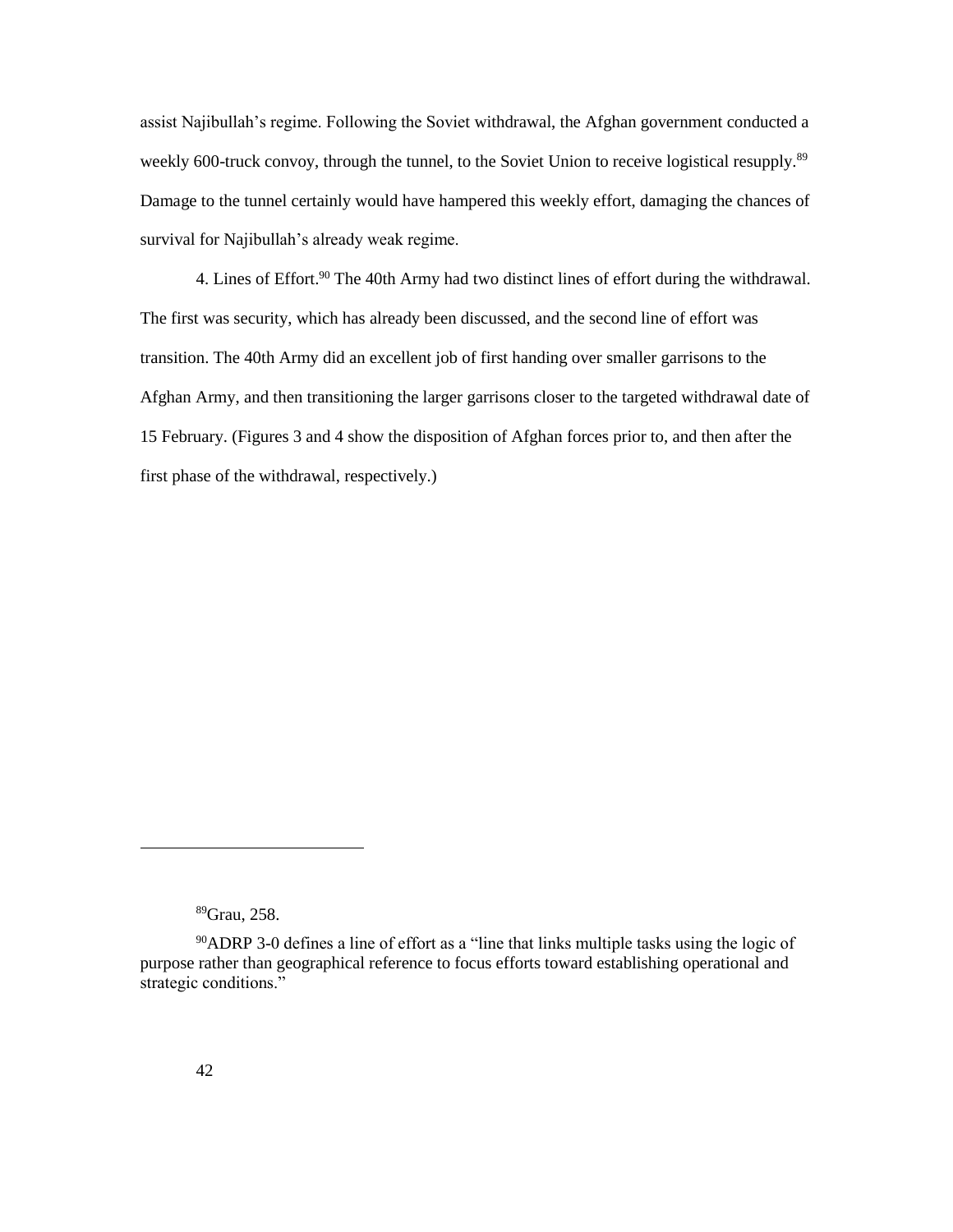assist Najibullah's regime. Following the Soviet withdrawal, the Afghan government conducted a weekly 600-truck convoy, through the tunnel, to the Soviet Union to receive logistical resupply.[89] Damage to the tunnel certainly would have hampered this weekly effort, damaging the chances of survival for Najibullah's already weak regime.

4. Lines of Effort.[90] The 40th Army had two distinct lines of effort during the withdrawal. The first was security, which has already been discussed, and the second line of effort was transition. The 40th Army did an excellent job of first handing over smaller garrisons to the Afghan Army, and then transitioning the larger garrisons closer to the targeted withdrawal date of 15 February. (Figures 3 and 4 show the disposition of Afghan forces prior to, and then after the first phase of the withdrawal, respectively.)

---

[89]Grau, 258.

[90]ADRP 3-0 defines a line of effort as a "line that links multiple tasks using the logic of purpose rather than geographical reference to focus efforts toward establishing operational and strategic conditions."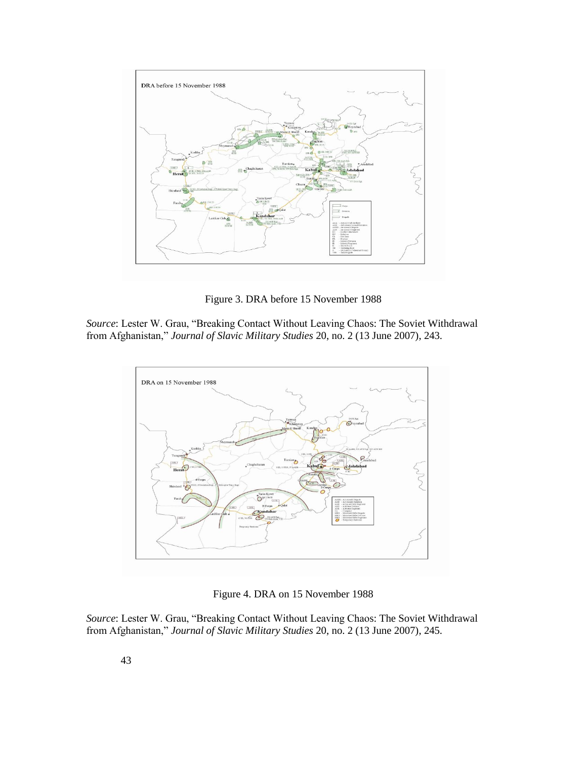Figure 3. DRA before 15 November 1988

*Source*: Lester W. Grau, "Breaking Contact Without Leaving Chaos: The Soviet Withdrawal from Afghanistan," *Journal of Slavic Military Studies* 20, no. 2 (13 June 2007), 243.

Figure 4. DRA on 15 November 1988

*Source*: Lester W. Grau, "Breaking Contact Without Leaving Chaos: The Soviet Withdrawal from Afghanistan," *Journal of Slavic Military Studies* 20, no. 2 (13 June 2007), 245.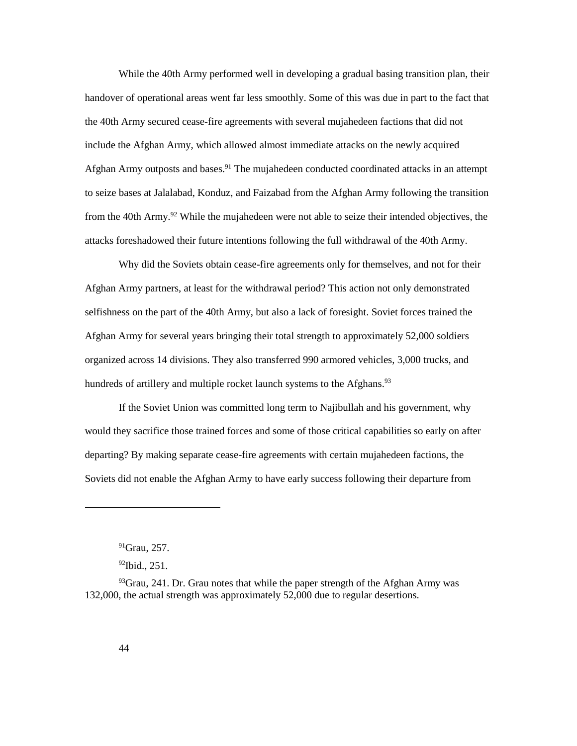While the 40th Army performed well in developing a gradual basing transition plan, their handover of operational areas went far less smoothly. Some of this was due in part to the fact that the 40th Army secured cease-fire agreements with several mujahedeen factions that did not include the Afghan Army, which allowed almost immediate attacks on the newly acquired Afghan Army outposts and bases.[91] The mujahedeen conducted coordinated attacks in an attempt to seize bases at Jalalabad, Konduz, and Faizabad from the Afghan Army following the transition from the 40th Army.[92] While the mujahedeen were not able to seize their intended objectives, the attacks foreshadowed their future intentions following the full withdrawal of the 40th Army.

Why did the Soviets obtain cease-fire agreements only for themselves, and not for their Afghan Army partners, at least for the withdrawal period? This action not only demonstrated selfishness on the part of the 40th Army, but also a lack of foresight. Soviet forces trained the Afghan Army for several years bringing their total strength to approximately 52,000 soldiers organized across 14 divisions. They also transferred 990 armored vehicles, 3,000 trucks, and hundreds of artillery and multiple rocket launch systems to the Afghans.[93]

If the Soviet Union was committed long term to Najibullah and his government, why would they sacrifice those trained forces and some of those critical capabilities so early on after departing? By making separate cease-fire agreements with certain mujahedeen factions, the Soviets did not enable the Afghan Army to have early success following their departure from

---

[91]Grau, 257.

[92]Ibid., 251.

[93]Grau, 241. Dr. Grau notes that while the paper strength of the Afghan Army was 132,000, the actual strength was approximately 52,000 due to regular desertions.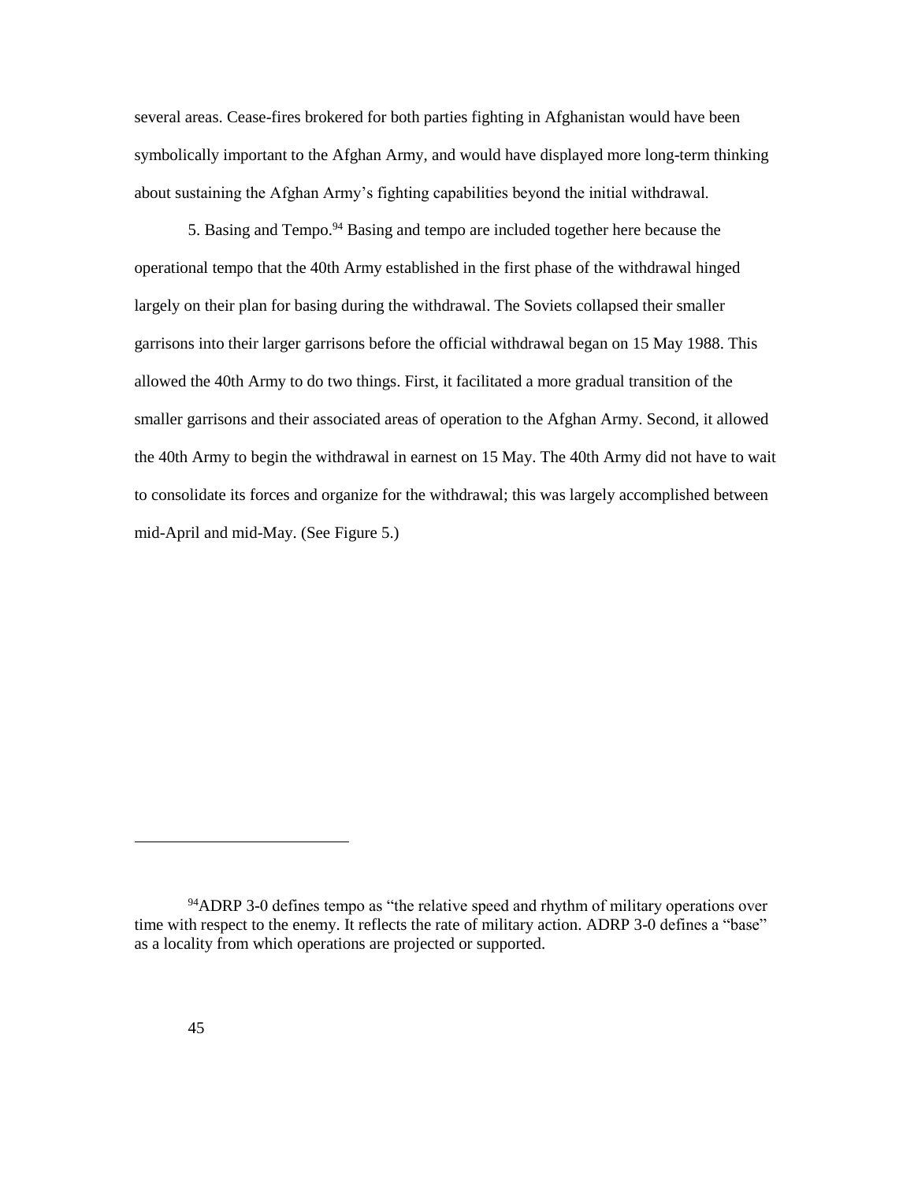several areas. Cease-fires brokered for both parties fighting in Afghanistan would have been symbolically important to the Afghan Army, and would have displayed more long-term thinking about sustaining the Afghan Army's fighting capabilities beyond the initial withdrawal.

5. Basing and Tempo.[94] Basing and tempo are included together here because the operational tempo that the 40th Army established in the first phase of the withdrawal hinged largely on their plan for basing during the withdrawal. The Soviets collapsed their smaller garrisons into their larger garrisons before the official withdrawal began on 15 May 1988. This allowed the 40th Army to do two things. First, it facilitated a more gradual transition of the smaller garrisons and their associated areas of operation to the Afghan Army. Second, it allowed the 40th Army to begin the withdrawal in earnest on 15 May. The 40th Army did not have to wait to consolidate its forces and organize for the withdrawal; this was largely accomplished between mid-April and mid-May. (See Figure 5.)

---

[94]ADRP 3-0 defines tempo as "the relative speed and rhythm of military operations over time with respect to the enemy. It reflects the rate of military action. ADRP 3-0 defines a "base" as a locality from which operations are projected or supported.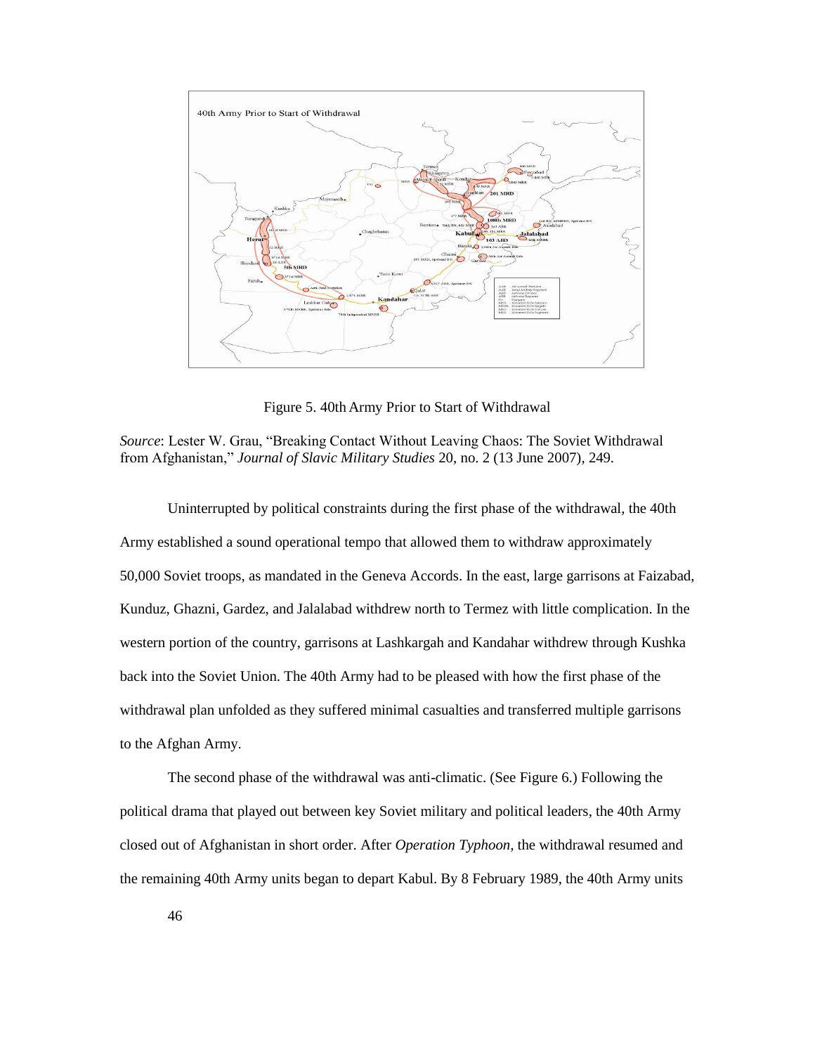Figure 5. 40th Army Prior to Start of Withdrawal

*Source*: Lester W. Grau, "Breaking Contact Without Leaving Chaos: The Soviet Withdrawal from Afghanistan," *Journal of Slavic Military Studies* 20, no. 2 (13 June 2007), 249.

Uninterrupted by political constraints during the first phase of the withdrawal, the 40th Army established a sound operational tempo that allowed them to withdraw approximately 50,000 Soviet troops, as mandated in the Geneva Accords. In the east, large garrisons at Faizabad, Kunduz, Ghazni, Gardez, and Jalalabad withdrew north to Termez with little complication. In the western portion of the country, garrisons at Lashkargah and Kandahar withdrew through Kushka back into the Soviet Union. The 40th Army had to be pleased with how the first phase of the withdrawal plan unfolded as they suffered minimal casualties and transferred multiple garrisons to the Afghan Army.

The second phase of the withdrawal was anti-climatic. (See Figure 6.) Following the political drama that played out between key Soviet military and political leaders, the 40th Army closed out of Afghanistan in short order. After *Operation Typhoon*, the withdrawal resumed and the remaining 40th Army units began to depart Kabul. By 8 February 1989, the 40th Army units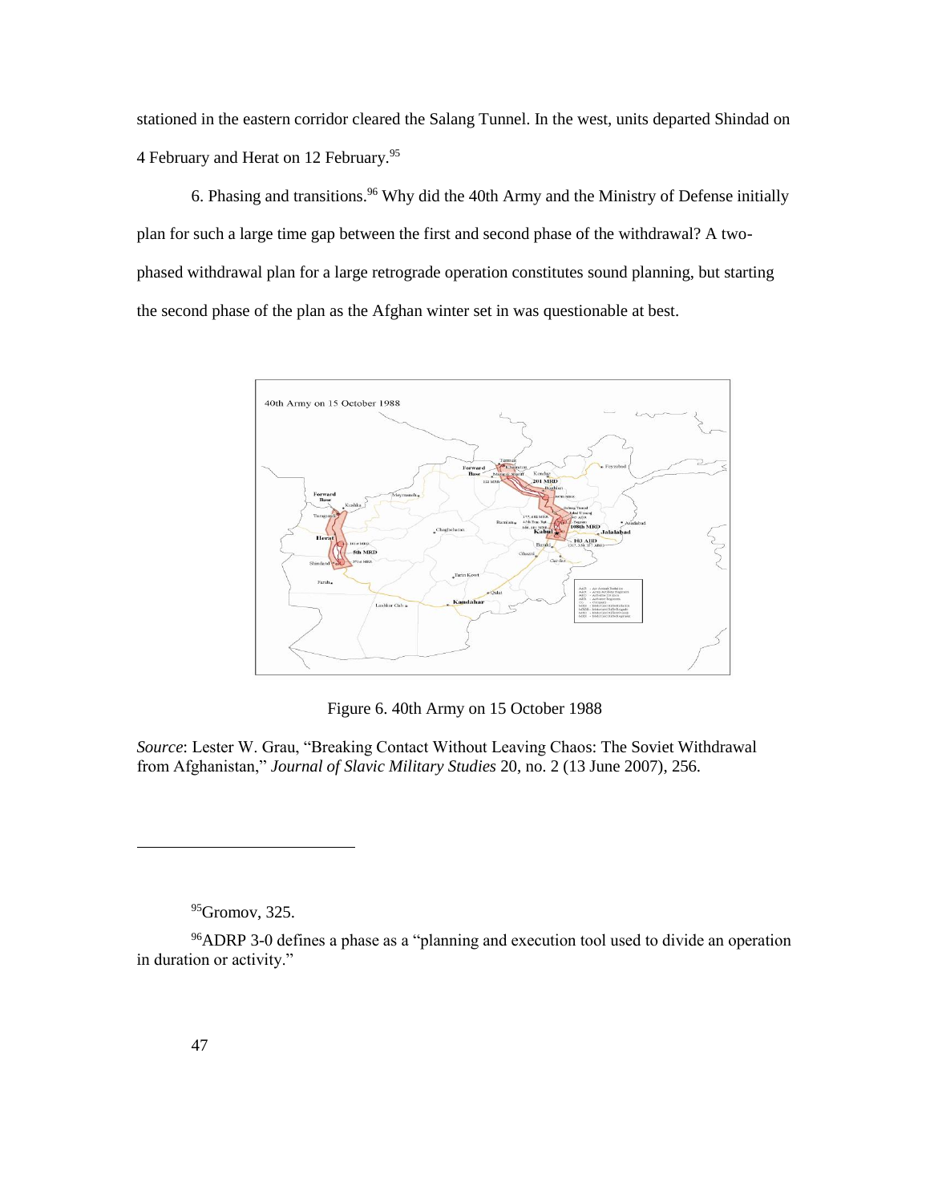stationed in the eastern corridor cleared the Salang Tunnel. In the west, units departed Shindad on 4 February and Herat on 12 February.[95]

6. Phasing and transitions.[96] Why did the 40th Army and the Ministry of Defense initially plan for such a large time gap between the first and second phase of the withdrawal? A two-phased withdrawal plan for a large retrograde operation constitutes sound planning, but starting the second phase of the plan as the Afghan winter set in was questionable at best.

Figure 6. 40th Army on 15 October 1988

*Source*: Lester W. Grau, "Breaking Contact Without Leaving Chaos: The Soviet Withdrawal from Afghanistan," *Journal of Slavic Military Studies* 20, no. 2 (13 June 2007), 256.

---

[95]Gromov, 325.

[96]ADRP 3-0 defines a phase as a "planning and execution tool used to divide an operation in duration or activity."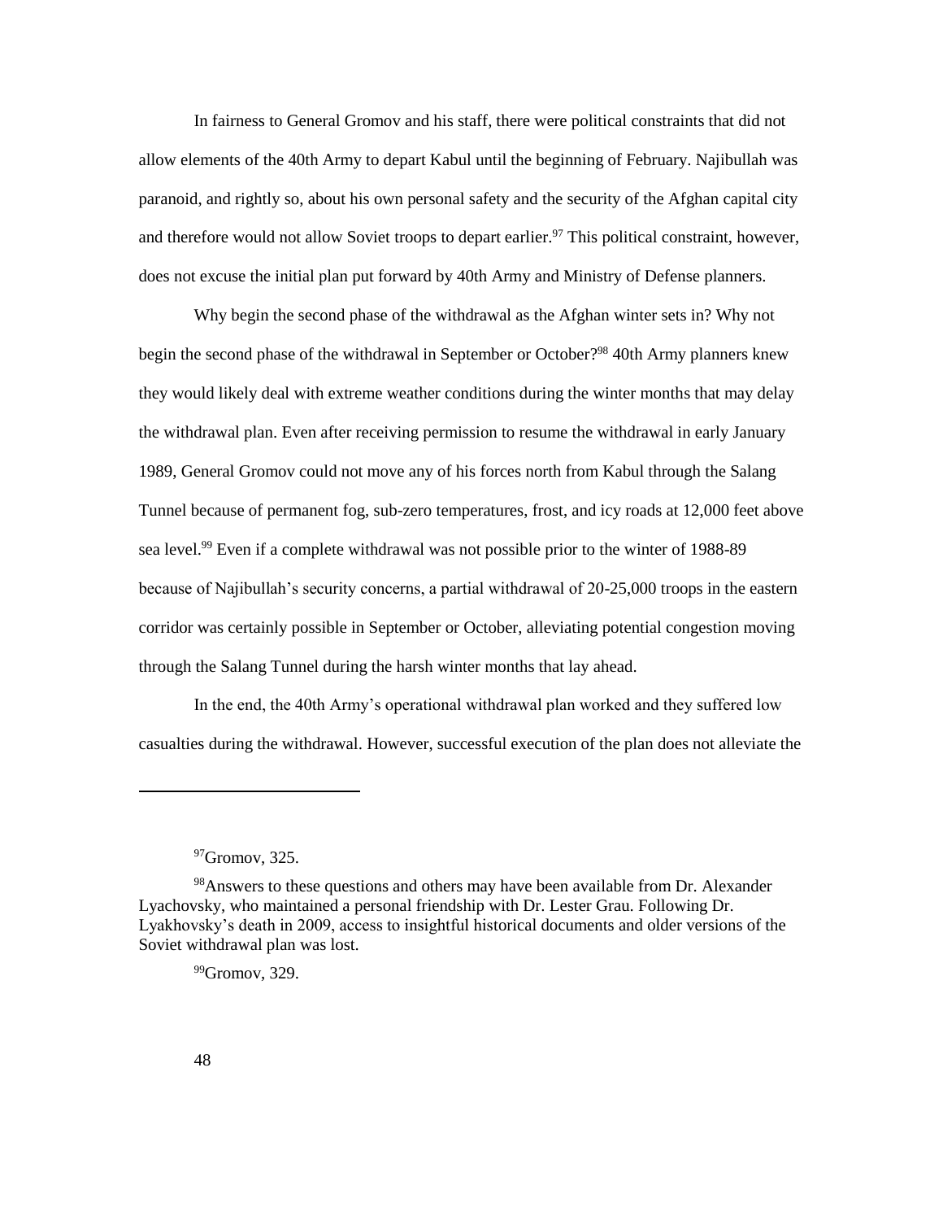In fairness to General Gromov and his staff, there were political constraints that did not allow elements of the 40th Army to depart Kabul until the beginning of February. Najibullah was paranoid, and rightly so, about his own personal safety and the security of the Afghan capital city and therefore would not allow Soviet troops to depart earlier.[97] This political constraint, however, does not excuse the initial plan put forward by 40th Army and Ministry of Defense planners.

Why begin the second phase of the withdrawal as the Afghan winter sets in? Why not begin the second phase of the withdrawal in September or October?[98] 40th Army planners knew they would likely deal with extreme weather conditions during the winter months that may delay the withdrawal plan. Even after receiving permission to resume the withdrawal in early January 1989, General Gromov could not move any of his forces north from Kabul through the Salang Tunnel because of permanent fog, sub-zero temperatures, frost, and icy roads at 12,000 feet above sea level.[99] Even if a complete withdrawal was not possible prior to the winter of 1988-89 because of Najibullah's security concerns, a partial withdrawal of 20-25,000 troops in the eastern corridor was certainly possible in September or October, alleviating potential congestion moving through the Salang Tunnel during the harsh winter months that lay ahead.

In the end, the 40th Army's operational withdrawal plan worked and they suffered low casualties during the withdrawal. However, successful execution of the plan does not alleviate the

---

[97]Gromov, 325.

[98]Answers to these questions and others may have been available from Dr. Alexander Lyachovsky, who maintained a personal friendship with Dr. Lester Grau. Following Dr. Lyakhovsky's death in 2009, access to insightful historical documents and older versions of the Soviet withdrawal plan was lost.

[99]Gromov, 329.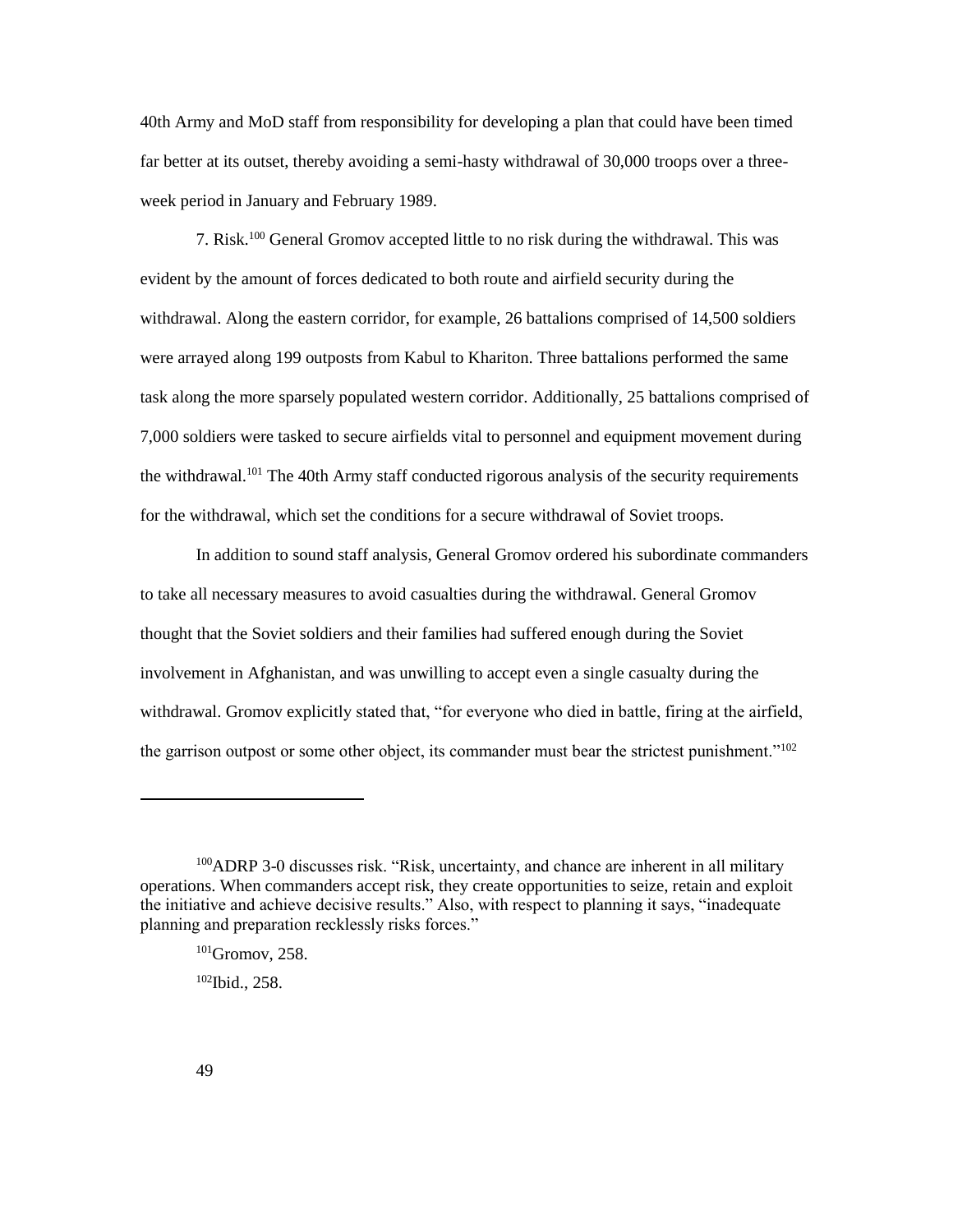40th Army and MoD staff from responsibility for developing a plan that could have been timed far better at its outset, thereby avoiding a semi-hasty withdrawal of 30,000 troops over a three-week period in January and February 1989.

7. Risk.[100] General Gromov accepted little to no risk during the withdrawal. This was evident by the amount of forces dedicated to both route and airfield security during the withdrawal. Along the eastern corridor, for example, 26 battalions comprised of 14,500 soldiers were arrayed along 199 outposts from Kabul to Khariton. Three battalions performed the same task along the more sparsely populated western corridor. Additionally, 25 battalions comprised of 7,000 soldiers were tasked to secure airfields vital to personnel and equipment movement during the withdrawal.[101] The 40th Army staff conducted rigorous analysis of the security requirements for the withdrawal, which set the conditions for a secure withdrawal of Soviet troops.

In addition to sound staff analysis, General Gromov ordered his subordinate commanders to take all necessary measures to avoid casualties during the withdrawal. General Gromov thought that the Soviet soldiers and their families had suffered enough during the Soviet involvement in Afghanistan, and was unwilling to accept even a single casualty during the withdrawal. Gromov explicitly stated that, "for everyone who died in battle, firing at the airfield, the garrison outpost or some other object, its commander must bear the strictest punishment."[102]

---

[100]ADRP 3-0 discusses risk. "Risk, uncertainty, and chance are inherent in all military operations. When commanders accept risk, they create opportunities to seize, retain and exploit the initiative and achieve decisive results." Also, with respect to planning it says, "inadequate planning and preparation recklessly risks forces."

[101]Gromov, 258.

[102]Ibid., 258.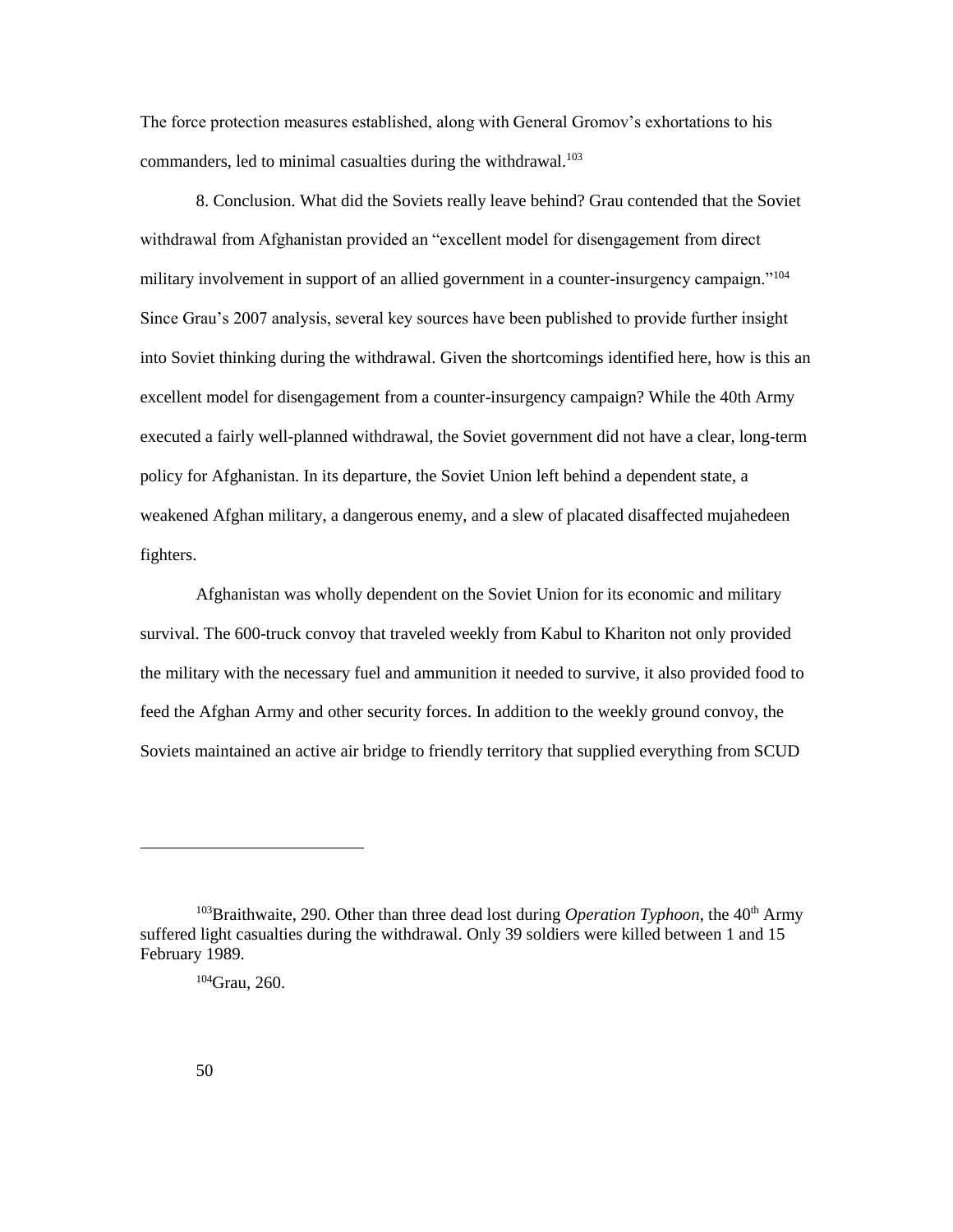The force protection measures established, along with General Gromov's exhortations to his commanders, led to minimal casualties during the withdrawal.[103]

8. Conclusion. What did the Soviets really leave behind? Grau contended that the Soviet withdrawal from Afghanistan provided an "excellent model for disengagement from direct military involvement in support of an allied government in a counter-insurgency campaign."[104] Since Grau's 2007 analysis, several key sources have been published to provide further insight into Soviet thinking during the withdrawal. Given the shortcomings identified here, how is this an excellent model for disengagement from a counter-insurgency campaign? While the 40th Army executed a fairly well-planned withdrawal, the Soviet government did not have a clear, long-term policy for Afghanistan. In its departure, the Soviet Union left behind a dependent state, a weakened Afghan military, a dangerous enemy, and a slew of placated disaffected mujahedeen fighters.

Afghanistan was wholly dependent on the Soviet Union for its economic and military survival. The 600-truck convoy that traveled weekly from Kabul to Khariton not only provided the military with the necessary fuel and ammunition it needed to survive, it also provided food to feed the Afghan Army and other security forces. In addition to the weekly ground convoy, the Soviets maintained an active air bridge to friendly territory that supplied everything from SCUD

---

[103] Braithwaite, 290. Other than three dead lost during *Operation Typhoon*, the 40th Army suffered light casualties during the withdrawal. Only 39 soldiers were killed between 1 and 15 February 1989.

[104] Grau, 260.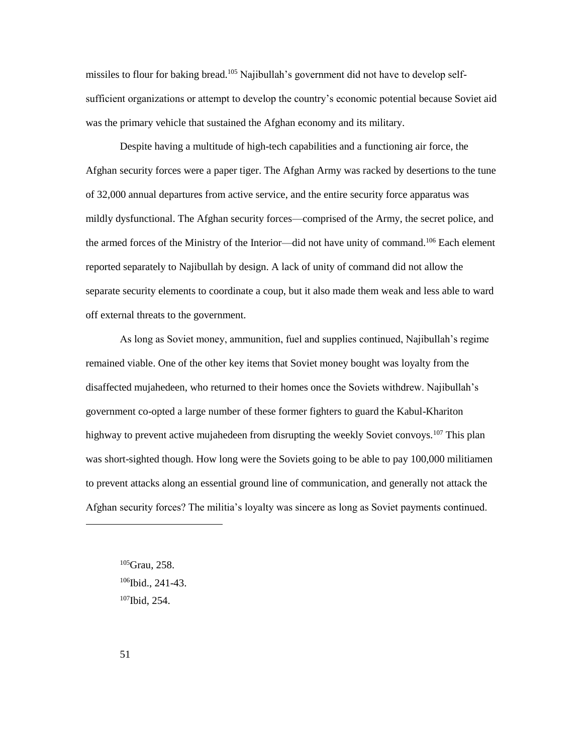missiles to flour for baking bread.[105] Najibullah's government did not have to develop self-sufficient organizations or attempt to develop the country's economic potential because Soviet aid was the primary vehicle that sustained the Afghan economy and its military.

Despite having a multitude of high-tech capabilities and a functioning air force, the Afghan security forces were a paper tiger. The Afghan Army was racked by desertions to the tune of 32,000 annual departures from active service, and the entire security force apparatus was mildly dysfunctional. The Afghan security forces—comprised of the Army, the secret police, and the armed forces of the Ministry of the Interior—did not have unity of command.[106] Each element reported separately to Najibullah by design. A lack of unity of command did not allow the separate security elements to coordinate a coup, but it also made them weak and less able to ward off external threats to the government.

As long as Soviet money, ammunition, fuel and supplies continued, Najibullah's regime remained viable. One of the other key items that Soviet money bought was loyalty from the disaffected mujahedeen, who returned to their homes once the Soviets withdrew. Najibullah's government co-opted a large number of these former fighters to guard the Kabul-Khariton highway to prevent active mujahedeen from disrupting the weekly Soviet convoys.[107] This plan was short-sighted though. How long were the Soviets going to be able to pay 100,000 militiamen to prevent attacks along an essential ground line of communication, and generally not attack the Afghan security forces? The militia's loyalty was sincere as long as Soviet payments continued.

---

[105]Grau, 258.

[106]Ibid., 241-43.

[107]Ibid, 254.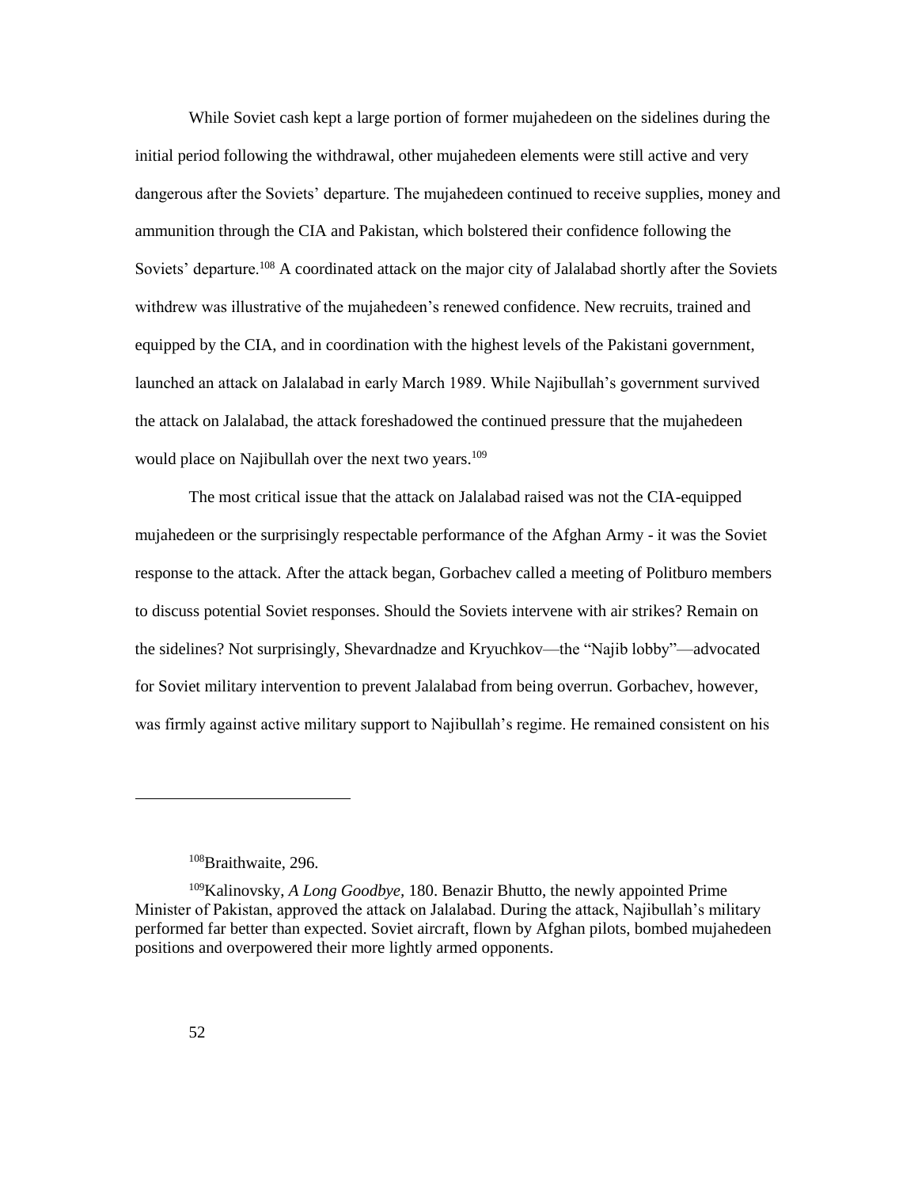While Soviet cash kept a large portion of former mujahedeen on the sidelines during the initial period following the withdrawal, other mujahedeen elements were still active and very dangerous after the Soviets' departure. The mujahedeen continued to receive supplies, money and ammunition through the CIA and Pakistan, which bolstered their confidence following the Soviets' departure.[108] A coordinated attack on the major city of Jalalabad shortly after the Soviets withdrew was illustrative of the mujahedeen's renewed confidence. New recruits, trained and equipped by the CIA, and in coordination with the highest levels of the Pakistani government, launched an attack on Jalalabad in early March 1989. While Najibullah's government survived the attack on Jalalabad, the attack foreshadowed the continued pressure that the mujahedeen would place on Najibullah over the next two years.[109]

The most critical issue that the attack on Jalalabad raised was not the CIA-equipped mujahedeen or the surprisingly respectable performance of the Afghan Army - it was the Soviet response to the attack. After the attack began, Gorbachev called a meeting of Politburo members to discuss potential Soviet responses. Should the Soviets intervene with air strikes? Remain on the sidelines? Not surprisingly, Shevardnadze and Kryuchkov—the "Najib lobby"—advocated for Soviet military intervention to prevent Jalalabad from being overrun. Gorbachev, however, was firmly against active military support to Najibullah's regime. He remained consistent on his

---

[108]Braithwaite, 296.

[109]Kalinovsky, *A Long Goodbye*, 180. Benazir Bhutto, the newly appointed Prime Minister of Pakistan, approved the attack on Jalalabad. During the attack, Najibullah's military performed far better than expected. Soviet aircraft, flown by Afghan pilots, bombed mujahedeen positions and overpowered their more lightly armed opponents.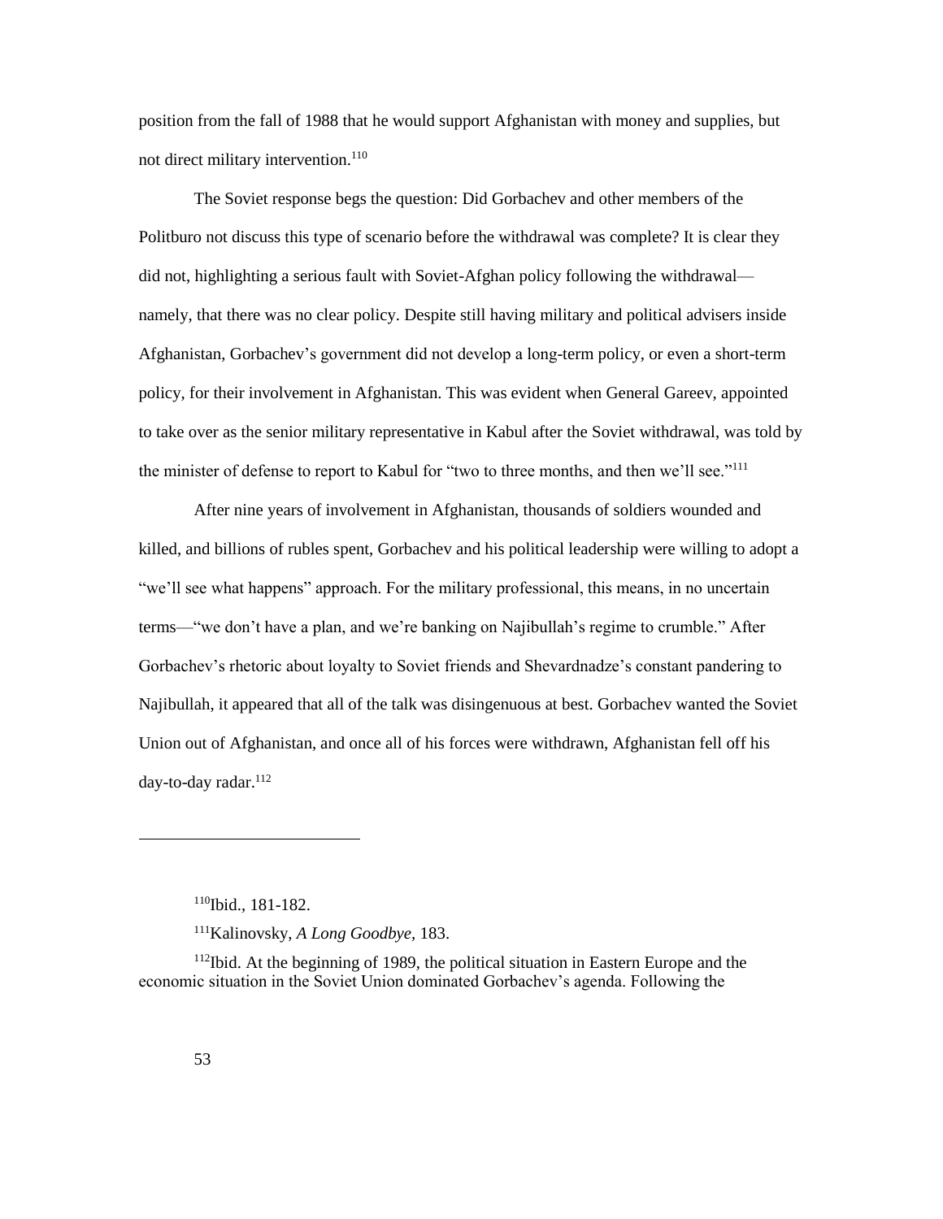position from the fall of 1988 that he would support Afghanistan with money and supplies, but not direct military intervention.[110]

The Soviet response begs the question: Did Gorbachev and other members of the Politburo not discuss this type of scenario before the withdrawal was complete? It is clear they did not, highlighting a serious fault with Soviet-Afghan policy following the withdrawal—namely, that there was no clear policy. Despite still having military and political advisers inside Afghanistan, Gorbachev's government did not develop a long-term policy, or even a short-term policy, for their involvement in Afghanistan. This was evident when General Gareev, appointed to take over as the senior military representative in Kabul after the Soviet withdrawal, was told by the minister of defense to report to Kabul for "two to three months, and then we'll see."[111]

After nine years of involvement in Afghanistan, thousands of soldiers wounded and killed, and billions of rubles spent, Gorbachev and his political leadership were willing to adopt a "we'll see what happens" approach. For the military professional, this means, in no uncertain terms—"we don't have a plan, and we're banking on Najibullah's regime to crumble." After Gorbachev's rhetoric about loyalty to Soviet friends and Shevardnadze's constant pandering to Najibullah, it appeared that all of the talk was disingenuous at best. Gorbachev wanted the Soviet Union out of Afghanistan, and once all of his forces were withdrawn, Afghanistan fell off his day-to-day radar.[112]

---

[110]Ibid., 181-182.

[111]Kalinovsky, *A Long Goodbye,* 183.

[112]Ibid. At the beginning of 1989, the political situation in Eastern Europe and the economic situation in the Soviet Union dominated Gorbachev's agenda. Following the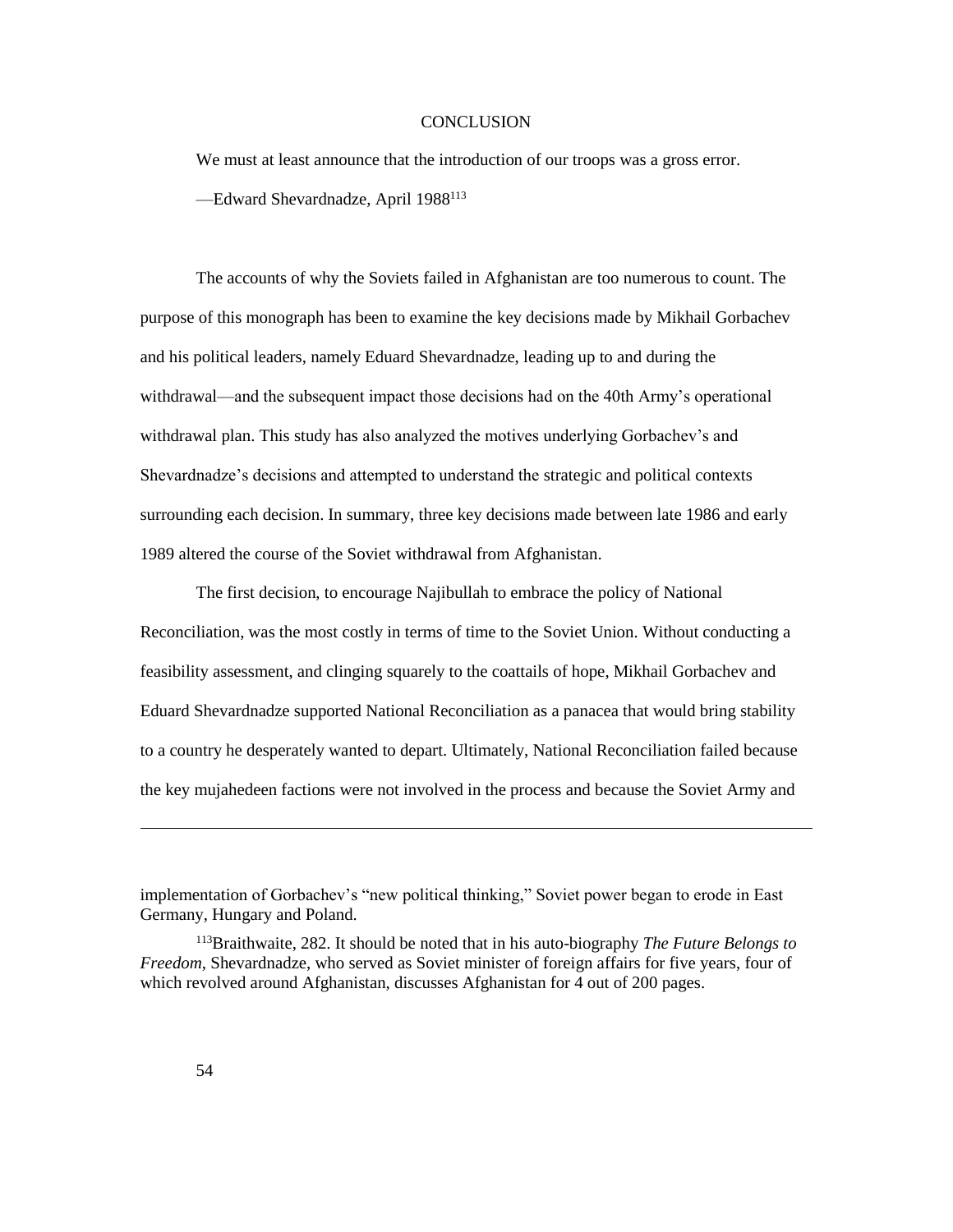# CONCLUSION

We must at least announce that the introduction of our troops was a gross error.

—Edward Shevardnadze, April 1988[113]

The accounts of why the Soviets failed in Afghanistan are too numerous to count. The purpose of this monograph has been to examine the key decisions made by Mikhail Gorbachev and his political leaders, namely Eduard Shevardnadze, leading up to and during the withdrawal—and the subsequent impact those decisions had on the 40th Army's operational withdrawal plan. This study has also analyzed the motives underlying Gorbachev's and Shevardnadze's decisions and attempted to understand the strategic and political contexts surrounding each decision. In summary, three key decisions made between late 1986 and early 1989 altered the course of the Soviet withdrawal from Afghanistan.

The first decision, to encourage Najibullah to embrace the policy of National Reconciliation, was the most costly in terms of time to the Soviet Union. Without conducting a feasibility assessment, and clinging squarely to the coattails of hope, Mikhail Gorbachev and Eduard Shevardnadze supported National Reconciliation as a panacea that would bring stability to a country he desperately wanted to depart. Ultimately, National Reconciliation failed because the key mujahedeen factions were not involved in the process and because the Soviet Army and

---

implementation of Gorbachev's "new political thinking," Soviet power began to erode in East Germany, Hungary and Poland.

[113]Braithwaite, 282. It should be noted that in his auto-biography *The Future Belongs to Freedom*, Shevardnadze, who served as Soviet minister of foreign affairs for five years, four of which revolved around Afghanistan, discusses Afghanistan for 4 out of 200 pages.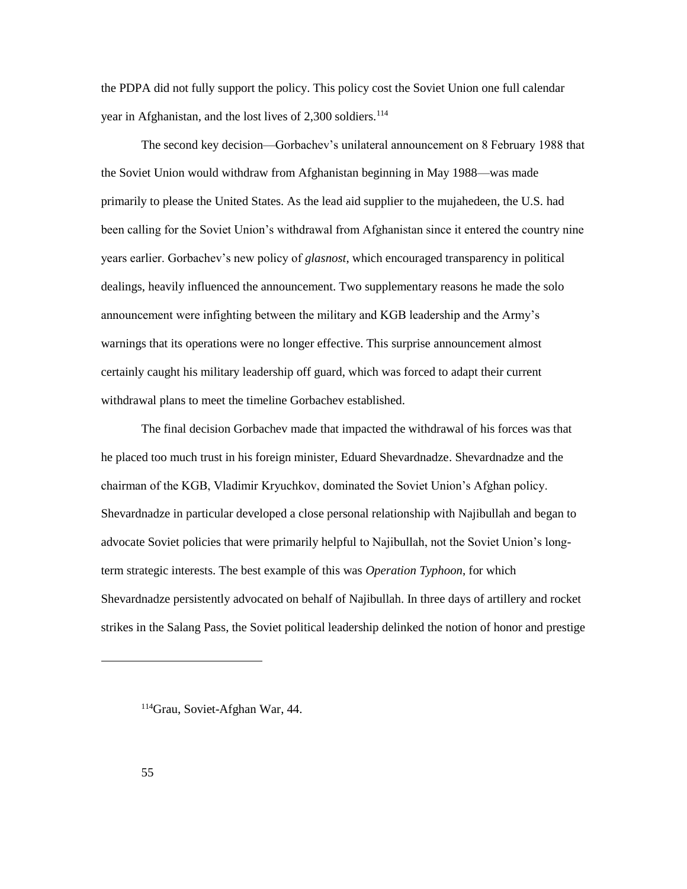the PDPA did not fully support the policy. This policy cost the Soviet Union one full calendar year in Afghanistan, and the lost lives of 2,300 soldiers.[114]

The second key decision—Gorbachev's unilateral announcement on 8 February 1988 that the Soviet Union would withdraw from Afghanistan beginning in May 1988—was made primarily to please the United States. As the lead aid supplier to the mujahedeen, the U.S. had been calling for the Soviet Union's withdrawal from Afghanistan since it entered the country nine years earlier. Gorbachev's new policy of *glasnost*, which encouraged transparency in political dealings, heavily influenced the announcement. Two supplementary reasons he made the solo announcement were infighting between the military and KGB leadership and the Army's warnings that its operations were no longer effective. This surprise announcement almost certainly caught his military leadership off guard, which was forced to adapt their current withdrawal plans to meet the timeline Gorbachev established.

The final decision Gorbachev made that impacted the withdrawal of his forces was that he placed too much trust in his foreign minister, Eduard Shevardnadze. Shevardnadze and the chairman of the KGB, Vladimir Kryuchkov, dominated the Soviet Union's Afghan policy. Shevardnadze in particular developed a close personal relationship with Najibullah and began to advocate Soviet policies that were primarily helpful to Najibullah, not the Soviet Union's long-term strategic interests. The best example of this was *Operation Typhoon*, for which Shevardnadze persistently advocated on behalf of Najibullah. In three days of artillery and rocket strikes in the Salang Pass, the Soviet political leadership delinked the notion of honor and prestige

---

[114]Grau, Soviet-Afghan War, 44.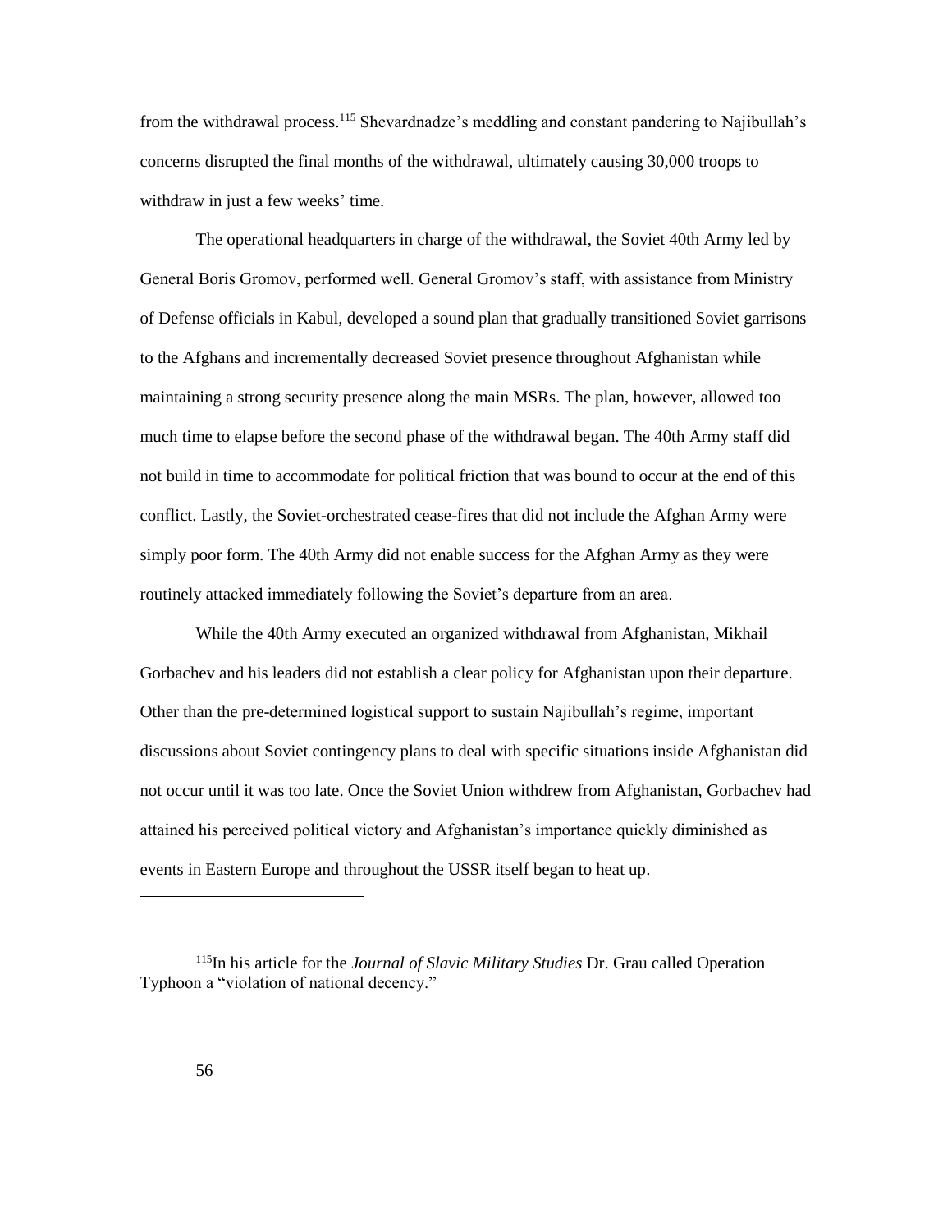from the withdrawal process.[115] Shevardnadze's meddling and constant pandering to Najibullah's concerns disrupted the final months of the withdrawal, ultimately causing 30,000 troops to withdraw in just a few weeks' time.

The operational headquarters in charge of the withdrawal, the Soviet 40th Army led by General Boris Gromov, performed well. General Gromov's staff, with assistance from Ministry of Defense officials in Kabul, developed a sound plan that gradually transitioned Soviet garrisons to the Afghans and incrementally decreased Soviet presence throughout Afghanistan while maintaining a strong security presence along the main MSRs. The plan, however, allowed too much time to elapse before the second phase of the withdrawal began. The 40th Army staff did not build in time to accommodate for political friction that was bound to occur at the end of this conflict. Lastly, the Soviet-orchestrated cease-fires that did not include the Afghan Army were simply poor form. The 40th Army did not enable success for the Afghan Army as they were routinely attacked immediately following the Soviet's departure from an area.

While the 40th Army executed an organized withdrawal from Afghanistan, Mikhail Gorbachev and his leaders did not establish a clear policy for Afghanistan upon their departure. Other than the pre-determined logistical support to sustain Najibullah's regime, important discussions about Soviet contingency plans to deal with specific situations inside Afghanistan did not occur until it was too late. Once the Soviet Union withdrew from Afghanistan, Gorbachev had attained his perceived political victory and Afghanistan's importance quickly diminished as events in Eastern Europe and throughout the USSR itself began to heat up.

---

[115] In his article for the *Journal of Slavic Military Studies* Dr. Grau called Operation Typhoon a "violation of national decency."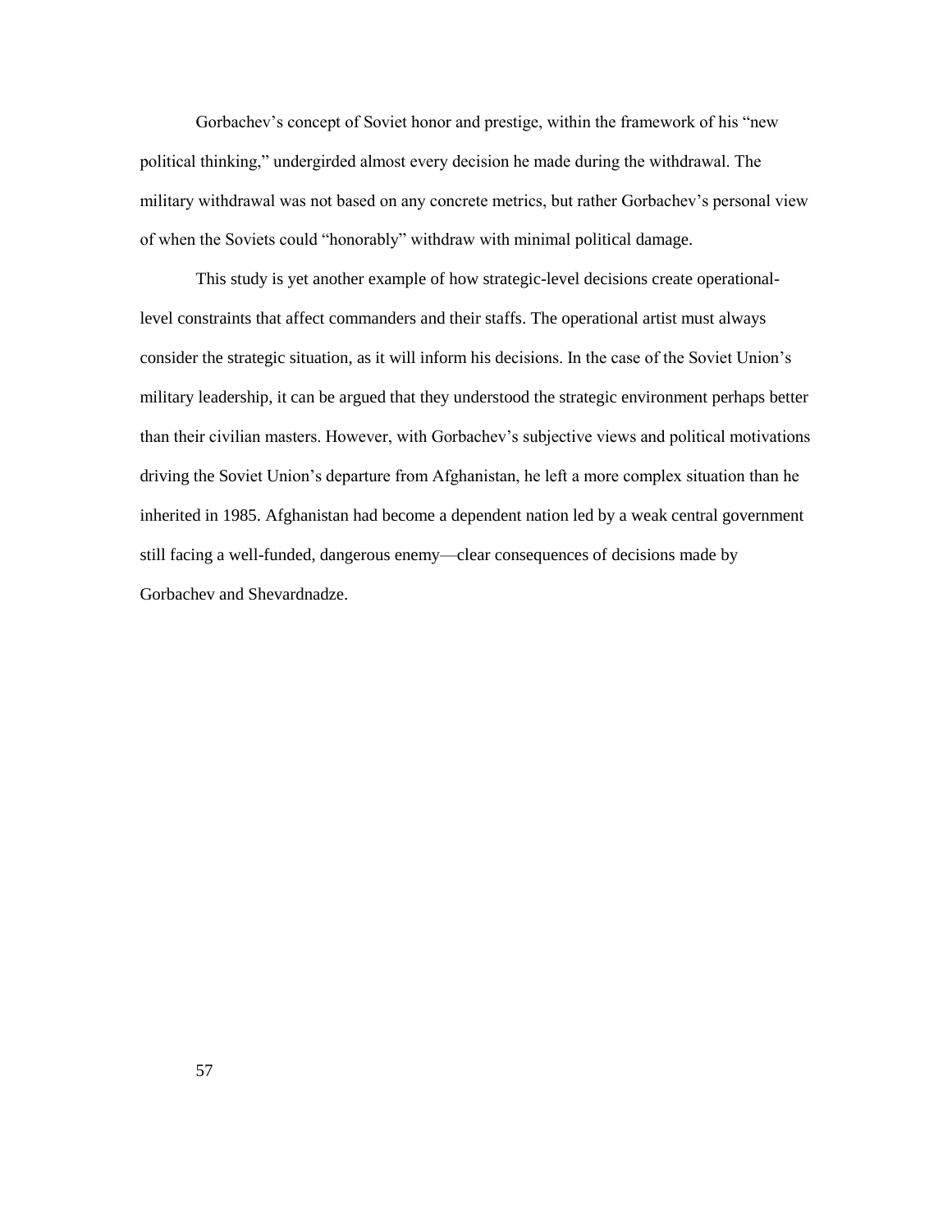Gorbachev’s concept of Soviet honor and prestige, within the framework of his “new political thinking,” undergirded almost every decision he made during the withdrawal. The military withdrawal was not based on any concrete metrics, but rather Gorbachev’s personal view of when the Soviets could “honorably” withdraw with minimal political damage.

This study is yet another example of how strategic-level decisions create operational-level constraints that affect commanders and their staffs. The operational artist must always consider the strategic situation, as it will inform his decisions. In the case of the Soviet Union’s military leadership, it can be argued that they understood the strategic environment perhaps better than their civilian masters. However, with Gorbachev’s subjective views and political motivations driving the Soviet Union’s departure from Afghanistan, he left a more complex situation than he inherited in 1985. Afghanistan had become a dependent nation led by a weak central government still facing a well-funded, dangerous enemy—clear consequences of decisions made by Gorbachev and Shevardnadze.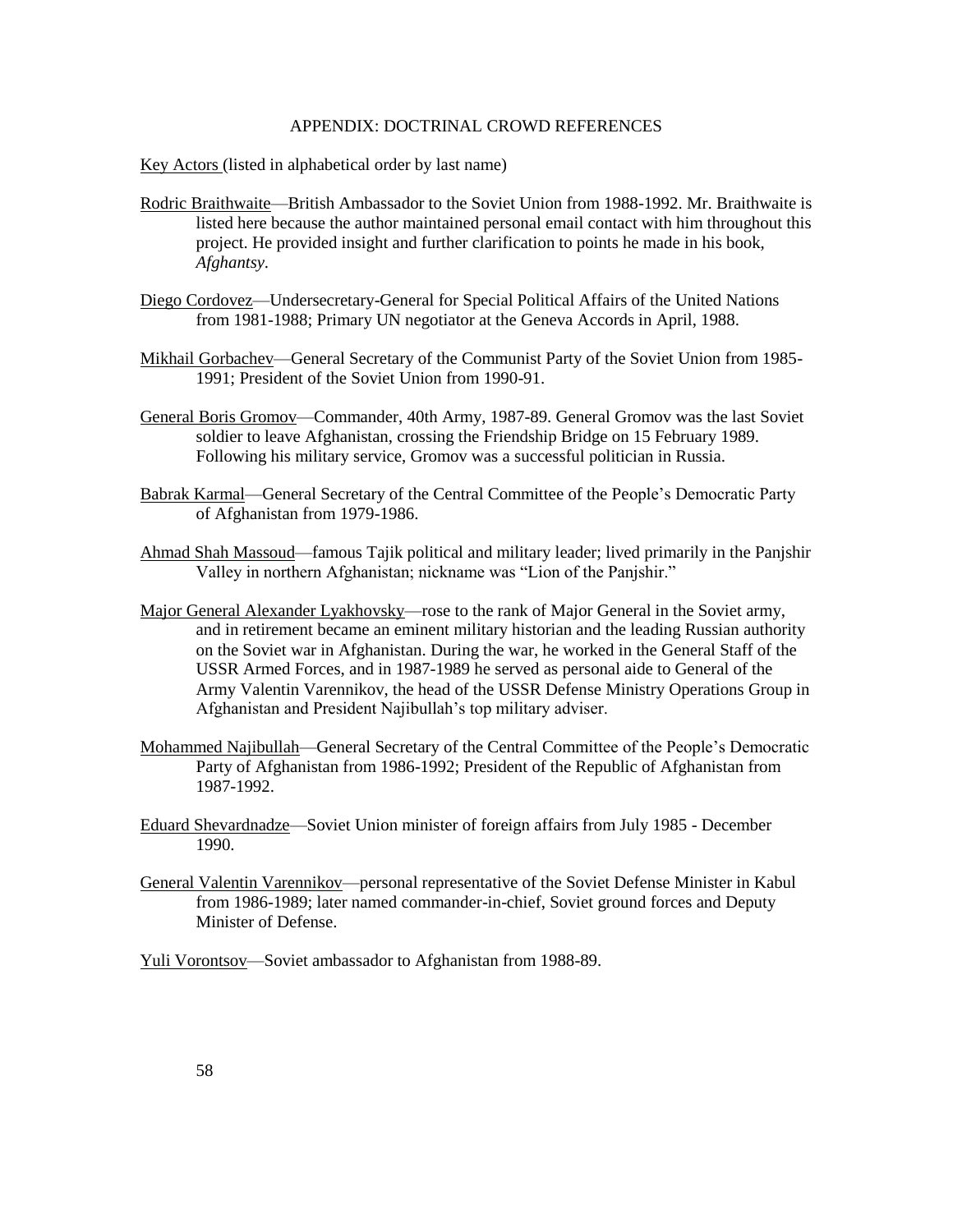# APPENDIX: DOCTRINAL CROWD REFERENCES

Key Actors (listed in alphabetical order by last name)

Rodric Braithwaite—British Ambassador to the Soviet Union from 1988-1992. Mr. Braithwaite is listed here because the author maintained personal email contact with him throughout this project. He provided insight and further clarification to points he made in his book, *Afghantsy*.

Diego Cordovez—Undersecretary-General for Special Political Affairs of the United Nations from 1981-1988; Primary UN negotiator at the Geneva Accords in April, 1988.

Mikhail Gorbachev—General Secretary of the Communist Party of the Soviet Union from 1985-1991; President of the Soviet Union from 1990-91.

General Boris Gromov—Commander, 40th Army, 1987-89. General Gromov was the last Soviet soldier to leave Afghanistan, crossing the Friendship Bridge on 15 February 1989. Following his military service, Gromov was a successful politician in Russia.

Babrak Karmal—General Secretary of the Central Committee of the People's Democratic Party of Afghanistan from 1979-1986.

Ahmad Shah Massoud—famous Tajik political and military leader; lived primarily in the Panjshir Valley in northern Afghanistan; nickname was "Lion of the Panjshir."

Major General Alexander Lyakhovsky—rose to the rank of Major General in the Soviet army, and in retirement became an eminent military historian and the leading Russian authority on the Soviet war in Afghanistan. During the war, he worked in the General Staff of the USSR Armed Forces, and in 1987-1989 he served as personal aide to General of the Army Valentin Varennikov, the head of the USSR Defense Ministry Operations Group in Afghanistan and President Najibullah's top military adviser.

Mohammed Najibullah—General Secretary of the Central Committee of the People's Democratic Party of Afghanistan from 1986-1992; President of the Republic of Afghanistan from 1987-1992.

Eduard Shevardnadze—Soviet Union minister of foreign affairs from July 1985 - December 1990.

General Valentin Varennikov—personal representative of the Soviet Defense Minister in Kabul from 1986-1989; later named commander-in-chief, Soviet ground forces and Deputy Minister of Defense.

Yuli Vorontsov—Soviet ambassador to Afghanistan from 1988-89.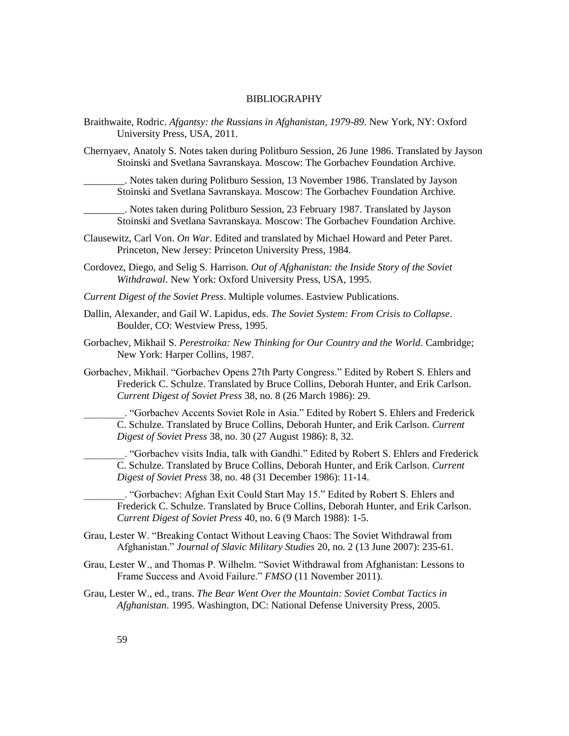# BIBLIOGRAPHY

Braithwaite, Rodric. *Afgantsy: the Russians in Afghanistan, 1979-89*. New York, NY: Oxford University Press, USA, 2011.

Chernyaev, Anatoly S. Notes taken during Politburo Session, 26 June 1986. Translated by Jayson Stoinski and Svetlana Savranskaya. Moscow: The Gorbachev Foundation Archive.

________. Notes taken during Politburo Session, 13 November 1986. Translated by Jayson Stoinski and Svetlana Savranskaya. Moscow: The Gorbachev Foundation Archive.

________. Notes taken during Politburo Session, 23 February 1987. Translated by Jayson Stoinski and Svetlana Savranskaya. Moscow: The Gorbachev Foundation Archive.

Clausewitz, Carl Von. *On War*. Edited and translated by Michael Howard and Peter Paret. Princeton, New Jersey: Princeton University Press, 1984.

Cordovez, Diego, and Selig S. Harrison. *Out of Afghanistan: the Inside Story of the Soviet Withdrawal*. New York: Oxford University Press, USA, 1995.

*Current Digest of the Soviet Press*. Multiple volumes. Eastview Publications.

Dallin, Alexander, and Gail W. Lapidus, eds. *The Soviet System: From Crisis to Collapse*. Boulder, CO: Westview Press, 1995.

Gorbachev, Mikhail S. *Perestroika: New Thinking for Our Country and the World*. Cambridge; New York: Harper Collins, 1987.

Gorbachev, Mikhail. "Gorbachev Opens 27th Party Congress." Edited by Robert S. Ehlers and Frederick C. Schulze. Translated by Bruce Collins, Deborah Hunter, and Erik Carlson. *Current Digest of Soviet Press* 38, no. 8 (26 March 1986): 29.

________. "Gorbachev Accents Soviet Role in Asia." Edited by Robert S. Ehlers and Frederick C. Schulze. Translated by Bruce Collins, Deborah Hunter, and Erik Carlson. *Current Digest of Soviet Press* 38, no. 30 (27 August 1986): 8, 32.

________. "Gorbachev visits India, talk with Gandhi." Edited by Robert S. Ehlers and Frederick C. Schulze. Translated by Bruce Collins, Deborah Hunter, and Erik Carlson. *Current Digest of Soviet Press* 38, no. 48 (31 December 1986): 11-14.

________. "Gorbachev: Afghan Exit Could Start May 15." Edited by Robert S. Ehlers and Frederick C. Schulze. Translated by Bruce Collins, Deborah Hunter, and Erik Carlson. *Current Digest of Soviet Press* 40, no. 6 (9 March 1988): 1-5.

Grau, Lester W. "Breaking Contact Without Leaving Chaos: The Soviet Withdrawal from Afghanistan." *Journal of Slavic Military Studies* 20, no. 2 (13 June 2007): 235-61.

Grau, Lester W., and Thomas P. Wilhelm. "Soviet Withdrawal from Afghanistan: Lessons to Frame Success and Avoid Failure." *FMSO* (11 November 2011).

Grau, Lester W., ed., trans. *The Bear Went Over the Mountain: Soviet Combat Tactics in Afghanistan*. 1995. Washington, DC: National Defense University Press, 2005.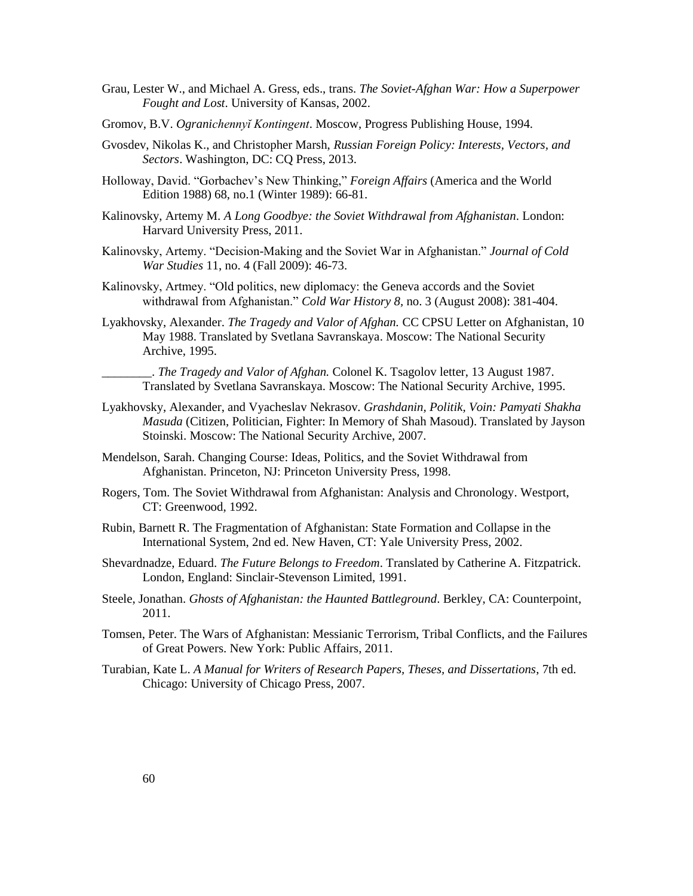Grau, Lester W., and Michael A. Gress, eds., trans. *The Soviet-Afghan War: How a Superpower Fought and Lost*. University of Kansas, 2002.

Gromov, B.V. *Ogranichennyĭ Kontingent*. Moscow, Progress Publishing House, 1994.

Gvosdev, Nikolas K., and Christopher Marsh, *Russian Foreign Policy: Interests, Vectors, and Sectors*. Washington, DC: CQ Press, 2013.

Holloway, David. "Gorbachev's New Thinking," *Foreign Affairs* (America and the World Edition 1988) 68, no.1 (Winter 1989): 66-81.

Kalinovsky, Artemy M. *A Long Goodbye: the Soviet Withdrawal from Afghanistan*. London: Harvard University Press, 2011.

Kalinovsky, Artemy. "Decision-Making and the Soviet War in Afghanistan." *Journal of Cold War Studies* 11, no. 4 (Fall 2009): 46-73.

Kalinovsky, Artmey. "Old politics, new diplomacy: the Geneva accords and the Soviet withdrawal from Afghanistan." *Cold War History 8,* no. 3 (August 2008): 381-404.

Lyakhovsky, Alexander. *The Tragedy and Valor of Afghan.* CC CPSU Letter on Afghanistan, 10 May 1988. Translated by Svetlana Savranskaya. Moscow: The National Security Archive, 1995.

________. *The Tragedy and Valor of Afghan.* Colonel K. Tsagolov letter, 13 August 1987. Translated by Svetlana Savranskaya. Moscow: The National Security Archive, 1995.

Lyakhovsky, Alexander, and Vyacheslav Nekrasov. *Grashdanin, Politik, Voin: Pamyati Shakha Masuda* (Citizen, Politician, Fighter: In Memory of Shah Masoud). Translated by Jayson Stoinski. Moscow: The National Security Archive, 2007.

Mendelson, Sarah. Changing Course: Ideas, Politics, and the Soviet Withdrawal from Afghanistan. Princeton, NJ: Princeton University Press, 1998.

Rogers, Tom. The Soviet Withdrawal from Afghanistan: Analysis and Chronology. Westport, CT: Greenwood, 1992.

Rubin, Barnett R. The Fragmentation of Afghanistan: State Formation and Collapse in the International System, 2nd ed. New Haven, CT: Yale University Press, 2002.

Shevardnadze, Eduard. *The Future Belongs to Freedom*. Translated by Catherine A. Fitzpatrick. London, England: Sinclair-Stevenson Limited, 1991.

Steele, Jonathan. *Ghosts of Afghanistan: the Haunted Battleground*. Berkley, CA: Counterpoint, 2011.

Tomsen, Peter. The Wars of Afghanistan: Messianic Terrorism, Tribal Conflicts, and the Failures of Great Powers. New York: Public Affairs, 2011.

Turabian, Kate L. *A Manual for Writers of Research Papers, Theses, and Dissertations*, 7th ed. Chicago: University of Chicago Press, 2007.